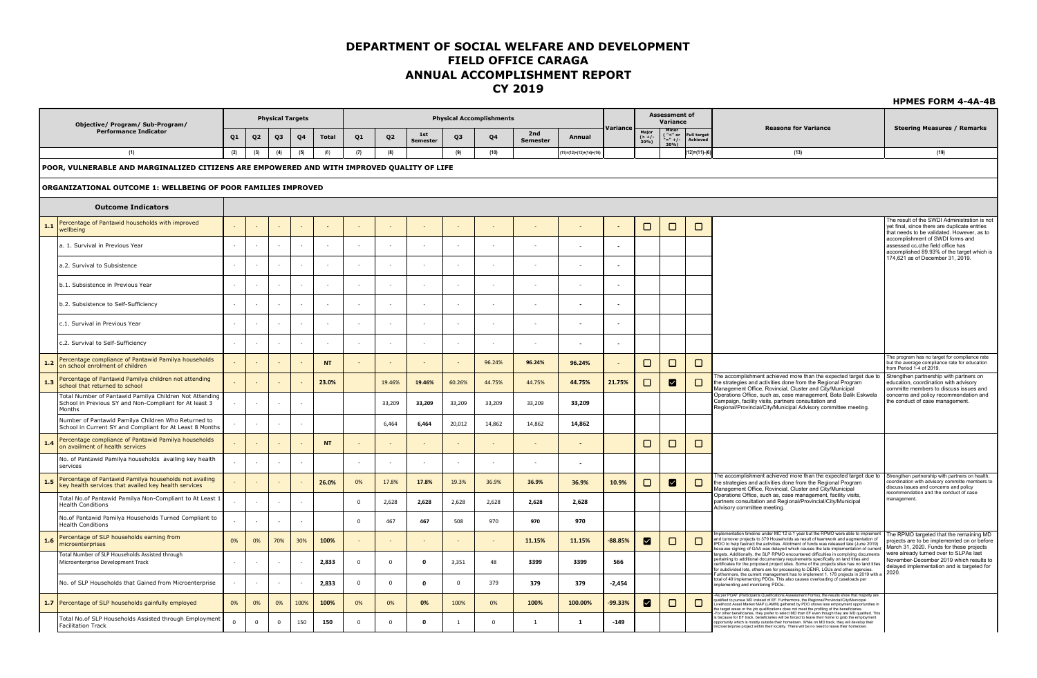# DEPARTMENT OF SOCIAL WELFARE AND DEVELOPMENT
# FIELD OFFICE CARAGA
# ANNUAL ACCOMPLISHMENT REPORT
# CY 2019

**HPMES FORM 4-4A-4B**

| | Objective/ Program/ Sub-Program/ Performance Indicator | Physical Targets | | | | | Physical Accomplishments | | | | | | | Variance | Assessment of Variance | | | Reasons for Variance | Steering Measures / Remarks |
|---|---|---|---|---|---|---|---|---|---|---|---|---|---|---|---|---|---|---|---|
| | | Q1 | Q2 | Q3 | Q4 | Total | Q1 | Q2 | 1st Semester | Q3 | Q4 | 2nd Semester | Annual | | Major (> +/- 30%) | Minor ("<" or "=" +/- 30%) | Full target Achieved | | |
| | (1) | (2) | (3) | (4) | (5) | (6) | (7) | (8) | | (9) | (10) | | (11)=(12)+(13)+(14)+(15) | | | | (12)=(11)-(6) | (13) | (19) |
| **POOR, VULNERABLE AND MARGINALIZED CITIZENS ARE EMPOWERED AND WITH IMPROVED QUALITY OF LIFE** | | | | | | | | | | | | | | | | | | | |
| **ORGANIZATIONAL OUTCOME 1: WELLBEING OF POOR FAMILIES IMPROVED** | | | | | | | | | | | | | | | | | | | |
| | **Outcome Indicators** | | | | | | | | | | | | | | | | | | |
| 1.1 | Percentage of Pantawid households with improved wellbeing | - | - | - | - | - | - | - | - | - | - | - | - | - | ☐ | ☐ | ☐ | | The result of the SWDI Administration is not yet final, since there are duplicate entries that needs to be validated. However, as to accomplishment of SWDI forms and assessed cc,cthe field office has accomplished 89.93% of the target which is 174,621 as of December 31, 2019. |
| | a. 1. Survival in Previous Year | - | - | - | - | - | - | - | - | - | - | - | - | - | | | | | |
| | a.2. Survival to Subsistence | - | - | - | - | - | - | - | - | - | - | - | - | - | | | | | |
| | b.1. Subsistence in Previous Year | - | - | - | - | - | - | - | - | - | - | - | - | - | | | | | |
| | b.2. Subsistence to Self-Sufficiency | - | - | - | - | - | - | - | - | - | - | - | - | - | | | | | |
| | c.1. Survival in Previous Year | - | - | - | - | - | - | - | - | - | - | - | - | - | | | | | |
| | c.2. Survival to Self-Sufficiency | - | - | - | - | - | - | - | - | - | - | - | - | - | | | | | |
| 1.2 | Percentage compliance of Pantawid Pamilya households on school enrolment of children | - | - | - | - | NT | - | - | - | - | 96.24% | 96.24% | 96.24% | - | ☐ | ☐ | ☐ | | The program has no target for compliance rate but the average compliance rate for education from Period 1-4 of 2019. |
| 1.3 | Percentage of Pantawid Pamilya children not attending school that returned to school | - | - | - | - | 23.0% | | 19.46% | 19.46% | 60.26% | 44.75% | 44.75% | 44.75% | 21.75% | ☐ | ☑ | ☐ | The accomplishment achieved more than the expected target due to the strategies and activities done from the Regional Program Management Office, Rovincial, Cluster and City/Municipal Operations Office, such as, case management, Bata Balik Eskwela Campaign, facility visits, partners consultation and Regional/Provincial/City/Municipal Advisory committee meeting. | Strengthen partnership with partners on education, coordination with advisory committe members to discuss issues and concerns and policy recommendation and the conduct of case management. |
| | Total Number of Pantawid Pamilya Children Not Attending School in Previous SY and Non-Compliant for At least 3 Months | - | - | - | - | | | 33,209 | 33,209 | 33,209 | 33,209 | 33,209 | 33,209 | | | | | | |
| | Number of Pantawid Pamilya Children Who Returned to School in Current SY and Compliant for At Least 8 Months | - | - | - | - | | | 6,464 | 6,464 | 20,012 | 14,862 | 14,862 | 14,862 | | | | | | |
| 1.4 | Percentage compliance of Pantawid Pamilya households on availment of health services | - | - | - | - | NT | - | - | - | - | - | - | - | | ☐ | ☐ | ☐ | | |
| | No. of Pantawid Pamilya households availing key health services | - | - | - | - | | - | - | - | - | - | - | - | | | | | | |
| 1.5 | Percentage of Pantawid Pamilya households not availing key health services that availed key health services | - | - | - | - | 26.0% | 0% | 17.8% | 17.8% | 19.3% | 36.9% | 36.9% | 36.9% | 10.9% | ☐ | ☑ | ☐ | The accomplishment achieved more than the expected target due to the strategies and activities done from the Regional Program Management Office, Rovincial, Cluster and City/Municipal Operations Office, such as, case management, facility visits, partners consultation and Regional/Provincial/City/Municipal Advisory committee meeting. | Strengthen partnership with partners on health, coordination with advisory committe members to discuss issues and concerns and policy recommendation and the conduct of case management. |
| | Total No.of Pantawid Pamilya Non-Compliant to At Least 1 Health Conditions | - | - | - | - | | 0 | 2,628 | 2,628 | 2,628 | 2,628 | 2,628 | 2,628 | | | | | | |
| | No.of Pantawid Pamilya Households Turned Compliant to Health Conditions | - | - | - | - | | 0 | 467 | 467 | 508 | 970 | 970 | 970 | | | | | | |
| 1.6 | Percentage of SLP households earning from microenterprises | 0% | 0% | 70% | 30% | 100% | - | - | - | - | - | 11.15% | 11.15% | -88.85% | ☑ | ☐ | ☐ | Implementation timeline under MC 12 is 1 year but the RPMO were able to implement and turnover projects to 379 Households as result of teamwork and augmentation of IPDO to help fastrect the activities. Allotment of funds was released late (June 2019) because signing of GAA was delayed which causes the late implementation of current targets. Additionally, the SLP RPMO encountered difficulties in complying documents pertaining to additional documentary requirements specifically on land titles and certificates for the proposed project sites. Some of the projects sites has no land titles for subdivided lots, others are for processing to DENR, LGUs and other agencies. Furthermore, the current management has to implement 1,178 projects in 2019 with a total of 49 implementing PDOs. This also causes overloading of caseloads per implementing and monitoring PDOs. | The RPMO targeted that the remaining MD projects are to be implemented on or before March 31, 2020. Funds for these projects were already turned over to SLPAs last November-December 2019 which results to delayed implementation and is targeted for 2020. |
| | Total Number of SLP Households Assisted through Microenterprise Development Track | - | - | - | - | 2,833 | 0 | 0 | 0 | 3,351 | 48 | 3399 | 3399 | 566 | | | | | |
| | No. of SLP Households that Gained from Microenterprise | - | - | - | - | 2,833 | 0 | 0 | 0 | 0 | 379 | 379 | 379 | -2,454 | | | | | |
| 1.7 | Percentage of SLP households gainfully employed | 0% | 0% | 0% | 100% | 100% | 0% | 0% | 0% | 100% | 0% | 100% | 100.00% | -99.33% | ☑ | ☐ | ☐ | -As per PQAF (Participants Qualifications Assessment Forms), the results show that majority are qualified to pursue MD instead of EF. Furthermore, the Regional/Provincial/City/Municipal Livelihood Asset Market MAP (LAMM) gathered by PDO shows less employment opportunities in the target areas or the job qualifications does not meet the profiling of the beneficiaries. -For other beneficiaries, they prefer to select MD than EF even though they are MD qualified. This is because for EF track, beneficiaries will be forced to leave their home to grab the employment opportunity which is mostly outside their hometown. While on MD track, they will develop their microenterprise project within their locality. There will be no need to leave their hometown. | |
| | Total No.of SLP Households Assisted through Employment Facilitation Track | 0 | 0 | 0 | 150 | 150 | 0 | 0 | 0 | 1 | 0 | 1 | 1 | -149 | | | | | |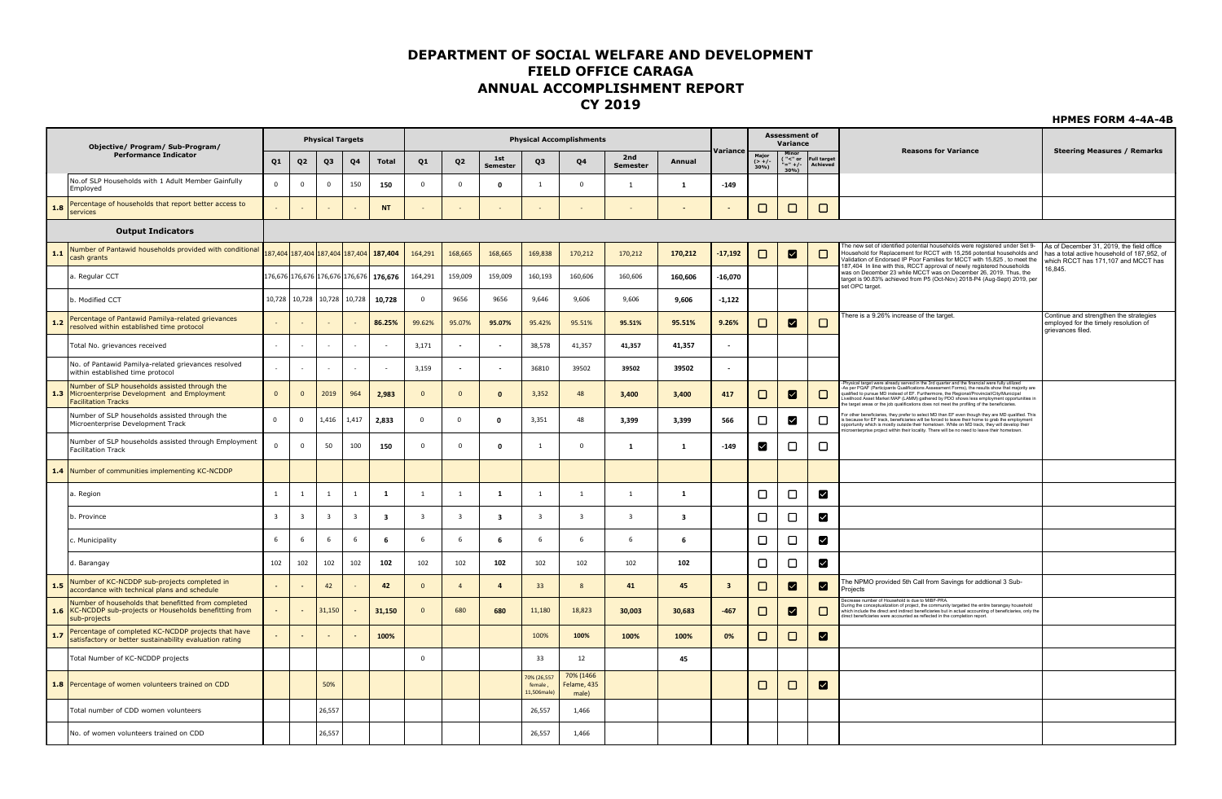# DEPARTMENT OF SOCIAL WELFARE AND DEVELOPMENT
## FIELD OFFICE CARAGA
## ANNUAL ACCOMPLISHMENT REPORT
## CY 2019

**HPMES FORM 4-4A-4B**

| | Objective/ Program/ Sub-Program/ Performance Indicator | Physical Targets | | | | | Physical Accomplishments | | | | | | | Variance | Assessment of Variance | | | Reasons for Variance | Steering Measures / Remarks |
|---|---|---|---|---|---|---|---|---|---|---|---|---|---|---|---|---|---|---|---|
| | | Q1 | Q2 | Q3 | Q4 | Total | Q1 | Q2 | 1st Semester | Q3 | Q4 | 2nd Semester | Annual | | Major (> +/- 30%) | Minor ("<" or "=" +/- 30%) | Full target Achieved | | |
| | No.of SLP Households with 1 Adult Member Gainfully Employed | 0 | 0 | 0 | 150 | 150 | 0 | 0 | 0 | 1 | 0 | 1 | 1 | -149 | | | | | |
| 1.8 | Percentage of households that report better access to services | - | - | - | - | NT | - | - | - | - | - | - | - | - | ☐ | ☐ | ☐ | | |
| | **Output Indicators** | | | | | | | | | | | | | | | | | | |
| 1.1 | Number of Pantawid households provided with conditional cash grants | 187,404 | 187,404 | 187,404 | 187,404 | 187,404 | 164,291 | 168,665 | 168,665 | 169,838 | 170,212 | 170,212 | 170,212 | -17,192 | ☐ | ☑ | ☐ | The new set of identified potential households were registered under Set 9-Household for Replacement for RCCT with 15,256 potential households and Validation of Endorsed IP Poor Families for MCCT with 15,825 , to meet the 187,404 In line with this, RCCT approval of newly registered households was on December 23 while MCCT was on December 26, 2019. Thus, the target is 90.83% achieved from P5 (Oct-Nov) 2018-P4 (Aug-Sept) 2019, per set OPC target. | As of December 31, 2019, the field office has a total active household of 187,952, of which RCCT has 171,107 and MCCT has 16,845. |
| | a. Regular CCT | 176,676 | 176,676 | 176,676 | 176,676 | 176,676 | 164,291 | 159,009 | 159,009 | 160,193 | 160,606 | 160,606 | 160,606 | -16,070 | | | | | |
| | b. Modified CCT | 10,728 | 10,728 | 10,728 | 10,728 | 10,728 | 0 | 9656 | 9656 | 9,646 | 9,606 | 9,606 | 9,606 | -1,122 | | | | | |
| 1.2 | Percentage of Pantawid Pamilya-related grievances resolved within established time protocol | - | - | - | - | 86.25% | 99.62% | 95.07% | 95.07% | 95.42% | 95.51% | 95.51% | 95.51% | 9.26% | ☐ | ☑ | ☐ | There is a 9.26% increase of the target. | Continue and strengthen the strategies employed for the timely resolution of grievances filed. |
| | Total No. grievances received | - | - | - | - | - | 3,171 | - | - | 38,578 | 41,357 | 41,357 | 41,357 | - | | | | | |
| | No. of Pantawid Pamilya-related grievances resolved within established time protocol | - | - | - | - | - | 3,159 | - | - | 36810 | 39502 | 39502 | 39502 | - | | | | | |
| 1.3 | Number of SLP households assisted through the Microenterprise Development and Employment Facilitation Tracks | 0 | 0 | 2019 | 964 | 2,983 | 0 | 0 | 0 | 3,352 | 48 | 3,400 | 3,400 | 417 | ☐ | ☑ | ☐ | -Physical target were already served in the 3rd quarter and the financial were fully utilized -As per PQAF (Participants Qualifications Assessment Forms), the results show that majority are qualified to pursue MD instead of EF. Furthermore, the Regional/Provincial/City/Municipal Livelihood Asset Market MAP (LAMM) gathered by PDO shows less employment opportunities in the target areas or the job qualifications does not meet the profiling of the beneficiaries. For other beneficiaries, they prefer to select MD than EF even though they are MD qualified. This is because for EF track, beneficiaries will be forced to leave their home to grab the employment opportunity which is mostly outside their hometown. While on MD track, they will develop their microenterprise project within their locality. There will be no need to leave their hometown. | |
| | Number of SLP households assisted through the Microenterprise Development Track | 0 | 0 | 1,416 | 1,417 | 2,833 | 0 | 0 | 0 | 3,351 | 48 | 3,399 | 3,399 | 566 | ☐ | ☑ | ☐ | | |
| | Number of SLP households assisted through Employment Facilitation Track | 0 | 0 | 50 | 100 | 150 | 0 | 0 | 0 | 1 | 0 | 1 | 1 | -149 | ☑ | ☐ | ☐ | | |
| 1.4 | Number of communities implementing KC-NCDDP | | | | | | | | | | | | | | | | | | |
| | a. Region | 1 | 1 | 1 | 1 | 1 | 1 | 1 | 1 | 1 | 1 | 1 | 1 | | ☐ | ☐ | ☑ | | |
| | b. Province | 3 | 3 | 3 | 3 | 3 | 3 | 3 | 3 | 3 | 3 | 3 | 3 | | ☐ | ☐ | ☑ | | |
| | c. Municipality | 6 | 6 | 6 | 6 | 6 | 6 | 6 | 6 | 6 | 6 | 6 | 6 | | ☐ | ☐ | ☑ | | |
| | d. Barangay | 102 | 102 | 102 | 102 | 102 | 102 | 102 | 102 | 102 | 102 | 102 | 102 | | ☐ | ☐ | ☑ | | |
| 1.5 | Number of KC-NCDDP sub-projects completed in accordance with technical plans and schedule | - | - | 42 | - | 42 | 0 | 4 | 4 | 33 | 8 | 41 | 45 | 3 | ☐ | ☑ | ☑ | The NPMO provided 5th Call from Savings for addtional 3 Sub-Projects | |
| 1.6 | Number of households that benefitted from completed KC-NCDDP sub-projects or Households benefitting from sub-projects | - | - | 31,150 | - | 31,150 | 0 | 680 | 680 | 11,180 | 18,823 | 30,003 | 30,683 | -467 | ☐ | ☑ | ☐ | Decrease number of Household is due to MIBF-PRA. During the conceptualization of project, the community targetted the entire barangay household which include the direct and indirect beneficiaries but in actual accounting of beneficiaries, only the direct beneficiaries were accounted as reflected in the completion report. | |
| 1.7 | Percentage of completed KC-NCDDP projects that have satisfactory or better sustainability evaluation rating | - | - | - | - | 100% | | | | 100% | 100% | 100% | 100% | 0% | ☐ | ☐ | ☑ | | |
| | Total Number of KC-NCDDP projects | | | | | | 0 | | | 33 | 12 | | 45 | | | | | | |
| 1.8 | Percentage of women volunteers trained on CDD | | | 50% | | | | | | 70% (26,557 female , 11,506male) | 70% (1466 Felame, 435 male) | | | | ☐ | ☐ | ☑ | | |
| | Total number of CDD women volunteers | | | 26,557 | | | | | | 26,557 | 1,466 | | | | | | | | |
| | No. of women volunteers trained on CDD | | | 26,557 | | | | | | 26,557 | 1,466 | | | | | | | | |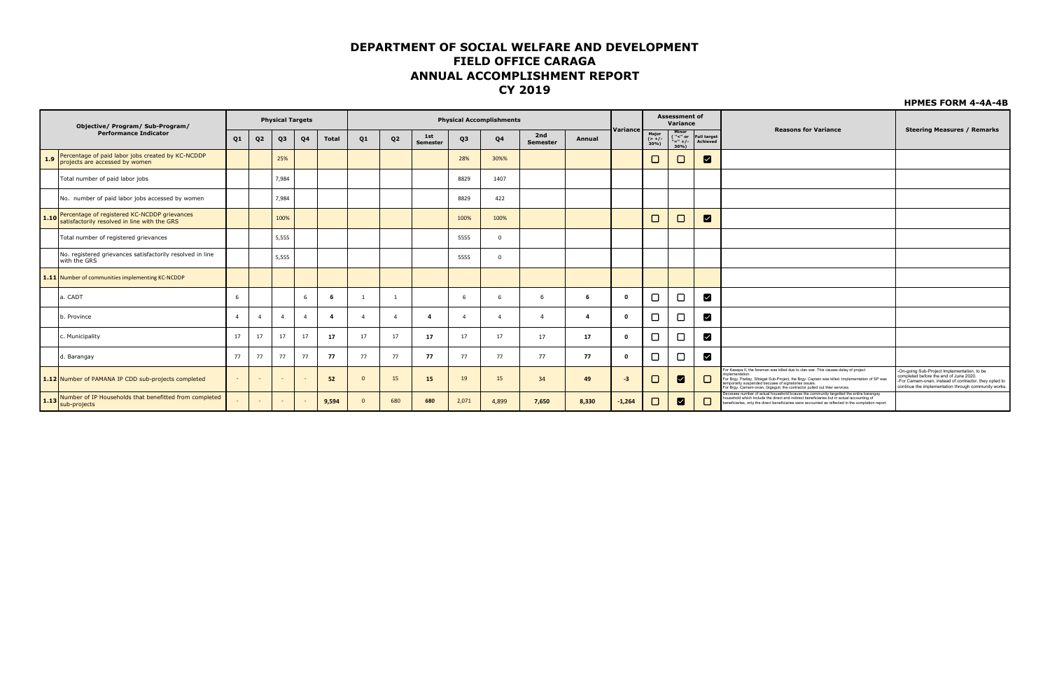# DEPARTMENT OF SOCIAL WELFARE AND DEVELOPMENT
# FIELD OFFICE CARAGA
# ANNUAL ACCOMPLISHMENT REPORT
# CY 2019

**HPMES FORM 4-4A-4B**

| | Objective/ Program/ Sub-Program/ Performance Indicator | Physical Targets | | | | | Physical Accomplishments | | | | | | | Variance | Assessment of Variance | | | Reasons for Variance | Steering Measures / Remarks |
|---|---|---|---|---|---|---|---|---|---|---|---|---|---|---|---|---|---|---|---|
| | | Q1 | Q2 | Q3 | Q4 | Total | Q1 | Q2 | 1st Semester | Q3 | Q4 | 2nd Semester | Annual | | Major (> +/- 30%) | Minor ("<" or "=" +/- 30%) | Full target Achieved | | |
| 1.9 | Percentage of paid labor jobs created by KC-NCDDP projects are accessed by women | | | 25% | | | | | | 28% | 30%% | | | | ☐ | ☐ | ☑ | | |
| | Total number of paid labor jobs | | | 7,984 | | | | | | 8829 | 1407 | | | | | | | | |
| | No. number of paid labor jobs accessed by women | | | 7,984 | | | | | | 8829 | 422 | | | | | | | | |
| 1.10 | Percentage of registered KC-NCDDP grievances satisfactorily resolved in line with the GRS | | | 100% | | | | | | 100% | 100% | | | | ☐ | ☐ | ☑ | | |
| | Total number of registered grievances | | | 5,555 | | | | | | 5555 | 0 | | | | | | | | |
| | No. registered grievances satisfactorily resolved in line with the GRS | | | 5,555 | | | | | | 5555 | 0 | | | | | | | | |
| 1.11 | Number of communities implementing KC-NCDDP | | | | | | | | | | | | | | | | | | |
| | a. CADT | 6 | | | 6 | **6** | 1 | 1 | | 6 | 6 | 6 | **6** | **0** | ☐ | ☐ | ☑ | | |
| | b. Province | 4 | 4 | 4 | 4 | **4** | 4 | 4 | **4** | 4 | 4 | 4 | **4** | **0** | ☐ | ☐ | ☑ | | |
| | c. Municipality | 17 | 17 | 17 | 17 | **17** | 17 | 17 | **17** | 17 | 17 | 17 | **17** | **0** | ☐ | ☐ | ☑ | | |
| | d. Barangay | 77 | 77 | 77 | 77 | **77** | 77 | 77 | **77** | 77 | 77 | 77 | **77** | **0** | ☐ | ☐ | ☑ | | |
| 1.12 | Number of PAMANA IP CDD sub-projects completed | - | - | - | - | **52** | 0 | 15 | **15** | 19 | 15 | **34** | **49** | **-3** | ☐ | ☑ | ☐ | For Kasapa II, the foreman was killed due to clan war. This causes delay of project implementation. For Brgy. Padiay, Sibagat Sub-Project, the Brgy. Captain was killed. Implementation of SP was temporarily suspended becuase of signatories issues. For Brgy. Camam-onan, Gigaquit, the contractor pulled out their services. | -On-going Sub-Project Implementation, to be completed before the end of June 2020. -For Camam-onan, instead of contractor, they opted to continue the implementation through community works. |
| 1.13 | Number of IP Households that benefitted from completed sub-projects | - | - | - | - | **9,594** | 0 | 680 | **680** | 2,071 | 4,899 | **7,650** | **8,330** | **-1,264** | ☐ | ☑ | ☐ | Decrease number of actual household bcause the community targetted the entire barangay household which include the direct and indirect beneficiaries but in actual accounting of beneficiaries, only the direct beneficiaries were accounted as reflected in the completion report. | |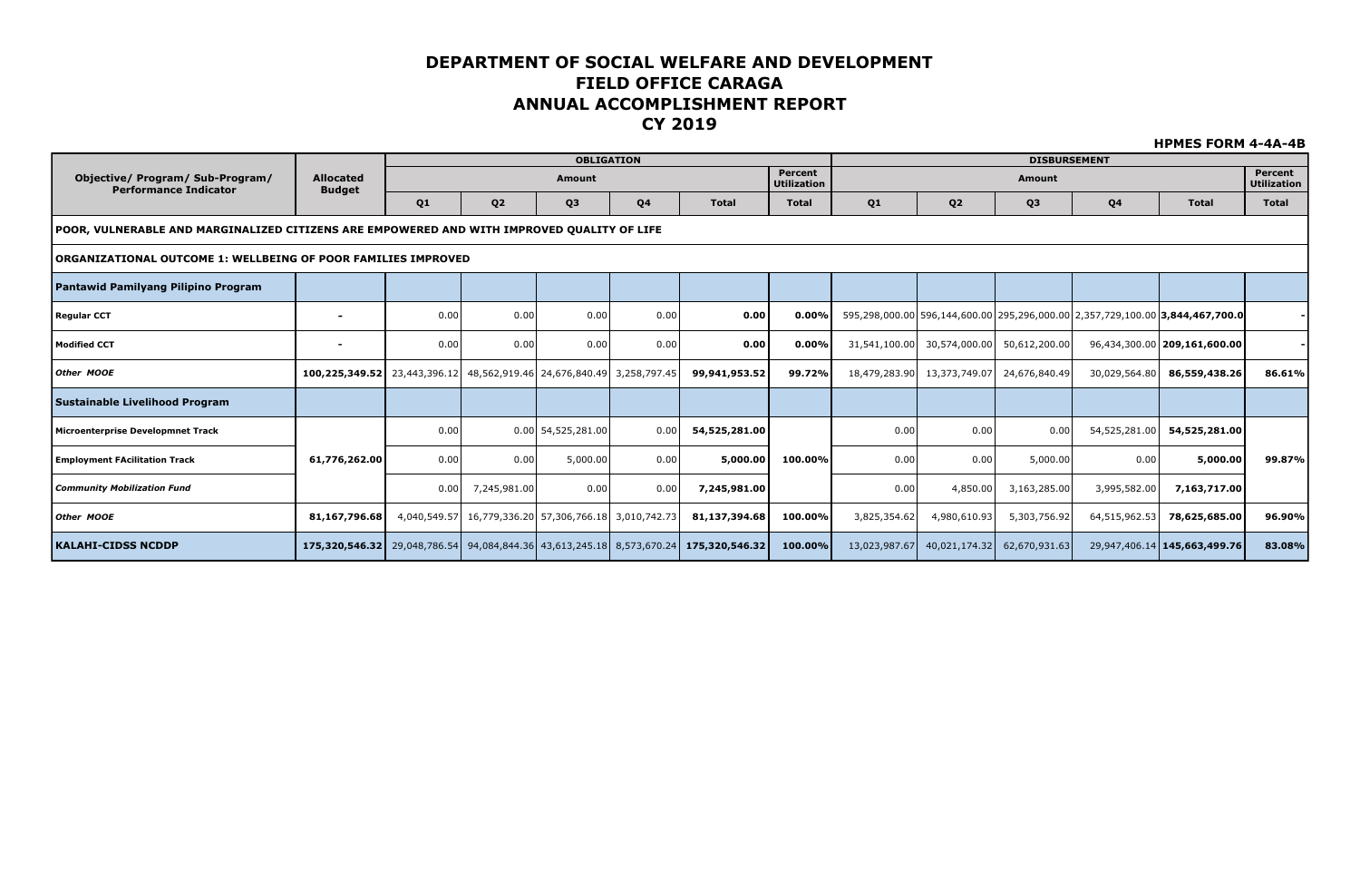# DEPARTMENT OF SOCIAL WELFARE AND DEVELOPMENT
## FIELD OFFICE CARAGA
## ANNUAL ACCOMPLISHMENT REPORT
## CY 2019

**HPMES FORM 4-4A-4B**

| Objective/ Program/ Sub-Program/ Performance Indicator | Allocated Budget | OBLIGATION | | | | | | DISBURSEMENT | | | | | |
|---|---|---|---|---|---|---|---|---|---|---|---|---|---|
| | | Amount | | | | | Percent Utilization | Amount | | | | | Percent Utilization |
| | | Q1 | Q2 | Q3 | Q4 | Total | Total | Q1 | Q2 | Q3 | Q4 | Total | Total |
| **POOR, VULNERABLE AND MARGINALIZED CITIZENS ARE EMPOWERED AND WITH IMPROVED QUALITY OF LIFE** | | | | | | | | | | | | | |
| **ORGANIZATIONAL OUTCOME 1: WELLBEING OF POOR FAMILIES IMPROVED** | | | | | | | | | | | | | |
| **Pantawid Pamilyang Pilipino Program** | | | | | | | | | | | | | |
| **Regular CCT** | - | 0.00 | 0.00 | 0.00 | 0.00 | **0.00** | **0.00%** | 595,298,000.00 | 596,144,600.00 | 295,296,000.00 | 2,357,729,100.00 | **3,844,467,700.0** | - |
| **Modified CCT** | - | 0.00 | 0.00 | 0.00 | 0.00 | **0.00** | **0.00%** | 31,541,100.00 | 30,574,000.00 | 50,612,200.00 | | 96,434,300.00 **209,161,600.00** | - |
| ***Other MOOE*** | **100,225,349.52** | 23,443,396.12 | 48,562,919.46 | 24,676,840.49 | 3,258,797.45 | **99,941,953.52** | **99.72%** | 18,479,283.90 | 13,373,749.07 | 24,676,840.49 | 30,029,564.80 | **86,559,438.26** | **86.61%** |
| **Sustainable Livelihood Program** | | | | | | | | | | | | | |
| **Microenterprise Developmnet Track** | **61,776,262.00** | 0.00 | 0.00 | 54,525,281.00 | 0.00 | **54,525,281.00** | **100.00%** | 0.00 | 0.00 | 0.00 | 54,525,281.00 | **54,525,281.00** | **99.87%** |
| **Employment FAcilitation Track** | | 0.00 | 0.00 | 5,000.00 | 0.00 | **5,000.00** | | 0.00 | 0.00 | 5,000.00 | 0.00 | **5,000.00** | |
| ***Community Mobilization Fund*** | | 0.00 | 7,245,981.00 | 0.00 | 0.00 | **7,245,981.00** | | 0.00 | 4,850.00 | 3,163,285.00 | 3,995,582.00 | **7,163,717.00** | |
| ***Other MOOE*** | **81,167,796.68** | 4,040,549.57 | 16,779,336.20 | 57,306,766.18 | 3,010,742.73 | **81,137,394.68** | **100.00%** | 3,825,354.62 | 4,980,610.93 | 5,303,756.92 | 64,515,962.53 | **78,625,685.00** | **96.90%** |
| **KALAHI-CIDSS NCDDP** | **175,320,546.32** | 29,048,786.54 | 94,084,844.36 | 43,613,245.18 | 8,573,670.24 | **175,320,546.32** | **100.00%** | 13,023,987.67 | 40,021,174.32 | 62,670,931.63 | 29,947,406.14 | **145,663,499.76** | **83.08%** |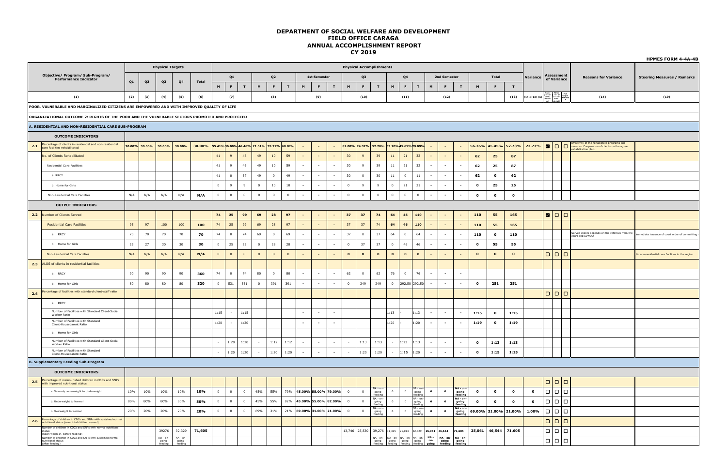# DEPARTMENT OF SOCIAL WELFARE AND DEVELOPMENT
## FIELD OFFICE CARAGA
## ANNUAL ACCOMPLISHMENT REPORT
## CY 2019

**HPMES FORM 4-4A-4B**

| | Objective/ Program/ Sub-Program/ Performance Indicator | Physical Targets | | | | | Physical Accomplishments | | | | | | | | | | | | | | | | | | | | | | | | | | | Variance | Assessment of Variance | | | Reasons for Variance | Steering Measures / Remarks |
|---|---|---|---|---|---|---|---|---|---|---|---|---|---|---|---|---|---|---|---|---|---|---|---|---|---|---|---|---|---|---|---|---|---|---|---|---|---|---|---|
| | | Q1 | Q2 | Q3 | Q4 | Total | Q1 | | | Q2 | | | 1st Semester | | | Q3 | | | Q4 | | | 2nd Semester | | | Total | | | | | | | | | | | | | | |
| | | | | | | | M | F | T | M | F | T | M | F | T | M | F | T | M | F | T | M | F | T | M | F | T | | | | | | | | | | | | |
| | (1) | (2) | (3) | (4) | (5) | (6) | (7) | | | (8) | | | (9) | | | (10) | | | (11) | | | (12) | | | | | (13) | | | | | | | | | (14)=(13)-(6) | Major (-/+) 30% deviation | Minor (-/+) 30% deviation | Full target achieved | (14) | (19) |

| | Objective/ Program/ Sub-Program/ Performance Indicator | Q1 | Q2 | Q3 | Q4 | Total | Q1 M | Q1 F | Q1 T | Q2 M | Q2 F | Q2 T | 1st Sem M | 1st Sem F | 1st Sem T | Q3 M | Q3 F | Q3 T | Q4 M | Q4 F | Q4 T | 2nd Sem M | 2nd Sem F | 2nd Sem T | Total M | Total F | Total T | Variance | Major | Minor | Full | Reasons for Variance | Steering Measures / Remarks |
|---|---|---|---|---|---|---|---|---|---|---|---|---|---|---|---|---|---|---|---|---|---|---|---|---|---|---|---|---|---|---|---|---|---|
| **POOR, VULNERABLE AND MARGINALIZED CITIZENS ARE EMPOWERED AND WITH IMPROVED QUALITY OF LIFE** | | | | | | | | | | | | | | | | | | | | | | | | | | | | | | | | | |
| **ORGANIZATIONAL OUTCOME 2: RIGHTS OF THE POOR AND THE VULNERABLE SECTORS PROMOTED AND PROTECTED** | | | | | | | | | | | | | | | | | | | | | | | | | | | | | | | | | |
| **A. RESIDENTIAL AND NON-RESIDENTIAL CARE SUB-PROGRAM** | | | | | | | | | | | | | | | | | | | | | | | | | | | | | | | | | |
| | **OUTCOME INDICATORS** | | | | | | | | | | | | | | | | | | | | | | | | | | | | | | | | |
| 2.1 | Percentage of clients in residential and non-residential care facilities rehabilitated | 30.00% | 30.00% | 30.00% | 30.00% | 30.00% | 55.41% | 36.00% | 46.46% | 71.01% | 35.71% | 60.82% | - | - | - | 81.08% | 24.32% | 52.70% | 63.70% | 45.65% | 29.09% | - | - | - | 56.36% | 45.45% | 52.73% | 22.73% | ☑ | ☐ | ☐ | Effectivity of the rehabilitate programs and services. Cooperation of clients on the agree rehabilitation plan. | |
| | No. of Clients Rehabilitated | | | | | | 41 | 9 | 46 | 49 | 10 | 59 | - | - | - | 30 | 9 | 39 | 11 | 21 | 32 | - | - | - | 62 | 25 | 87 | | | | | | |
| | Residential Care Facilities | | | | | | 41 | 9 | 46 | 49 | 10 | 59 | - | - | - | 30 | 9 | 39 | 11 | 21 | 32 | - | - | - | 62 | 25 | 87 | | | | | | |
| | a. RRCY | | | | | | 41 | 0 | 37 | 49 | 0 | 49 | - | - | - | 30 | 0 | 30 | 11 | 0 | 11 | - | - | - | 62 | 0 | 62 | | | | | | |
| | b. Home for Girls | | | | | | 0 | 9 | 9 | 0 | 10 | 10 | - | - | - | 0 | 9 | 9 | 0 | 21 | 21 | - | - | - | 0 | 25 | 25 | | | | | | |
| | Non-Residential Care Facilities | N/A | N/A | N/A | N/A | N/A | 0 | 0 | 0 | 0 | 0 | 0 | - | - | - | 0 | 0 | 0 | 0 | 0 | 0 | - | - | - | 0 | 0 | 0 | | | | | | |
| | **OUTPUT INDICATORS** | | | | | | | | | | | | | | | | | | | | | | | | | | | | | | | | |
| 2.2 | Number of Clients Served | | | | | | 74 | 25 | 99 | 69 | 28 | 97 | - | - | - | 37 | 37 | 74 | 64 | 46 | 110 | - | - | - | 110 | 55 | 165 | | ☑ | ☐ | ☐ | | |
| | Residential Care Facilities | 95 | 97 | 100 | 100 | 100 | 74 | 25 | 99 | 69 | 28 | 97 | - | - | - | 37 | 37 | 74 | 64 | 46 | 110 | - | - | - | 110 | 55 | 165 | | | | | | |
| | a. RRCY | 70 | 70 | 70 | 70 | 70 | 74 | 0 | 74 | 69 | 0 | 69 | - | - | - | 37 | 0 | 37 | 64 | 0 | 64 | - | - | - | 110 | 0 | 110 | | | | | Served clients depends on the referrals from the court and LSWDO | Immediate issuance of court order of committing c |
| | b. Home for Girls | 25 | 27 | 30 | 30 | 30 | 0 | 25 | 25 | 0 | 28 | 28 | - | - | - | 0 | 37 | 37 | 0 | 46 | 46 | - | - | - | 0 | 55 | 55 | | | | | | |
| | Non-Residential Care Facilities | N/A | N/A | N/A | N/A | N/A | 0 | 0 | 0 | 0 | 0 | 0 | - | - | - | 0 | 0 | 0 | 0 | 0 | 0 | - | - | - | 0 | 0 | 0 | | ☐ | ☐ | ☐ | | No non-residential care facilities in the region |
| 2.3 | ALOS of clients in residential facilities | | | | | | | | | | | | | | | | | | | | | | | | | | | | | | | | |
| | a. RRCY | 90 | 90 | 90 | 90 | 360 | 74 | 0 | 74 | 80 | 0 | 80 | - | - | - | 62 | 0 | 62 | 76 | 0 | 76 | - | - | - | | | | | | | | | |
| | b. Home for Girls | 80 | 80 | 80 | 80 | 320 | 0 | 531 | 531 | 0 | 391 | 391 | - | - | - | 0 | 249 | 249 | 0 | 292.50 | 292.50 | - | - | - | 0 | 251 | 251 | | | | | | |
| 2.4 | Percentage of facilities with standard client-staff ratio | | | | | | | | | | | | | | | | | | | | | | | | | | | | ☐ | ☐ | ☐ | | |
| | a. RRCY | | | | | | | | | | | | | | | | | | | | | | | | | | | | | | | | |
| | Number of Facilities with Standard Client-Social Worker Ratio | | | | | | 1:15 | - | 1:15 | | | | - | - | - | | | | 1:13 | - | 1:13 | - | - | - | 1:15 | 0 | 1:15 | | | | | | |
| | Number of Facilities with Standard Client-Houseparent Ratio | | | | | | 1:20 | - | 1:20 | | | | - | - | - | | | | 1:20 | - | 1:20 | - | - | - | 1:19 | 0 | 1:19 | | | | | | |
| | b. Home for Girls | | | | | | | | | | | | | | | | | | | | | | | | | | | | | | | | |
| | Number of Facilities with Standard Client-Social Worker Ratio | | | | | | - | 1:20 | 1:20 | - | 1:12 | 1:12 | - | - | - | - | 1:13 | 1:13 | - | 1:13 | 1:13 | - | - | - | 0 | 1:13 | 1:13 | | | | | | |
| | Number of Facilities with Standard Client-Houseparent Ratio | | | | | | - | 1:20 | 1:20 | - | 1:20 | 1:20 | - | - | - | - | 1:20 | 1:20 | - | 1:15 | 1:20 | - | - | - | 0 | 1:15 | 1:15 | | | | | | |
| **B. Supplementary Feeding Sub-Program** | | | | | | | | | | | | | | | | | | | | | | | | | | | | | | | | | |
| | **OUTCOME INDICATORS** | | | | | | | | | | | | | | | | | | | | | | | | | | | | | | | | |
| 2.5 | Percentage of malnourished children in CDCs and SNPs with improved nutritional status | | | | | | | | | | | | | | | | | | | | | | | | | | | | ☐ | ☐ | ☐ | | |
| | a. Severely underweight to Underweight | 10% | 10% | 10% | 10% | 10% | 0 | 0 | 0 | 45% | 55% | 79% | 45.00% | 55.00% | 79.00% | 0 | 0 | NA - on-going feeding | 0 | 0 | NA - on-going feeding | 0 | 0 | NA - on-going feeding | 0 | 0 | 0 | 0 | ☐ | ☐ | ☐ | | |
| | b. Underweight to Normal | 80% | 80% | 80% | 80% | 80% | 0 | 0 | 0 | 45% | 55% | 82% | 45.00% | 55.00% | 82.00% | 0 | 0 | NA - on-going feeding | 0 | 0 | NA - on-going feeding | 0 | 0 | NA - on-going feeding | 0 | 0 | 0 | 0 | ☐ | ☐ | ☐ | | |
| | c. Overweight to Normal | 20% | 20% | 20% | 20% | 20% | 0 | 0 | 0 | 69% | 31% | 21% | 69.00% | 31.00% | 21.00% | 0 | 0 | NA - on-going feeding | 0 | 0 | NA - on-going feeding | 0 | 0 | NA - on-going feeding | 69.00% | 31.00% | 21.00% | 1.00% | ☐ | ☐ | ☐ | | |
| 2.6 | Percentage of children in CDCs and SNPs with sustained normal nutritional status (over total children served) | | | | | | | | | | | | | | | | | | | | | | | | | | | | ☐ | ☐ | ☐ | | |
| | Number of children in CDCs and SNPs with normal nutritional status (Upon weigh-in, before feeding) | | | 39276 | 32,329 | 71,605 | | | | | | | | | | 13,746 | 25,530 | 39,276 | 11,315 | 21,014 | 32,329 | 25,061 | 46,544 | 71,605 | 25,061 | 46,544 | 71,605 | | ☐ | ☐ | ☐ | | |
| | Number of children in CDCs and SNPs with sustained normal nutritional status (After feeding) | | | NA - on-going feeding | NA - on-going feeding | | | | | | | | | | | | | NA - on-going feeding | NA - on-going feeding | NA - on-going feeding | NA - on-going feeding | NA - on-going | NA - on-going feeding | NA - on-going feeding | | | | | ☐ | ☐ | ☐ | | |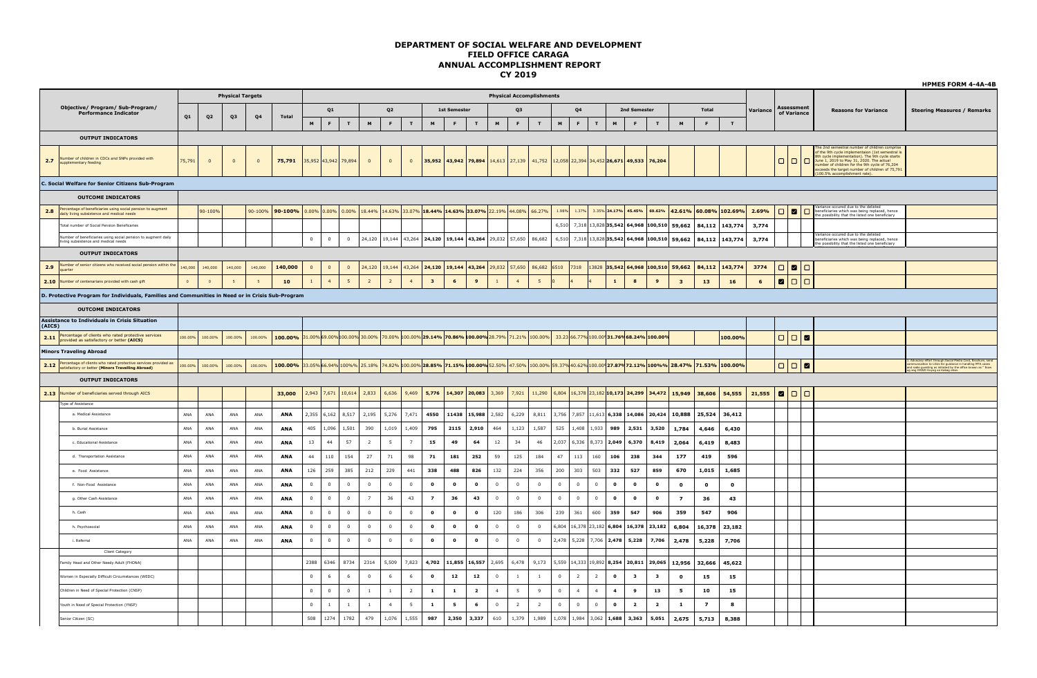# DEPARTMENT OF SOCIAL WELFARE AND DEVELOPMENT
## FIELD OFFICE CARAGA
## ANNUAL ACCOMPLISHMENT REPORT
## CY 2019

HPMES FORM 4-4A-4B

| | Objective/ Program/ Sub-Program/ Performance Indicator | Physical Targets | | | | | Physical Accomplishments | | | | | | | | | | | | | | | | | | | | | | | | | Variance | Assessment of Variance | | | Reasons for Variance | Steering Measures / Remarks |
|---|---|---|---|---|---|---|---|---|---|---|---|---|---|---|---|---|---|---|---|---|---|---|---|---|---|---|---|---|---|---|---|---|---|---|---|---|---|
| | | Q1 | Q2 | Q3 | Q4 | Total | Q1 | | | Q2 | | | 1st Semester | | | Q3 | | | Q4 | | | 2nd Semester | | | Total | | | | | | | | |
| | | | | | | | M | F | T | M | F | T | M | F | T | M | F | T | M | F | T | M | F | T | M | F | T | | | | | | |
| | **OUTPUT INDICATORS** | | | | | | | | | | | | | | | | | | | | | | | | | | | | | | | | |
| 2.7 | Number of children in CDCs and SNPs provided with supplementary feeding | 75,791 | 0 | 0 | 0 | 75,791 | 35,952 | 43,942 | 79,894 | 0 | 0 | 0 | 35,952 | 43,942 | 79,894 | 14,613 | 27,139 | 41,752 | 12,058 | 22,394 | 34,452 | 26,671 | 49,533 | 76,204 | | | | | ☐ | ☐ | ☐ | The 2nd semestral number of children comprise of the 9th cycle implementation (1st semestral is 8th cycle implementation). The 9th cycle starts June 1, 2019 to May 31, 2020. The actual number of children for the 9th cycle of 76,204 exceeds the target number of children of 75,791 (100.5% accomplishment rate). | |
| | **C. Social Welfare for Senior Citizens Sub-Program** | | | | | | | | | | | | | | | | | | | | | | | | | | | | | | | | |
| | **OUTCOME INDICATORS** | | | | | | | | | | | | | | | | | | | | | | | | | | | | | | | | |
| 2.8 | Percentage of beneficiaries using social pension to augment daily living subsistence and medical needs | | 90-100% | | 90-100% | 90-100% | 0.00% | 0.00% | 0.00% | 18.44% | 14.63% | 33.07% | 18.44% | 14.63% | 33.07% | 22.19% | 44.08% | 66.27% | 1.98% | 1.37% | 3.35% | 24.17% | 45.45% | 69.62% | 42.61% | 60.08% | 102.69% | 2.69% | ☐ | ☑ | ☐ | Variance occured due to the deleted beneficiaries which was being replaced, hence the possibility that the listed one beneficiary | |
| | Total number of Social Pension Beneficiaries | | | | | | | | | | | | | | | | | | 6,510 | 7,318 | 13,828 | 35,542 | 64,968 | 100,510 | 59,662 | 84,112 | 143,774 | 3,774 | | | | | |
| | Number of beneficiaries using social pension to augment daily living subsistence and medical needs | | | | | | 0 | 0 | 0 | 24,120 | 19,144 | 43,264 | 24,120 | 19,144 | 43,264 | 29,032 | 57,650 | 86,682 | 6,510 | 7,318 | 13,828 | 35,542 | 64,968 | 100,510 | 59,662 | 84,112 | 143,774 | 3,774 | | | | Variance occured due to the deleted beneficiaries which was being replaced, hence the possibility that the listed one beneficiary | |
| | **OUTPUT INDICATORS** | | | | | | | | | | | | | | | | | | | | | | | | | | | | | | | | |
| 2.9 | Number of senior citizens who received social pension within the quarter | 140,000 | 140,000 | 140,000 | 140,000 | 140,000 | 0 | 0 | 0 | 24,120 | 19,144 | 43,264 | 24,120 | 19,144 | 43,264 | 29,032 | 57,650 | 86,682 | 6510 | 7318 | 13828 | 35,542 | 64,968 | 100,510 | 59,662 | 84,112 | 143,774 | 3774 | ☐ | ☑ | ☐ | | |
| 2.10 | Number of centenarians provided with cash gift | 0 | 0 | 5 | 5 | 10 | 1 | 4 | 5 | 2 | 2 | 4 | 3 | 6 | 9 | 1 | 4 | 5 | 0 | 4 | 4 | 1 | 8 | 9 | 3 | 13 | 16 | 6 | ☑ | ☐ | ☐ | | |
| | **D. Protective Program for Individuals, Families and Communities in Need or in Crisis Sub-Program** | | | | | | | | | | | | | | | | | | | | | | | | | | | | | | | | |
| | **OUTCOME INDICATORS** | | | | | | | | | | | | | | | | | | | | | | | | | | | | | | | | |
| | **Assistance to Individuals in Crisis Situation (AICS)** | | | | | | | | | | | | | | | | | | | | | | | | | | | | | | | | |
| 2.11 | Percentage of clients who rated protective services provided as satisfactory or better **(AICS)** | 100.00% | 100.00% | 100.00% | 100.00% | 100.00% | 31.00% | 69.00% | 100.00% | 30.00% | 70.00% | 100.00% | 29.14% | 70.86% | 100.00% | 28.79% | 71.21% | 100.00% | 33.23 | 66.77% | 100.00% | 31.76% | 68.24% | 100.00% | | | 100.00% | | ☐ | ☐ | ☑ | | |
| | **Minors Traveling Abroad** | | | | | | | | | | | | | | | | | | | | | | | | | | | | | | | | |
| 2.12 | Percentage of clients who rated protective services provided as satisfactory or better **(Minors Travelling Abroad)** | 100.00% | 100.00% | 100.00% | 100.00% | 100.00% | 33.05% | 66.94% | 100% | 25.18% | 74.82% | 100.00% | 28.85% | 71.15% | 100.00% | 52.50% | 47.50% | 100.00% | 59.37% | 40.62% | 100.00% | 27.87% | 72.12% | 100% | 28.47% | 71.53% | 100.00% | | ☐ | ☐ | ☑ | | 1. Advocacy effort through Social Media Card, Brochure, send communication to LGUs for guidance in handling MTA cases and radio guesting as adopted by the office known as " Bida ang ang DSWD Kuyog sa Kabag ohan. |
| | **OUTPUT INDICATORS** | | | | | | | | | | | | | | | | | | | | | | | | | | | | | | | | |
| 2.13 | Number of beneficiaries served through AICS | | | | | 33,000 | 2,943 | 7,671 | 10,614 | 2,833 | 6,636 | 9,469 | 5,776 | 14,307 | 20,083 | 3,369 | 7,921 | 11,290 | 6,804 | 16,378 | 23,182 | 10,173 | 24,299 | 34,472 | 15,949 | 38,606 | 54,555 | 21,555 | ☑ | ☐ | ☐ | | |
| | Type of Assistance | | | | | | | | | | | | | | | | | | | | | | | | | | | | | | | | |
| | a. Medical Assistance | ANA | ANA | ANA | ANA | ANA | 2,355 | 6,162 | 8,517 | 2,195 | 5,276 | 7,471 | 4550 | 11438 | 15,988 | 2,582 | 6,229 | 8,811 | 3,756 | 7,857 | 11,613 | 6,338 | 14,086 | 20,424 | 10,888 | 25,524 | 36,412 | | | | | | |
| | b. Burial Assistance | ANA | ANA | ANA | ANA | ANA | 405 | 1,096 | 1,501 | 390 | 1,019 | 1,409 | 795 | 2115 | 2,910 | 464 | 1,123 | 1,587 | 525 | 1,408 | 1,933 | 989 | 2,531 | 3,520 | 1,784 | 4,646 | 6,430 | | | | | | |
| | c. Educational Assistance | ANA | ANA | ANA | ANA | ANA | 13 | 44 | 57 | 2 | 5 | 7 | 15 | 49 | 64 | 12 | 34 | 46 | 2,037 | 6,336 | 8,373 | 2,049 | 6,370 | 8,419 | 2,064 | 6,419 | 8,483 | | | | | | |
| | d. Transportation Assistance | ANA | ANA | ANA | ANA | ANA | 44 | 110 | 154 | 27 | 71 | 98 | 71 | 181 | 252 | 59 | 125 | 184 | 47 | 113 | 160 | 106 | 238 | 344 | 177 | 419 | 596 | | | | | | |
| | e. Food Assistance | ANA | ANA | ANA | ANA | ANA | 126 | 259 | 385 | 212 | 229 | 441 | 338 | 488 | 826 | 132 | 224 | 356 | 200 | 303 | 503 | 332 | 527 | 859 | 670 | 1,015 | 1,685 | | | | | | |
| | f. Non-Food Assistance | ANA | ANA | ANA | ANA | ANA | 0 | 0 | 0 | 0 | 0 | 0 | 0 | 0 | 0 | 0 | 0 | 0 | 0 | 0 | 0 | 0 | 0 | 0 | 0 | 0 | 0 | | | | | | |
| | g. Other Cash Assistance | ANA | ANA | ANA | ANA | ANA | 0 | 0 | 0 | 7 | 36 | 43 | 7 | 36 | 43 | 0 | 0 | 0 | 0 | 0 | 0 | 0 | 0 | 0 | 7 | 36 | 43 | | | | | | |
| | h. Cash | ANA | ANA | ANA | ANA | ANA | 0 | 0 | 0 | 0 | 0 | 0 | 0 | 0 | 0 | 120 | 186 | 306 | 239 | 361 | 600 | 359 | 547 | 906 | 359 | 547 | 906 | | | | | | |
| | h. Psychosocial | ANA | ANA | ANA | ANA | ANA | 0 | 0 | 0 | 0 | 0 | 0 | 0 | 0 | 0 | 0 | 0 | 0 | 6,804 | 16,378 | 23,182 | 6,804 | 16,378 | 23,182 | 6,804 | 16,378 | 23,182 | | | | | | |
| | i. Referral | ANA | ANA | ANA | ANA | ANA | 0 | 0 | 0 | 0 | 0 | 0 | 0 | 0 | 0 | 0 | 0 | 0 | 2,478 | 5,228 | 7,706 | 2,478 | 5,228 | 7,706 | 2,478 | 5,228 | 7,706 | | | | | | |
| | Client Category | | | | | | | | | | | | | | | | | | | | | | | | | | | | | | | | |
| | Family Head and Other Needy Adult (FHONA) | | | | | | 2388 | 6346 | 8734 | 2314 | 5,509 | 7,823 | 4,702 | 11,855 | 16,557 | 2,695 | 6,478 | 9,173 | 5,559 | 14,333 | 19,892 | 8,254 | 20,811 | 29,065 | 12,956 | 32,666 | 45,622 | | | | | | |
| | Women in Especially Difficult Circumstances (WEDC) | | | | | | 0 | 6 | 6 | 0 | 6 | 6 | 0 | 12 | 12 | 0 | 1 | 1 | 0 | 2 | 2 | 0 | 3 | 3 | 0 | 15 | 15 | | | | | | |
| | Children in Need of Special Protection (CNSP) | | | | | | 0 | 0 | 0 | 1 | 1 | 2 | 1 | 1 | 2 | 4 | 5 | 9 | 0 | 4 | 4 | 4 | 9 | 13 | 5 | 10 | 15 | | | | | | |
| | Youth in Need of Special Protection (YNSP) | | | | | | 0 | 1 | 1 | 1 | 4 | 5 | 1 | 5 | 6 | 0 | 2 | 2 | 0 | 0 | 0 | 0 | 2 | 2 | 1 | 7 | 8 | | | | | | |
| | Senior Citizen (SC) | | | | | | 508 | 1274 | 1782 | 479 | 1,076 | 1,555 | 987 | 2,350 | 3,337 | 610 | 1,379 | 1,989 | 1,078 | 1,984 | 3,062 | 1,688 | 3,363 | 5,051 | 2,675 | 5,713 | 8,388 | | | | | | |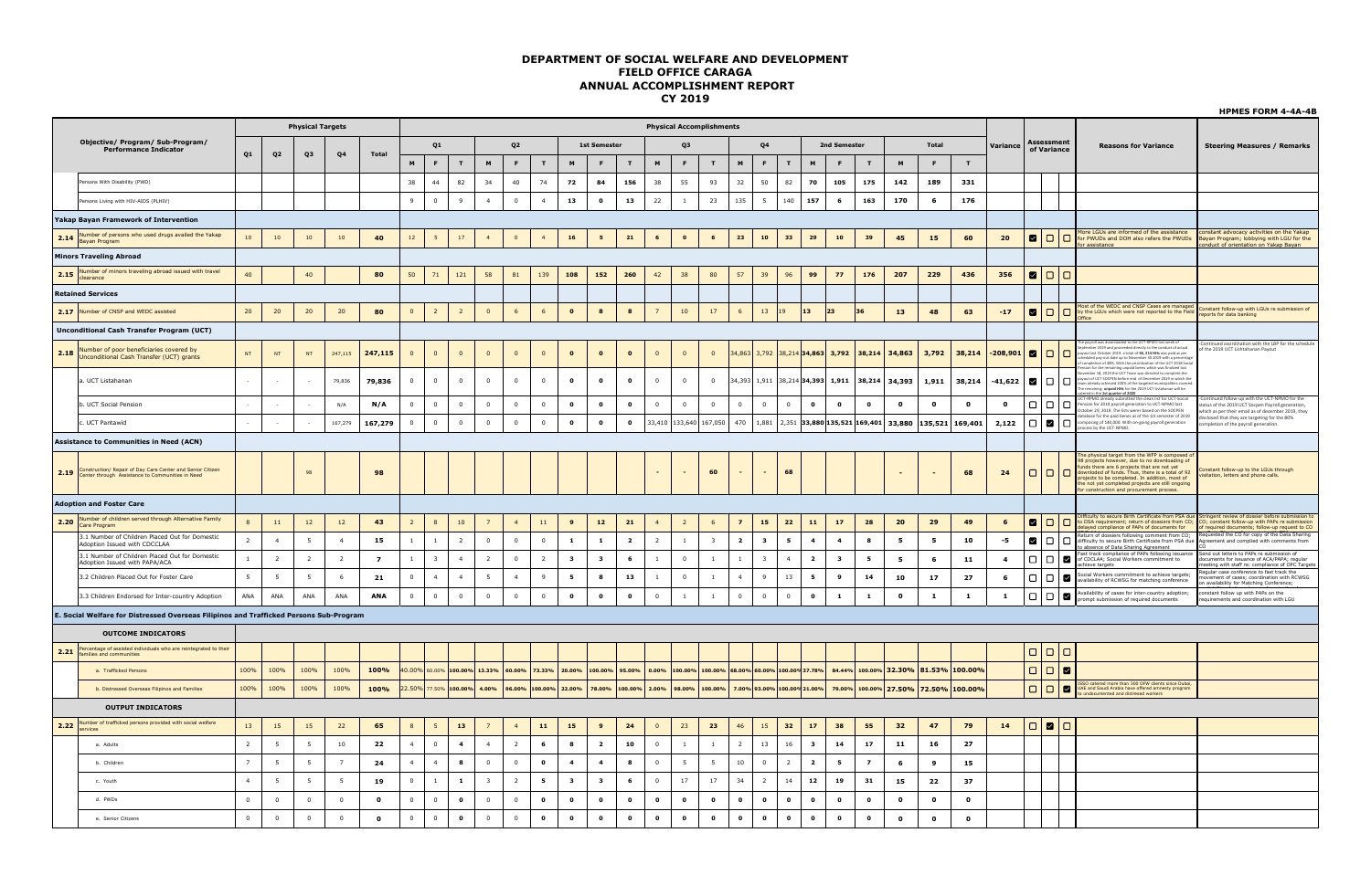# DEPARTMENT OF SOCIAL WELFARE AND DEVELOPMENT
## FIELD OFFICE CARAGA
## ANNUAL ACCOMPLISHMENT REPORT
## CY 2019

**HPMES FORM 4-4A-4B**

| | Objective/ Program/ Sub-Program/ Performance Indicator | Physical Targets | | | | | Physical Accomplishments | | | | | | | | | | | | | | | | | | | | | | | | | | | Variance | Assessment of Variance | | | Reasons for Variance | Steering Measures / Remarks |
|---|---|---|---|---|---|---|---|---|---|---|---|---|---|---|---|---|---|---|---|---|---|---|---|---|---|---|---|---|---|---|---|---|---|---|---|---|---|---|---|
| | | Q1 | Q2 | Q3 | Q4 | Total | Q1 | | | Q2 | | | 1st Semester | | | Q3 | | | Q4 | | | 2nd Semester | | | Total | | | | | | | | | | | | | | |
| | | | | | | | M | F | T | M | F | T | M | F | T | M | F | T | M | F | T | M | F | T | M | F | T | | | | | | |
| | Persons With Disability (PWD) | | | | | | 38 | 44 | 82 | 34 | 40 | 74 | 72 | 84 | 156 | 38 | 55 | 93 | 32 | 50 | 82 | 70 | 105 | 175 | 142 | 189 | 331 | | | | | | |
| | Persons Living with HIV-AIDS (PLHIV) | | | | | | 9 | 0 | 9 | 4 | 0 | 4 | 13 | 0 | 13 | 22 | 1 | 23 | 135 | 5 | 140 | 157 | 6 | 163 | 170 | 6 | 176 | | | | | | |
| **Yakap Bayan Framework of Intervention** | | | | | | | | | | | | | | | | | | | | | | | | | | | | | | | | | |
| **2.14** | Number of persons who used drugs availed the Yakap Bayan Program | 10 | 10 | 10 | 10 | 40 | 12 | 5 | 17 | 4 | 0 | 4 | 16 | 5 | 21 | 6 | 0 | 6 | 23 | 10 | 33 | 29 | 10 | 39 | 45 | 15 | 60 | 20 | ☑ | ☐ | ☐ | More LGUs are informed of the assistance for PWUDs and DOH also refers the PWUDs for assistance | constant advocacy activities on the Yakap Bayan Program; lobbying with LGU for the conduct of orientation on Yakap Bayan |
| **Minors Traveling Abroad** | | | | | | | | | | | | | | | | | | | | | | | | | | | | | | | | | |
| **2.15** | Number of minors traveling abroad issued with travel clearance | 40 | | 40 | | 80 | 50 | 71 | 121 | 58 | 81 | 139 | 108 | 152 | 260 | 42 | 38 | 80 | 57 | 39 | 96 | 99 | 77 | 176 | 207 | 229 | 436 | 356 | ☑ | ☐ | ☐ | | |
| **Retained Services** | | | | | | | | | | | | | | | | | | | | | | | | | | | | | | | | | |
| **2.17** | Number of CNSP and WEDC assisted | 20 | 20 | 20 | 20 | 80 | 0 | 2 | 2 | 0 | 6 | 6 | 0 | 8 | 8 | 7 | 10 | 17 | 6 | 13 | 19 | 13 | 23 | 36 | 13 | 48 | 63 | -17 | ☑ | ☐ | ☐ | Most of the WEDC and CNSP Cases are managed by the LGUs which were not reported to the Field Office | Constant follow-up with LGUs re submission of reports for data banking |
| **Unconditional Cash Transfer Program (UCT)** | | | | | | | | | | | | | | | | | | | | | | | | | | | | | | | | | |
| **2.18** | Number of poor beneficiaries covered by Unconditional Cash Transfer (UCT) grants | NT | NT | NT | 247,115 | 247,115 | 0 | 0 | 0 | 0 | 0 | 0 | 0 | 0 | 0 | 0 | 0 | 0 | 34,863 | 3,792 | 38,214 | 34,863 | 3,792 | 38,214 | 34,863 | 3,792 | 38,214 | -208,901 | ☑ | ☐ | ☐ | The payroll was downloaded to the UCT-NPMO last week of September 2019 and proceeded directly to the conduct of actual payout last October 2019. A total of 38,214 HHs was paid as per scheduled payout date up to November 30 2019 with a percentage of completion of 48%. With the prioritization of the UCT 2018 Social Pension for the remaining unpaid bene which was finalized last November 18, 2019 the UCT Team was directed to complete the payout of UCT DO/PW before end of December 2019 in which the team already achieved 100% of the targeted municipalities covered. The remaining unpaid HHs for the 2019 UCT Listahanan will be catered in the 1st quarter of 2020 | -Continued coordination with the LBP for the schedule of the 2019 UCT Listahanan Payout |
| | a. UCT Listahanan | - | - | - | 79,836 | 79,836 | 0 | 0 | 0 | 0 | 0 | 0 | 0 | 0 | 0 | 0 | 0 | 0 | 34,393 | 1,911 | 38,214 | 34,393 | 1,911 | 38,214 | 34,393 | 1,911 | 38,214 | -41,622 | ☑ | ☐ | ☐ | | |
| | b. UCT Social Pension | - | - | - | N/A | N/A | 0 | 0 | 0 | 0 | 0 | 0 | 0 | 0 | 0 | 0 | 0 | 0 | 0 | 0 | 0 | 0 | 0 | 0 | 0 | 0 | 0 | 0 | ☐ | ☐ | ☐ | UCT-NPMO already submitted the clean list for UCT-Social Pension for 2019 payroll generation to UCT-NPMO last October 29, 2019. The lists were based on the SOCPEN database for the paid beneis as of the 1st semester of 2019 | -Continued follow-up with the UCT-NPMO for the status of the 2019 UCT Socpen Payroll generation, which as per their email as of december 2019, they disclosed that they are targeting for the 80% completion of the payroll generation. |
| | c. UCT Pantawid | - | - | - | 167,279 | 167,279 | 0 | 0 | 0 | 0 | 0 | 0 | 0 | 0 | 0 | 33,410 | 133,640 | 167,050 | 470 | 1,881 | 2,351 | 33,880 | 135,521 | 169,401 | 33,880 | 135,521 | 169,401 | 2,122 | ☐ | ☑ | ☐ | comprising of 160,000. With on-going payroll generation process by the UCT-NPMO. | |
| **Assistance to Communities in Need (ACN)** | | | | | | | | | | | | | | | | | | | | | | | | | | | | | | | | | |
| **2.19** | Construction/ Repair of Day Care Center and Senior Citizen Center through Assistance to Communities in Need | | | 98 | | 98 | | | | | | | | | | - | - | 60 | - | - | 68 | | | | - | - | 68 | 24 | ☐ | ☐ | ☐ | The physical target from the WFP is composed of 98 projects however, due to no downloading of funds there are 6 projects that are not yet downloaded of funds. Thus, there is a total of 92 projects to be completed. In addition, most of the not yet completed projects are still ongoing for construction and procurement process. | Constant follow-up to the LGUs through visitation, letters and phone calls. |
| **Adoption and Foster Care** | | | | | | | | | | | | | | | | | | | | | | | | | | | | | | | | | |
| **2.20** | Number of children served through Alternative Family Care Program | 8 | 11 | 12 | 12 | 43 | 2 | 8 | 10 | 7 | 4 | 11 | 9 | 12 | 21 | 4 | 2 | 6 | 7 | 15 | 22 | 11 | 17 | 28 | 20 | 29 | 49 | 6 | ☑ | ☐ | ☐ | Difficulty to secure Birth Certificate from PSA due to DSA requirement; return of dossiers from CO; delayed compliance of PAPs of documents for | Stringent review of dossier before submission to CO; constant follow-up with PAPs re submission of required documents; follow-up request to CO |
| | 3.1 Number of Children Placed Out for Domestic Adoption Issued with CDCLAA | 2 | 4 | 5 | 4 | 15 | 1 | 1 | 2 | 0 | 0 | 0 | 1 | 1 | 2 | 2 | 1 | 3 | 2 | 3 | 5 | 4 | 4 | 8 | 5 | 5 | 10 | -5 | ☑ | ☐ | ☐ | Return of dossiers following comment from CO; difficulty to secure Birth Certificate from PSA due to absence of Data Sharing Agreement | Requested the CO for copy of the Data Sharing Agreement and complied with comments from CO |
| | 3.1 Number of Children Placed Out for Domestic Adoption Issued with PAPA/ACA | 1 | 2 | 2 | 2 | 7 | 1 | 3 | 4 | 2 | 0 | 2 | 3 | 3 | 6 | 1 | 0 | 1 | 1 | 3 | 4 | 2 | 3 | 5 | 5 | 6 | 11 | 4 | ☐ | ☐ | ☑ | Fast track compliance of PAPs following issuance of CDCLAA; Social Workers commitment to achieve targets | Send out letters to PAPs re submission of documents for issuance of ACA/PAPA; regular meeting with staff re: compliance of OPC Targets |
| | 3.2 Children Placed Out for Foster Care | 5 | 5 | 5 | 6 | 21 | 0 | 4 | 4 | 5 | 4 | 9 | 5 | 8 | 13 | 1 | 0 | 1 | 4 | 9 | 13 | 5 | 9 | 14 | 10 | 17 | 27 | 6 | ☐ | ☐ | ☑ | Social Workers commitment to achieve targets; availability of RCWSG for matching conference | Regular case conference to fast track the movement of cases; coordination with RCWSG on availability for Matching Conference; |
| | 3.3 Children Endorsed for Inter-country Adoption | ANA | ANA | ANA | ANA | ANA | 0 | 0 | 0 | 0 | 0 | 0 | 0 | 0 | 0 | 0 | 1 | 1 | 0 | 0 | 0 | 0 | 1 | 1 | 0 | 1 | 1 | 1 | ☐ | ☐ | ☑ | Availability of cases for inter-country adoption; prompt submission of required documents | constant follow up with PAPs on the requirements and coordination with LGU |
| **E. Social Welfare for Distressed Overseas Filipinos and Trafficked Persons Sub-Program** | | | | | | | | | | | | | | | | | | | | | | | | | | | | | | | | | |
| | **OUTCOME INDICATORS** | | | | | | | | | | | | | | | | | | | | | | | | | | | | | | | | |
| **2.21** | Percentage of assisted individuals who are reintegrated to their families and communities | | | | | | | | | | | | | | | | | | | | | | | | | | | | ☐ | ☐ | ☐ | | |
| | a. Trafficked Persons | 100% | 100% | 100% | 100% | 100% | 40.00% | 60.00% | 100.00% | 13.33% | 60.00% | 73.33% | 20.00% | 100.00% | 95.00% | 0.00% | 100.00% | 100.00% | 68.00% | 60.00% | 100.00% | 37.78% | 84.44% | 100.00% | 32.30% | 81.53% | 100.00% | | ☐ | ☐ | ☑ | | |
| | b. Distressed Overseas Filipinos and Families | 100% | 100% | 100% | 100% | 100% | 22.50% | 77.50% | 100.00% | 4.00% | 96.00% | 100.00% | 22.00% | 78.00% | 100.00% | 2.00% | 98.00% | 100.00% | 7.00% | 93.00% | 100.00% | 21.00% | 79.00% | 100.00% | 27.50% | 72.50% | 100.00% | | ☐ | ☐ | ☑ | ISSO catered more than 300 OFW clients since Dubai, UAE and Saudi Arabia have offered amnesty program to undocumented and distressed workers | |
| | **OUTPUT INDICATORS** | | | | | | | | | | | | | | | | | | | | | | | | | | | | | | | | |
| **2.22** | Number of trafficked persons provided with social welfare services | 13 | 15 | 15 | 22 | 65 | 8 | 5 | 13 | 7 | 4 | 11 | 15 | 9 | 24 | 0 | 23 | 23 | 46 | 15 | 32 | 17 | 38 | 55 | 32 | 47 | 79 | 14 | ☐ | ☑ | ☐ | | |
| | a. Adults | 2 | 5 | 5 | 10 | 22 | 4 | 0 | 4 | 4 | 2 | 6 | 8 | 2 | 10 | 0 | 1 | 1 | 2 | 13 | 16 | 3 | 14 | 17 | 11 | 16 | 27 | | | | | | |
| | b. Children | 7 | 5 | 5 | 7 | 24 | 4 | 4 | 8 | 0 | 0 | 0 | 4 | 4 | 8 | 0 | 5 | 5 | 10 | 0 | 2 | 2 | 5 | 7 | 6 | 9 | 15 | | | | | | |
| | c. Youth | 4 | 5 | 5 | 5 | 19 | 0 | 1 | 1 | 3 | 2 | 5 | 3 | 3 | 6 | 0 | 17 | 17 | 34 | 2 | 14 | 12 | 19 | 31 | 15 | 22 | 37 | | | | | | |
| | d. PWDs | 0 | 0 | 0 | 0 | 0 | 0 | 0 | 0 | 0 | 0 | 0 | 0 | 0 | 0 | 0 | 0 | 0 | 0 | 0 | 0 | 0 | 0 | 0 | 0 | 0 | 0 | | | | | | |
| | e. Senior Citizens | 0 | 0 | 0 | 0 | 0 | 0 | 0 | 0 | 0 | 0 | 0 | 0 | 0 | 0 | 0 | 0 | 0 | 0 | 0 | 0 | 0 | 0 | 0 | 0 | 0 | 0 | | | | | | |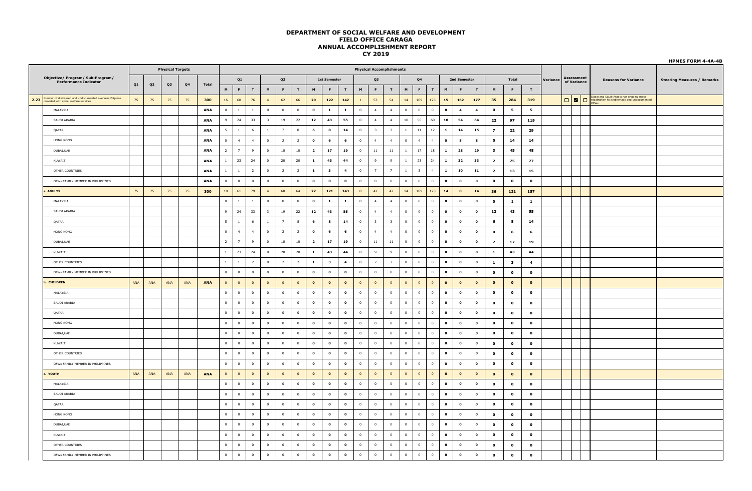# DEPARTMENT OF SOCIAL WELFARE AND DEVELOPMENT
## FIELD OFFICE CARAGA
## ANNUAL ACCOMPLISHMENT REPORT
## CY 2019

HPMES FORM 4-4A-4B

| | Objective/ Program/ Sub-Program/ Performance Indicator | Physical Targets | | | | | Physical Accomplishments | | | | | | | | | | | | | | | | | | | | | | | | | Variance | Assessment of Variance | Reasons for Variance | Steering Measures / Remarks |
|---|---|---|---|---|---|---|---|---|---|---|---|---|---|---|---|---|---|---|---|---|---|---|---|---|---|---|---|---|---|---|---|---|---|---|---|
| | | Q1 | Q2 | Q3 | Q4 | Total | Q1 | | | Q2 | | | 1st Semester | | | Q3 | | | Q4 | | | 2nd Semester | | | Total | | | | | | |
| | | | | | | | M | F | T | M | F | T | M | F | T | M | F | T | M | F | T | M | F | T | M | F | T | | | | |
| 2.23 | Number of distressed and undocumented overseas Filipinos provided with social welfare services | 75 | 75 | 75 | 75 | 300 | 16 | 60 | 76 | 4 | 62 | 66 | 20 | 122 | 142 | 1 | 53 | 54 | 14 | 109 | 123 | 15 | 162 | 177 | 35 | 284 | 319 | | ☐ ☑ ☐ | Dubai and Saudi Arabia has ongoing mass repatriation to problematic and undocumented OFWs | |
| | MALAYSIA | | | | | ANA | 0 | 1 | 1 | 0 | 0 | 0 | 0 | 1 | 1 | 0 | 4 | 4 | 0 | 0 | 0 | 0 | 4 | 4 | 0 | 5 | 5 | | | | |
| | SAUDI ARABIA | | | | | ANA | 9 | 24 | 33 | 3 | 19 | 22 | 12 | 43 | 55 | 0 | 4 | 4 | 10 | 50 | 60 | 10 | 54 | 64 | 22 | 97 | 119 | | | | |
| | QATAR | | | | | ANA | 5 | 1 | 6 | 1 | 7 | 8 | 6 | 8 | 14 | 0 | 3 | 3 | 1 | 11 | 12 | 1 | 14 | 15 | 7 | 22 | 29 | | | | |
| | HONG KONG | | | | | ANA | 0 | 4 | 4 | 0 | 2 | 2 | 0 | 6 | 6 | 0 | 4 | 4 | 0 | 4 | 4 | 0 | 8 | 8 | 0 | 14 | 14 | | | | |
| | DUBAI,UAE | | | | | ANA | 2 | 7 | 9 | 0 | 10 | 10 | 2 | 17 | 19 | 0 | 11 | 11 | 1 | 17 | 18 | 1 | 28 | 29 | 3 | 45 | 48 | | | | |
| | KUWAIT | | | | | ANA | 1 | 23 | 24 | 0 | 20 | 20 | 1 | 43 | 44 | 0 | 9 | 9 | 1 | 23 | 24 | 1 | 32 | 33 | 2 | 75 | 77 | | | | |
| | OTHER COUNTRIES | | | | | ANA | 1 | 1 | 2 | 0 | 2 | 2 | 1 | 3 | 4 | 0 | 7 | 7 | 1 | 3 | 4 | 1 | 10 | 11 | 2 | 13 | 15 | | | | |
| | OFWs FAMILY MEMBER IN PHILIPPINES | | | | | ANA | 0 | 0 | 0 | 0 | 0 | 0 | 0 | 0 | 0 | 0 | 0 | 0 | 0 | 0 | 0 | 0 | 0 | 0 | 0 | 0 | 0 | | | | |
| | a. ADULTS | 75 | 75 | 75 | 75 | 300 | 18 | 61 | 79 | 4 | 60 | 64 | 22 | 121 | 143 | 0 | 42 | 42 | 14 | 109 | 123 | 14 | 0 | 14 | 36 | 121 | 157 | | | | |
| | MALAYSIA | | | | | | 0 | 1 | 1 | 0 | 0 | 0 | 0 | 1 | 1 | 0 | 4 | 4 | 0 | 0 | 0 | 0 | 0 | 0 | 0 | 1 | 1 | | | | |
| | SAUDI ARABIA | | | | | | 9 | 24 | 33 | 3 | 19 | 22 | 12 | 43 | 55 | 0 | 4 | 4 | 0 | 0 | 0 | 0 | 0 | 0 | 12 | 43 | 55 | | | | |
| | QATAR | | | | | | 5 | 1 | 6 | 1 | 7 | 8 | 6 | 8 | 14 | 0 | 3 | 3 | 0 | 0 | 0 | 0 | 0 | 0 | 6 | 8 | 14 | | | | |
| | HONG KONG | | | | | | 0 | 4 | 4 | 0 | 2 | 2 | 0 | 6 | 6 | 0 | 4 | 4 | 0 | 0 | 0 | 0 | 0 | 0 | 0 | 6 | 6 | | | | |
| | DUBAI,UAE | | | | | | 2 | 7 | 9 | 0 | 10 | 10 | 2 | 17 | 19 | 0 | 11 | 11 | 0 | 0 | 0 | 0 | 0 | 0 | 2 | 17 | 19 | | | | |
| | KUWAIT | | | | | | 1 | 23 | 24 | 0 | 20 | 20 | 1 | 43 | 44 | 0 | 9 | 9 | 0 | 0 | 0 | 0 | 0 | 0 | 1 | 43 | 44 | | | | |
| | OTHER COUNTRIES | | | | | | 1 | 1 | 2 | 0 | 2 | 2 | 1 | 3 | 4 | 0 | 7 | 7 | 0 | 0 | 0 | 0 | 0 | 0 | 1 | 3 | 4 | | | | |
| | OFWs FAMILY MEMBER IN PHILIPPINES | | | | | | 0 | 0 | 0 | 0 | 0 | 0 | 0 | 0 | 0 | 0 | 0 | 0 | 0 | 0 | 0 | 0 | 0 | 0 | 0 | 0 | 0 | | | | |
| | b. CHILDREN | ANA | ANA | ANA | ANA | ANA | 0 | 0 | 0 | 0 | 0 | 0 | 0 | 0 | 0 | 0 | 0 | 0 | 0 | 0 | 0 | 0 | 0 | 0 | 0 | 0 | 0 | | | | |
| | MALAYSIA | | | | | | 0 | 0 | 0 | 0 | 0 | 0 | 0 | 0 | 0 | 0 | 0 | 0 | 0 | 0 | 0 | 0 | 0 | 0 | 0 | 0 | 0 | | | | |
| | SAUDI ARABIA | | | | | | 0 | 0 | 0 | 0 | 0 | 0 | 0 | 0 | 0 | 0 | 0 | 0 | 0 | 0 | 0 | 0 | 0 | 0 | 0 | 0 | 0 | | | | |
| | QATAR | | | | | | 0 | 0 | 0 | 0 | 0 | 0 | 0 | 0 | 0 | 0 | 0 | 0 | 0 | 0 | 0 | 0 | 0 | 0 | 0 | 0 | 0 | | | | |
| | HONG KONG | | | | | | 0 | 0 | 0 | 0 | 0 | 0 | 0 | 0 | 0 | 0 | 0 | 0 | 0 | 0 | 0 | 0 | 0 | 0 | 0 | 0 | 0 | | | | |
| | DUBAI,UAE | | | | | | 0 | 0 | 0 | 0 | 0 | 0 | 0 | 0 | 0 | 0 | 0 | 0 | 0 | 0 | 0 | 0 | 0 | 0 | 0 | 0 | 0 | | | | |
| | KUWAIT | | | | | | 0 | 0 | 0 | 0 | 0 | 0 | 0 | 0 | 0 | 0 | 0 | 0 | 0 | 0 | 0 | 0 | 0 | 0 | 0 | 0 | 0 | | | | |
| | OTHER COUNTRIES | | | | | | 0 | 0 | 0 | 0 | 0 | 0 | 0 | 0 | 0 | 0 | 0 | 0 | 0 | 0 | 0 | 0 | 0 | 0 | 0 | 0 | 0 | | | | |
| | OFWs FAMILY MEMBER IN PHILIPPINES | | | | | | 0 | 0 | 0 | 0 | 0 | 0 | 0 | 0 | 0 | 0 | 0 | 0 | 0 | 0 | 0 | 0 | 0 | 0 | 0 | 0 | 0 | | | | |
| | c. YOUTH | ANA | ANA | ANA | ANA | ANA | 0 | 0 | 0 | 0 | 0 | 0 | 0 | 0 | 0 | 0 | 0 | 0 | 0 | 0 | 0 | 0 | 0 | 0 | 0 | 0 | 0 | | | | |
| | MALAYSIA | | | | | | 0 | 0 | 0 | 0 | 0 | 0 | 0 | 0 | 0 | 0 | 0 | 0 | 0 | 0 | 0 | 0 | 0 | 0 | 0 | 0 | 0 | | | | |
| | SAUDI ARABIA | | | | | | 0 | 0 | 0 | 0 | 0 | 0 | 0 | 0 | 0 | 0 | 0 | 0 | 0 | 0 | 0 | 0 | 0 | 0 | 0 | 0 | 0 | | | | |
| | QATAR | | | | | | 0 | 0 | 0 | 0 | 0 | 0 | 0 | 0 | 0 | 0 | 0 | 0 | 0 | 0 | 0 | 0 | 0 | 0 | 0 | 0 | 0 | | | | |
| | HONG KONG | | | | | | 0 | 0 | 0 | 0 | 0 | 0 | 0 | 0 | 0 | 0 | 0 | 0 | 0 | 0 | 0 | 0 | 0 | 0 | 0 | 0 | 0 | | | | |
| | DUBAI,UAE | | | | | | 0 | 0 | 0 | 0 | 0 | 0 | 0 | 0 | 0 | 0 | 0 | 0 | 0 | 0 | 0 | 0 | 0 | 0 | 0 | 0 | 0 | | | | |
| | KUWAIT | | | | | | 0 | 0 | 0 | 0 | 0 | 0 | 0 | 0 | 0 | 0 | 0 | 0 | 0 | 0 | 0 | 0 | 0 | 0 | 0 | 0 | 0 | | | | |
| | OTHER COUNTRIES | | | | | | 0 | 0 | 0 | 0 | 0 | 0 | 0 | 0 | 0 | 0 | 0 | 0 | 0 | 0 | 0 | 0 | 0 | 0 | 0 | 0 | 0 | | | | |
| | OFWs FAMILY MEMBER IN PHILIPPINES | | | | | | 0 | 0 | 0 | 0 | 0 | 0 | 0 | 0 | 0 | 0 | 0 | 0 | 0 | 0 | 0 | 0 | 0 | 0 | 0 | 0 | 0 | | | | |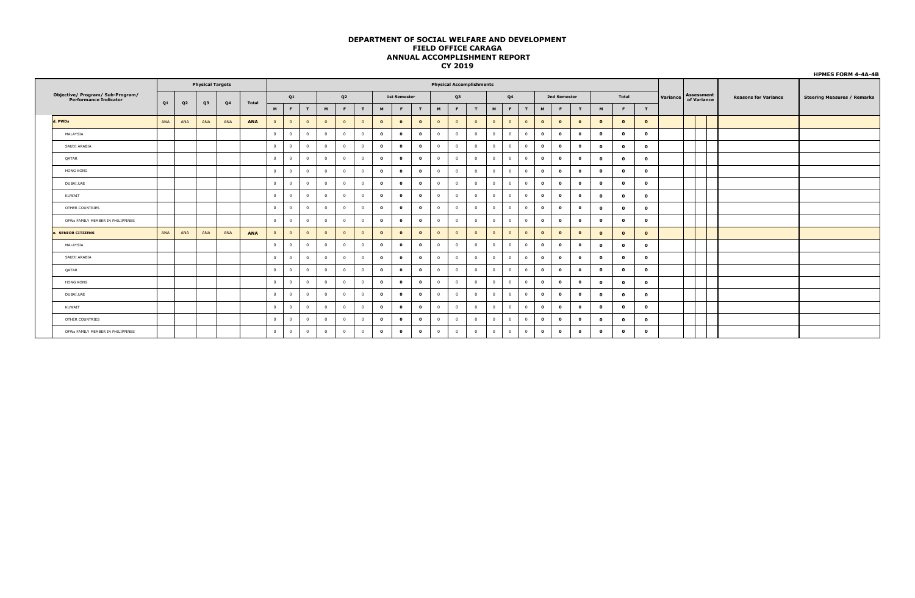# DEPARTMENT OF SOCIAL WELFARE AND DEVELOPMENT
## FIELD OFFICE CARAGA
## ANNUAL ACCOMPLISHMENT REPORT
## CY 2019

**HPMES FORM 4-4A-4B**

| Objective/ Program/ Sub-Program/ Performance Indicator | Physical Targets | | | | | Physical Accomplishments | | | | | | | | | | | | | | | | | | | | | | | | | | | Variance | Assessment of Variance | Reasons for Variance | Steering Measures / Remarks |
|---|---|---|---|---|---|---|---|---|---|---|---|---|---|---|---|---|---|---|---|---|---|---|---|---|---|---|---|---|---|---|---|---|---|---|---|---|
| | Q1 | Q2 | Q3 | Q4 | Total | Q1 | | | Q2 | | | 1st Semester | | | Q3 | | | Q4 | | | 2nd Semester | | | Total | | | | | | |
| | | | | | | M | F | T | M | F | T | M | F | T | M | F | T | M | F | T | M | F | T | M | F | T | | | | |
| **d. PWDs** | ANA | ANA | ANA | ANA | **ANA** | 0 | 0 | 0 | 0 | 0 | 0 | **0** | **0** | **0** | 0 | 0 | 0 | 0 | 0 | 0 | **0** | **0** | **0** | **0** | **0** | **0** | | | | |
| MALAYSIA | | | | | | 0 | 0 | 0 | 0 | 0 | 0 | **0** | **0** | **0** | 0 | 0 | 0 | 0 | 0 | 0 | **0** | **0** | **0** | **0** | **0** | **0** | | | | |
| SAUDI ARABIA | | | | | | 0 | 0 | 0 | 0 | 0 | 0 | **0** | **0** | **0** | 0 | 0 | 0 | 0 | 0 | 0 | **0** | **0** | **0** | **0** | **0** | **0** | | | | |
| QATAR | | | | | | 0 | 0 | 0 | 0 | 0 | 0 | **0** | **0** | **0** | 0 | 0 | 0 | 0 | 0 | 0 | **0** | **0** | **0** | **0** | **0** | **0** | | | | |
| HONG KONG | | | | | | 0 | 0 | 0 | 0 | 0 | 0 | **0** | **0** | **0** | 0 | 0 | 0 | 0 | 0 | 0 | **0** | **0** | **0** | **0** | **0** | **0** | | | | |
| DUBAI,UAE | | | | | | 0 | 0 | 0 | 0 | 0 | 0 | **0** | **0** | **0** | 0 | 0 | 0 | 0 | 0 | 0 | **0** | **0** | **0** | **0** | **0** | **0** | | | | |
| KUWAIT | | | | | | 0 | 0 | 0 | 0 | 0 | 0 | **0** | **0** | **0** | 0 | 0 | 0 | 0 | 0 | 0 | **0** | **0** | **0** | **0** | **0** | **0** | | | | |
| OTHER COUNTRIES | | | | | | 0 | 0 | 0 | 0 | 0 | 0 | **0** | **0** | **0** | 0 | 0 | 0 | 0 | 0 | 0 | **0** | **0** | **0** | **0** | **0** | **0** | | | | |
| OFWs FAMILY MEMBER IN PHILIPPINES | | | | | | 0 | 0 | 0 | 0 | 0 | 0 | **0** | **0** | **0** | 0 | 0 | 0 | 0 | 0 | 0 | **0** | **0** | **0** | **0** | **0** | **0** | | | | |
| **e. SENIOR CITIZENS** | ANA | ANA | ANA | ANA | **ANA** | 0 | 0 | 0 | 0 | 0 | 0 | **0** | **0** | **0** | 0 | 0 | 0 | 0 | 0 | 0 | **0** | **0** | **0** | **0** | **0** | **0** | | | | |
| MALAYSIA | | | | | | 0 | 0 | 0 | 0 | 0 | 0 | **0** | **0** | **0** | 0 | 0 | 0 | 0 | 0 | 0 | **0** | **0** | **0** | **0** | **0** | **0** | | | | |
| SAUDI ARABIA | | | | | | 0 | 0 | 0 | 0 | 0 | 0 | **0** | **0** | **0** | 0 | 0 | 0 | 0 | 0 | 0 | **0** | **0** | **0** | **0** | **0** | **0** | | | | |
| QATAR | | | | | | 0 | 0 | 0 | 0 | 0 | 0 | **0** | **0** | **0** | 0 | 0 | 0 | 0 | 0 | 0 | **0** | **0** | **0** | **0** | **0** | **0** | | | | |
| HONG KONG | | | | | | 0 | 0 | 0 | 0 | 0 | 0 | **0** | **0** | **0** | 0 | 0 | 0 | 0 | 0 | 0 | **0** | **0** | **0** | **0** | **0** | **0** | | | | |
| DUBAI,UAE | | | | | | 0 | 0 | 0 | 0 | 0 | 0 | **0** | **0** | **0** | 0 | 0 | 0 | 0 | 0 | 0 | **0** | **0** | **0** | **0** | **0** | **0** | | | | |
| KUWAIT | | | | | | 0 | 0 | 0 | 0 | 0 | 0 | **0** | **0** | **0** | 0 | 0 | 0 | 0 | 0 | 0 | **0** | **0** | **0** | **0** | **0** | **0** | | | | |
| OTHER COUNTRIES | | | | | | 0 | 0 | 0 | 0 | 0 | 0 | **0** | **0** | **0** | 0 | 0 | 0 | 0 | 0 | 0 | **0** | **0** | **0** | **0** | **0** | **0** | | | | |
| OFWs FAMILY MEMBER IN PHILIPPINES | | | | | | 0 | 0 | 0 | 0 | 0 | 0 | **0** | **0** | **0** | 0 | 0 | 0 | 0 | 0 | 0 | **0** | **0** | **0** | **0** | **0** | **0** | | | | |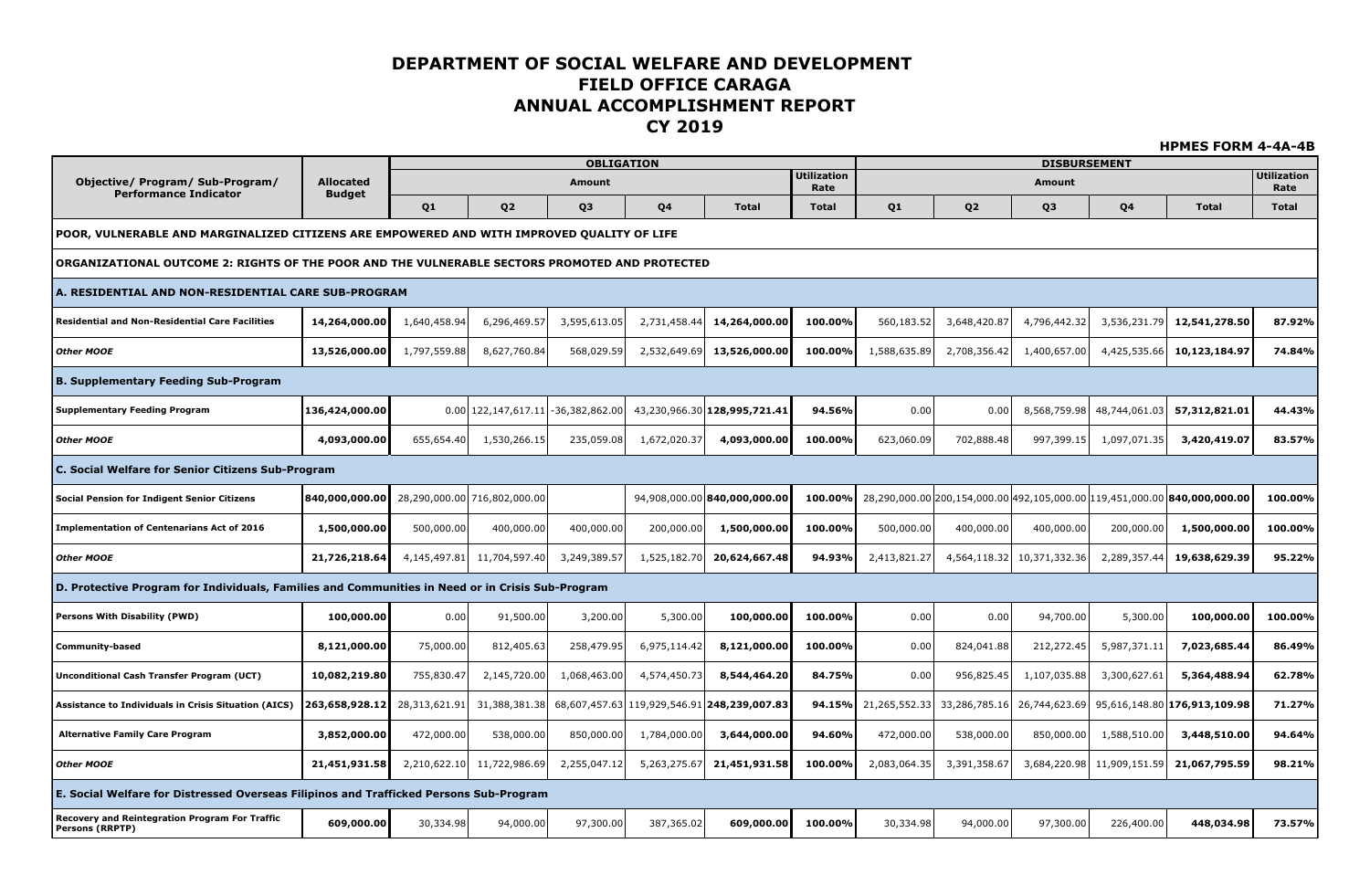# DEPARTMENT OF SOCIAL WELFARE AND DEVELOPMENT
# FIELD OFFICE CARAGA
# ANNUAL ACCOMPLISHMENT REPORT
# CY 2019

**HPMES FORM 4-4A-4B**

| Objective/ Program/ Sub-Program/ Performance Indicator | Allocated Budget | OBLIGATION | | | | | | DISBURSEMENT | | | | | |
|---|---|---|---|---|---|---|---|---|---|---|---|---|---|
| | | Amount | | | | | Utilization Rate | Amount | | | | | Utilization Rate |
| | | Q1 | Q2 | Q3 | Q4 | Total | Total | Q1 | Q2 | Q3 | Q4 | Total | Total |
| **POOR, VULNERABLE AND MARGINALIZED CITIZENS ARE EMPOWERED AND WITH IMPROVED QUALITY OF LIFE** | | | | | | | | | | | | | |
| **ORGANIZATIONAL OUTCOME 2: RIGHTS OF THE POOR AND THE VULNERABLE SECTORS PROMOTED AND PROTECTED** | | | | | | | | | | | | | |
| **A. RESIDENTIAL AND NON-RESIDENTIAL CARE SUB-PROGRAM** | | | | | | | | | | | | | |
| **Residential and Non-Residential Care Facilities** | **14,264,000.00** | 1,640,458.94 | 6,296,469.57 | 3,595,613.05 | 2,731,458.44 | **14,264,000.00** | **100.00%** | 560,183.52 | 3,648,420.87 | 4,796,442.32 | 3,536,231.79 | **12,541,278.50** | **87.92%** |
| ***Other MOOE*** | **13,526,000.00** | 1,797,559.88 | 8,627,760.84 | 568,029.59 | 2,532,649.69 | **13,526,000.00** | **100.00%** | 1,588,635.89 | 2,708,356.42 | 1,400,657.00 | 4,425,535.66 | **10,123,184.97** | **74.84%** |
| **B. Supplementary Feeding Sub-Program** | | | | | | | | | | | | | |
| **Supplementary Feeding Program** | **136,424,000.00** | 0.00 | 122,147,617.11 | -36,382,862.00 | 43,230,966.30 | **128,995,721.41** | **94.56%** | 0.00 | 0.00 | 8,568,759.98 | 48,744,061.03 | **57,312,821.01** | **44.43%** |
| ***Other MOOE*** | **4,093,000.00** | 655,654.40 | 1,530,266.15 | 235,059.08 | 1,672,020.37 | **4,093,000.00** | **100.00%** | 623,060.09 | 702,888.48 | 997,399.15 | 1,097,071.35 | **3,420,419.07** | **83.57%** |
| **C. Social Welfare for Senior Citizens Sub-Program** | | | | | | | | | | | | | |
| **Social Pension for Indigent Senior Citizens** | **840,000,000.00** | 28,290,000.00 | 716,802,000.00 | | 94,908,000.00 | **840,000,000.00** | **100.00%** | 28,290,000.00 | 200,154,000.00 | 492,105,000.00 | 119,451,000.00 | **840,000,000.00** | **100.00%** |
| **Implementation of Centenarians Act of 2016** | **1,500,000.00** | 500,000.00 | 400,000.00 | 400,000.00 | 200,000.00 | **1,500,000.00** | **100.00%** | 500,000.00 | 400,000.00 | 400,000.00 | 200,000.00 | **1,500,000.00** | **100.00%** |
| ***Other MOOE*** | **21,726,218.64** | 4,145,497.81 | 11,704,597.40 | 3,249,389.57 | 1,525,182.70 | **20,624,667.48** | **94.93%** | 2,413,821.27 | 4,564,118.32 | 10,371,332.36 | 2,289,357.44 | **19,638,629.39** | **95.22%** |
| **D. Protective Program for Individuals, Families and Communities in Need or in Crisis Sub-Program** | | | | | | | | | | | | | |
| **Persons With Disability (PWD)** | **100,000.00** | 0.00 | 91,500.00 | 3,200.00 | 5,300.00 | **100,000.00** | **100.00%** | 0.00 | 0.00 | 94,700.00 | 5,300.00 | **100,000.00** | **100.00%** |
| **Community-based** | **8,121,000.00** | 75,000.00 | 812,405.63 | 258,479.95 | 6,975,114.42 | **8,121,000.00** | **100.00%** | 0.00 | 824,041.88 | 212,272.45 | 5,987,371.11 | **7,023,685.44** | **86.49%** |
| **Unconditional Cash Transfer Program (UCT)** | **10,082,219.80** | 755,830.47 | 2,145,720.00 | 1,068,463.00 | 4,574,450.73 | **8,544,464.20** | **84.75%** | 0.00 | 956,825.45 | 1,107,035.88 | 3,300,627.61 | **5,364,488.94** | **62.78%** |
| **Assistance to Individuals in Crisis Situation (AICS)** | **263,658,928.12** | 28,313,621.91 | 31,388,381.38 | 68,607,457.63 | 119,929,546.91 | **248,239,007.83** | **94.15%** | 21,265,552.33 | 33,286,785.16 | 26,744,623.69 | 95,616,148.80 | **176,913,109.98** | **71.27%** |
| **Alternative Family Care Program** | **3,852,000.00** | 472,000.00 | 538,000.00 | 850,000.00 | 1,784,000.00 | **3,644,000.00** | **94.60%** | 472,000.00 | 538,000.00 | 850,000.00 | 1,588,510.00 | **3,448,510.00** | **94.64%** |
| ***Other MOOE*** | **21,451,931.58** | 2,210,622.10 | 11,722,986.69 | 2,255,047.12 | 5,263,275.67 | **21,451,931.58** | **100.00%** | 2,083,064.35 | 3,391,358.67 | 3,684,220.98 | 11,909,151.59 | **21,067,795.59** | **98.21%** |
| **E. Social Welfare for Distressed Overseas Filipinos and Trafficked Persons Sub-Program** | | | | | | | | | | | | | |
| **Recovery and Reintegration Program For Traffic Persons (RRPTP)** | **609,000.00** | 30,334.98 | 94,000.00 | 97,300.00 | 387,365.02 | **609,000.00** | **100.00%** | 30,334.98 | 94,000.00 | 97,300.00 | 226,400.00 | **448,034.98** | **73.57%** |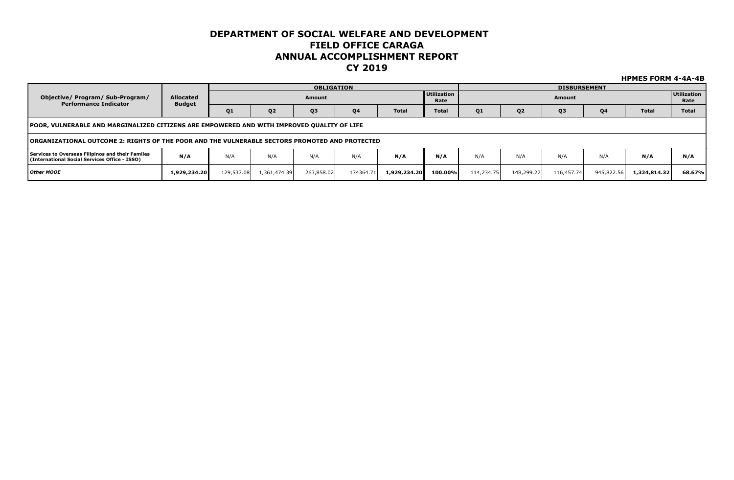# DEPARTMENT OF SOCIAL WELFARE AND DEVELOPMENT
# FIELD OFFICE CARAGA
# ANNUAL ACCOMPLISHMENT REPORT
# CY 2019

**HPMES FORM 4-4A-4B**

| Objective/ Program/ Sub-Program/ Performance Indicator | Allocated Budget | OBLIGATION | | | | | | DISBURSEMENT | | | | | |
|---|---|---|---|---|---|---|---|---|---|---|---|---|---|
| | | Amount | | | | | Utilization Rate | Amount | | | | | Utilization Rate |
| | | Q1 | Q2 | Q3 | Q4 | Total | Total | Q1 | Q2 | Q3 | Q4 | Total | Total |
| **POOR, VULNERABLE AND MARGINALIZED CITIZENS ARE EMPOWERED AND WITH IMPROVED QUALITY OF LIFE** | | | | | | | | | | | | | |
| **ORGANIZATIONAL OUTCOME 2: RIGHTS OF THE POOR AND THE VULNERABLE SECTORS PROMOTED AND PROTECTED** | | | | | | | | | | | | | |
| **Services to Overseas Filipinos and their Familes (International Social Services Office - ISSO)** | **N/A** | N/A | N/A | N/A | N/A | **N/A** | **N/A** | N/A | N/A | N/A | N/A | **N/A** | **N/A** |
| ***Other MOOE*** | **1,929,234.20** | 129,537.08 | 1,361,474.39 | 263,858.02 | 174364.71 | **1,929,234.20** | **100.00%** | 114,234.75 | 148,299.27 | 116,457.74 | 945,822.56 | **1,324,814.32** | **68.67%** |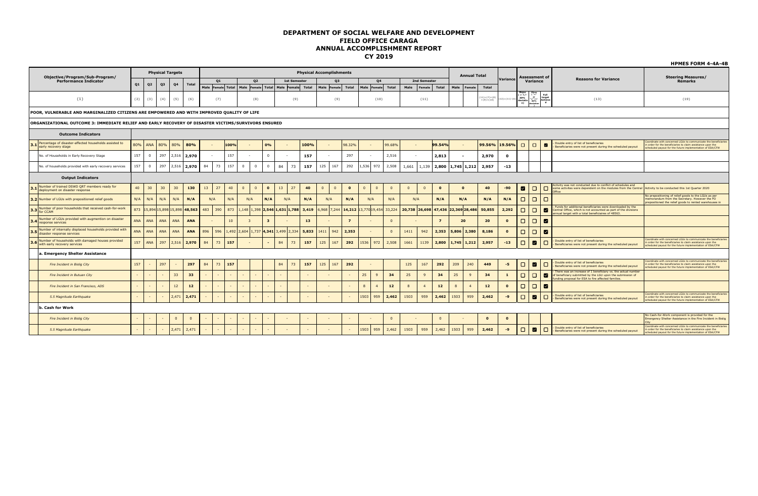# DEPARTMENT OF SOCIAL WELFARE AND DEVELOPMENT
## FIELD OFFICE CARAGA
## ANNUAL ACCOMPLISHMENT REPORT
## CY 2019

**HPMES FORM 4-4A-4B**

| | Objective/Program/Sub-Program/ Performance Indicator | Physical Targets | | | | | Physical Accomplishments | | | | | | | | | | | | | | | | | | | | | | | | Annual Total | | | Variance | Assessment of Variance | | | Reasons for Variance | Steering Measures/ Remarks |
|---|---|---|---|---|---|---|---|---|---|---|---|---|---|---|---|---|---|---|---|---|---|---|---|---|---|---|---|---|---|---|---|---|---|---|---|---|---|---|---|
| | | Q1 | Q2 | Q3 | Q4 | Total | Q1 | | | Q2 | | | 1st Semester | | | Q3 | | | Q4 | | | 2nd Semester | | | | | | | | | | | | | | | | | |
| | | | | | | | Male | Female | Total | Male | Female | Total | Male | Female | Total | Male | Female | Total | Male | Female | Total | Male | Female | Total | | | | | | | Male | Female | Total | | Major (>+/- 30% deviation) | Minor (<+/- 30% deviation) | Full target Achieved | | |
| | (1) | (2) | (3) | (4) | (5) | (6) | (7) | | | (8) | | | (9) | | | (9) | | | (10) | | | (11) | | | | | | | | | | | (11)=(7)+(8)+(9)+(10) | (12)=(11)-(6) | | | | (13) | (19) |
| **POOR, VULNERABLE AND MARGINALIZED CITIZENS ARE EMPOWERED AND WITH IMPROVED QUALITY OF LIFE** | | | | | | | | | | | | | | | | | | | | | | | | | | | | | | | | | | | | | | | |
| **ORGANIZATIONAL OUTCOME 3: IMMEDIATE RELIEF AND EARLY RECOVERY OF DISASTER VICTIMS/SURVIVORS ENSURED** | | | | | | | | | | | | | | | | | | | | | | | | | | | | | | | | | | | | | | | |
| **Outcome Indicators** | | | | | | | | | | | | | | | | | | | | | | | | | | | | | | | | | | | | | | | |
| **3.1** | Percentage of disaster-affected households assisted to early recovery stage | 80% | ANA | 80% | 80% | **80%** | - | | **100%** | - | | **0%** | - | | **100%** | - | | 98.32% | - | | 99.68% | - | | **99.54%** | | | | | | | - | | **99.56%** | **19.56%** | ☐ | ☐ | ☑ | - Double entry of list of beneficiaries<br>- Beneficiaries were not present during the scheduled payout | Coordinate with concerned LGUs to communicate the beneficiaries in order for the beneficiaries to claim assistance upon the scheduled payout for the future implementation of ESA/CFW |
| | No. of Households in Early Recovery Stage | 157 | 0 | 297 | 2,516 | **2,970** | - | | 157 | - | | 0 | - | | **157** | - | | 297 | - | | 2,516 | - | | **2,813** | | | | | | | - | | **2,970** | **0** | | | | | |
| | No. of households provided with early recovery services | 157 | 0 | 297 | 2,516 | **2,970** | 84 | 73 | 157 | 0 | 0 | 0 | 84 | 73 | **157** | 125 | 167 | 292 | 1,536 | 972 | 2,508 | 1,661 | 1,139 | **2,800** | | | | | | | **1,745** | **1,212** | **2,957** | **-13** | | | | | |
| **Output Indicators** | | | | | | | | | | | | | | | | | | | | | | | | | | | | | | | | | | | | | | | |
| **3.1** | Number of trained DSWD QRT members ready for deployment on disaster response | 40 | 30 | 30 | 30 | **130** | 13 | 27 | 40 | 0 | 0 | **0** | 13 | 27 | **40** | 0 | 0 | **0** | 0 | 0 | 0 | 0 | 0 | **0** | | | | | | | **0** | | **40** | **-90** | ☑ | ☐ | ☐ | Activity was not conducted due to conflict of schedules and some activites were dependent on the modules from the Central Office | Activity to be conducted this 1st Quarter 2020 |
| **3.2** | Number of LGUs with prepositioned relief goods | N/A | N/A | N/A | N/A | **N/A** | N/A | | N/A | N/A | | **N/A** | N/A | | **N/A** | N/A | | **N/A** | N/A | | N/A | N/A | | **N/A** | | | | | | | **N/A** | | **N/A** | **N/A** | ☐ | ☐ | ☐ | | No prepositioning of relief goods to the LGUs as per memorandum from the Secretary. However the FO prepositioned the relief goods to rented warehouses in |
| **3.3** | Number of poor households that received cash-for-work for CCAM | 873 | 15,894 | 15,898 | 15,898 | **48,563** | 483 | 390 | 873 | 1,148 | 1,398 | **2,546** | 1,631 | 1,788 | **3,419** | 6,968 | 7,244 | **14,212** | 13,770 | 19,454 | 33,224 | **20,738** | **26,698** | **47,436** | | | | | | | **22,369** | **28,486** | **50,855** | **2,292** | ☐ | ☐ | ☑ | - Funds for additional beneficiaries were downloaded by the Central Office, which is not accounted as part of the divisions annual target with a total beneficiaires of 48563. | |
| **3.4** | Number of LGUs provided with augmention on disaster response services | ANA | ANA | ANA | ANA | **ANA** | - | | 10 | 3 | | **3** | - | | **13** | - | | **7** | - | | 0 | - | | **7** | | | | | | | **20** | | **20** | **0** | ☐ | ☐ | ☑ | | |
| **3.5** | Number of internally displaced households provided with disaster response services | ANA | ANA | ANA | ANA | **ANA** | 896 | 596 | 1,492 | 2,604 | 1,737 | **4,341** | 3,499 | 2,334 | **5,833** | 1411 | 942 | **2,353** | - | | 0 | 1411 | 942 | **2,353** | | | | | | | **5,806** | **2,380** | **8,186** | **0** | ☐ | ☐ | ☑ | | |
| **3.6** | Number of households with damaged houses provided with early recovery services | 157 | ANA | 297 | 2,516 | **2,970** | 84 | 73 | **157** | - | | **-** | 84 | 73 | **157** | 125 | 167 | **292** | 1536 | 972 | 2,508 | 1661 | 1139 | **2,800** | | | | | | | **1,745** | **1,212** | **2,957** | **-13** | ☐ | ☑ | ☐ | - Double entry of list of beneficiaries<br>- Beneficiaries were not present during the scheduled payout | Coordinate with concerned LGUs to communicate the beneficiaries in order for the beneficiaries to claim assistance upon the scheduled payout for the future implementation of ESA/CFW |
| | **a. Emergency Shelter Assistance** | | | | | | | | | | | | | | | | | | | | | | | | | | | | | | | | | | | | | | |
| | *Fire Incident in Bislig City* | 157 | - | 297 | - | **297** | 84 | 73 | **157** | | | | 84 | 73 | **157** | 125 | 167 | **292** | - | | | 125 | 167 | **292** | | | | | | | 209 | 240 | **449** | **-5** | ☐ | ☑ | ☐ | - Double entry of list of beneficiaries<br>- Beneficiaries were not present during the scheduled payout | Coordinate with concerned LGUs to communicate the beneficiaries in order for the beneficiaries to claim assistance upon the scheduled payout for the future implementation of ESA/CFW |
| | *Fire Incident in Butuan City* | - | - | - | 33 | **33** | - | - | - | - | - | - | - | | - | - | | - | 25 | 9 | **34** | 25 | 9 | **34** | | | | | | | 25 | 9 | **34** | **1** | ☐ | ☐ | ☑ | - There was an increase of 1 beneficiary vs. the actual number of beneficiary submitted by the LGU upon the submission of funding proposal for ESA to fire affected families. | |
| | *Fire Incident in San Francisco, ADS* | - | - | - | 12 | **12** | - | - | - | - | - | - | - | | - | - | | - | 8 | 4 | **12** | 8 | 4 | **12** | | | | | | | 8 | 4 | **12** | **0** | ☐ | ☐ | ☑ | | |
| | *5.5 Magnitude Earthquake* | - | - | - | 2,471 | **2,471** | - | - | - | - | - | - | - | | - | - | | - | 1503 | 959 | **2,462** | 1503 | 959 | **2,462** | | | | | | | 1503 | 959 | **2,462** | **-9** | ☐ | ☑ | ☐ | - Double entry of list of beneficiaries<br>- Beneficiaries were not present during the scheduled payout | Coordinate with concerned LGUs to communicate the beneficiaries in order for the beneficiaries to claim assistance upon the scheduled payout for the future implementation of ESA/CFW |
| | **b. Cash for Work** | | | | | | | | | | | | | | | | | | | | | | | | | | | | | | | | | | | | | | |
| | *Fire Incident in Bislig City* | - | - | - | 0 | 0 | - | - | - | - | - | - | - | | - | - | | - | - | | 0 | - | | 0 | | | | | | | - | | **0** | **0** | | | | | No Cash-for-Work component is provided for the Emergency Shelter Assistance in the Fire Incident in Bislig City |
| | *5.5 Magnitude Earthquake* | - | - | - | 2,471 | 2,471 | - | - | - | - | - | - | - | | - | - | | - | 1503 | 959 | 2,462 | 1503 | 959 | 2,462 | | | | | | | 1503 | 959 | **2,462** | **-9** | ☐ | ☑ | ☐ | - Double entry of list of beneficiaries<br>- Beneficiaries were not present during the scheduled payout | Coordinate with concerned LGUs to communicate the beneficiaries in order for the beneficiaries to claim assistance upon the scheduled payout for the future implementation of ESA/CFW |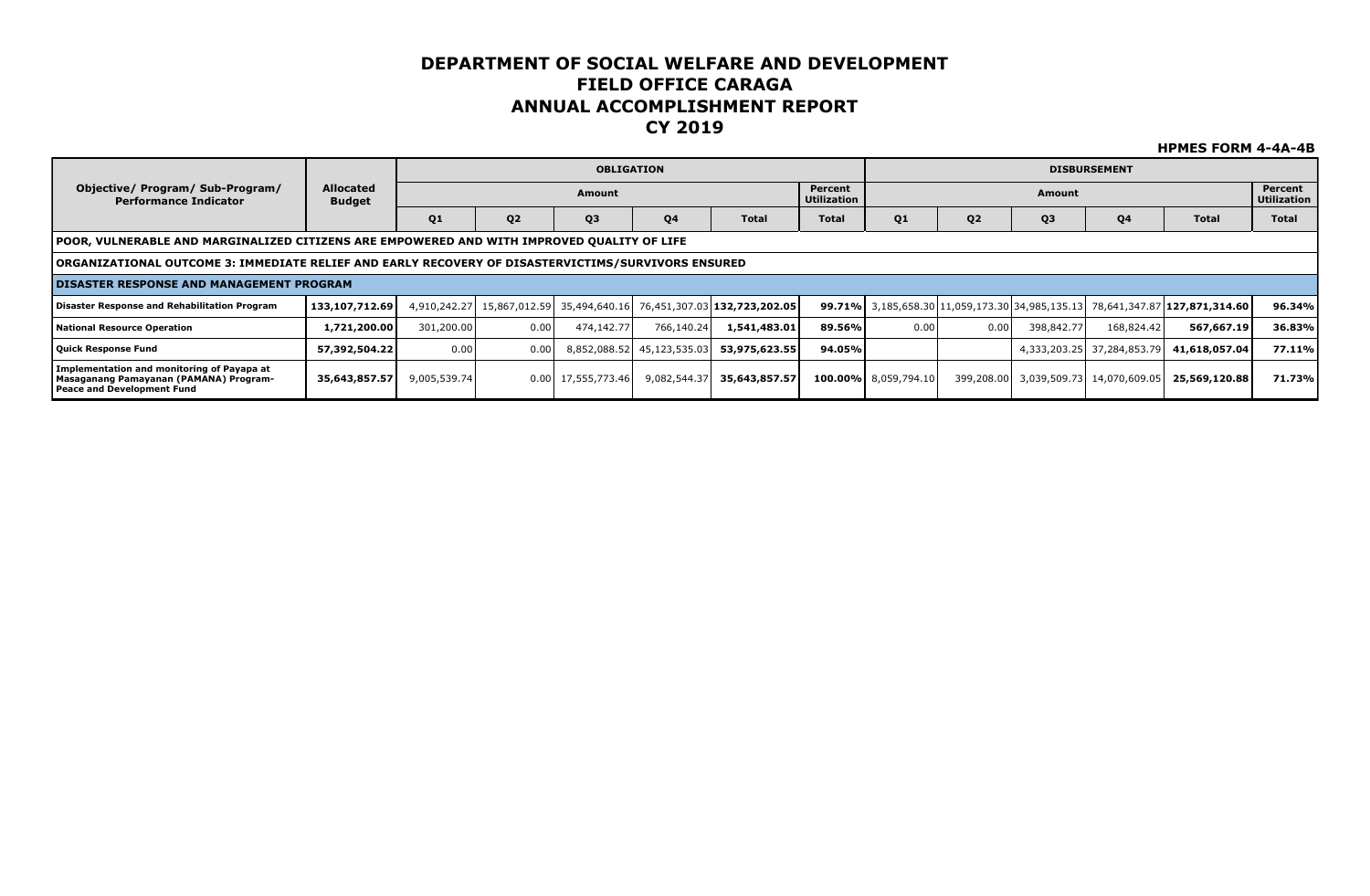# DEPARTMENT OF SOCIAL WELFARE AND DEVELOPMENT
# FIELD OFFICE CARAGA
# ANNUAL ACCOMPLISHMENT REPORT
# CY 2019

**HPMES FORM 4-4A-4B**

| Objective/ Program/ Sub-Program/ Performance Indicator | Allocated Budget | OBLIGATION | | | | | | DISBURSEMENT | | | | | |
|---|---|---|---|---|---|---|---|---|---|---|---|---|---|
| | | Amount | | | | | Percent Utilization | Amount | | | | | Percent Utilization |
| | | Q1 | Q2 | Q3 | Q4 | Total | Total | Q1 | Q2 | Q3 | Q4 | Total | Total |
| **POOR, VULNERABLE AND MARGINALIZED CITIZENS ARE EMPOWERED AND WITH IMPROVED QUALITY OF LIFE** | | | | | | | | | | | | | |
| **ORGANIZATIONAL OUTCOME 3: IMMEDIATE RELIEF AND EARLY RECOVERY OF DISASTERVICTIMS/SURVIVORS ENSURED** | | | | | | | | | | | | | |
| **DISASTER RESPONSE AND MANAGEMENT PROGRAM** | | | | | | | | | | | | | |
| **Disaster Response and Rehabilitation Program** | **133,107,712.69** | 4,910,242.27 | 15,867,012.59 | 35,494,640.16 | 76,451,307.03 | **132,723,202.05** | **99.71%** | 3,185,658.30 | 11,059,173.30 | 34,985,135.13 | 78,641,347.87 | **127,871,314.60** | **96.34%** |
| **National Resource Operation** | **1,721,200.00** | 301,200.00 | 0.00 | 474,142.77 | 766,140.24 | **1,541,483.01** | **89.56%** | 0.00 | 0.00 | 398,842.77 | 168,824.42 | **567,667.19** | **36.83%** |
| **Quick Response Fund** | **57,392,504.22** | 0.00 | 0.00 | 8,852,088.52 | 45,123,535.03 | **53,975,623.55** | **94.05%** | | | 4,333,203.25 | 37,284,853.79 | **41,618,057.04** | **77.11%** |
| **Implementation and monitoring of Payapa at Masaganang Pamayanan (PAMANA) Program-Peace and Development Fund** | **35,643,857.57** | 9,005,539.74 | 0.00 | 17,555,773.46 | 9,082,544.37 | **35,643,857.57** | **100.00%** | 8,059,794.10 | 399,208.00 | 3,039,509.73 | 14,070,609.05 | **25,569,120.88** | **71.73%** |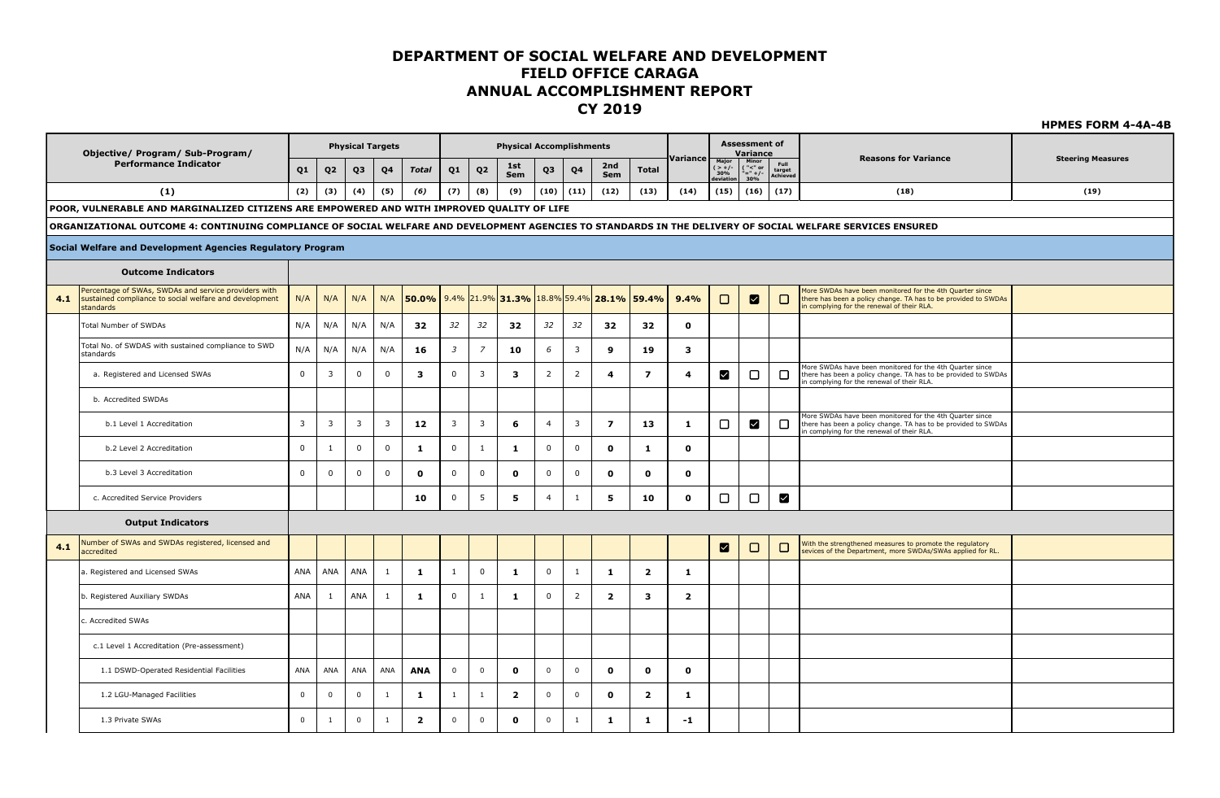# DEPARTMENT OF SOCIAL WELFARE AND DEVELOPMENT
## FIELD OFFICE CARAGA
## ANNUAL ACCOMPLISHMENT REPORT
## CY 2019

**HPMES FORM 4-4A-4B**

| | Objective/ Program/ Sub-Program/ Performance Indicator | Physical Targets | | | | | Physical Accomplishments | | | | | | | Variance | Assessment of Variance | | | Reasons for Variance | Steering Measures |
|---|---|---|---|---|---|---|---|---|---|---|---|---|---|---|---|---|---|---|---|
| | | Q1 | Q2 | Q3 | Q4 | Total | Q1 | Q2 | 1st Sem | Q3 | Q4 | 2nd Sem | Total | | Major ( > +/- 30% deviation | Minor ( "<" or "=" +/- 30% | Full target Achieved | | |
| | (1) | (2) | (3) | (4) | (5) | (6) | (7) | (8) | (9) | (10) | (11) | (12) | (13) | (14) | (15) | (16) | (17) | (18) | (19) |
| **POOR, VULNERABLE AND MARGINALIZED CITIZENS ARE EMPOWERED AND WITH IMPROVED QUALITY OF LIFE** | | | | | | | | | | | | | | | | | | | |
| **ORGANIZATIONAL OUTCOME 4: CONTINUING COMPLIANCE OF SOCIAL WELFARE AND DEVELOPMENT AGENCIES TO STANDARDS IN THE DELIVERY OF SOCIAL WELFARE SERVICES ENSURED** | | | | | | | | | | | | | | | | | | | |
| **Social Welfare and Development Agencies Regulatory Program** | | | | | | | | | | | | | | | | | | | |
| | **Outcome Indicators** | | | | | | | | | | | | | | | | | | |
| **4.1** | Percentage of SWAs, SWDAs and service providers with sustained compliance to social welfare and development standards | N/A | N/A | N/A | N/A | **50.0%** | 9.4% | 21.9% | **31.3%** | 18.8% | 59.4% | **28.1%** | **59.4%** | **9.4%** | ☐ | ☑ | ☐ | More SWDAs have been monitored for the 4th Quarter since there has been a policy change. TA has to be provided to SWDAs in complying for the renewal of their RLA. | |
| | Total Number of SWDAs | N/A | N/A | N/A | N/A | **32** | 32 | 32 | **32** | 32 | 32 | **32** | **32** | **0** | | | | | |
| | Total No. of SWDAS with sustained compliance to SWD standards | N/A | N/A | N/A | N/A | **16** | 3 | 7 | **10** | 6 | 3 | **9** | **19** | **3** | | | | | |
| | a. Registered and Licensed SWAs | 0 | 3 | 0 | 0 | **3** | 0 | 3 | **3** | 2 | 2 | **4** | **7** | **4** | ☑ | ☐ | ☐ | More SWDAs have been monitored for the 4th Quarter since there has been a policy change. TA has to be provided to SWDAs in complying for the renewal of their RLA. | |
| | b. Accredited SWDAs | | | | | | | | | | | | | | | | | | |
| | b.1 Level 1 Accreditation | 3 | 3 | 3 | 3 | **12** | 3 | 3 | **6** | 4 | 3 | **7** | **13** | **1** | ☐ | ☑ | ☐ | More SWDAs have been monitored for the 4th Quarter since there has been a policy change. TA has to be provided to SWDAs in complying for the renewal of their RLA. | |
| | b.2 Level 2 Accreditation | 0 | 1 | 0 | 0 | **1** | 0 | 1 | **1** | 0 | 0 | **0** | **1** | **0** | | | | | |
| | b.3 Level 3 Accreditation | 0 | 0 | 0 | 0 | **0** | 0 | 0 | **0** | 0 | 0 | **0** | **0** | **0** | | | | | |
| | c. Accredited Service Providers | | | | | **10** | 0 | 5 | **5** | 4 | 1 | **5** | **10** | **0** | ☐ | ☐ | ☑ | | |
| | **Output Indicators** | | | | | | | | | | | | | | | | | | |
| **4.1** | Number of SWAs and SWDAs registered, licensed and accredited | | | | | | | | | | | | | | ☑ | ☐ | ☐ | With the strengthened measures to promote the regulatory sevices of the Department, more SWDAs/SWAs applied for RL. | |
| | a. Registered and Licensed SWAs | ANA | ANA | ANA | 1 | **1** | 1 | 0 | **1** | 0 | 1 | **1** | **2** | **1** | | | | | |
| | b. Registered Auxiliary SWDAs | ANA | 1 | ANA | 1 | **1** | 0 | 1 | **1** | 0 | 2 | **2** | **3** | **2** | | | | | |
| | c. Accredited SWAs | | | | | | | | | | | | | | | | | | |
| | c.1 Level 1 Accreditation (Pre-assessment) | | | | | | | | | | | | | | | | | | |
| | 1.1 DSWD-Operated Residential Facilities | ANA | ANA | ANA | ANA | **ANA** | 0 | 0 | **0** | 0 | 0 | **0** | **0** | **0** | | | | | |
| | 1.2 LGU-Managed Facilities | 0 | 0 | 0 | 1 | **1** | 1 | 1 | **2** | 0 | 0 | **0** | **2** | **1** | | | | | |
| | 1.3 Private SWAs | 0 | 1 | 0 | 1 | **2** | 0 | 0 | **0** | 0 | 1 | **1** | **1** | **-1** | | | | | |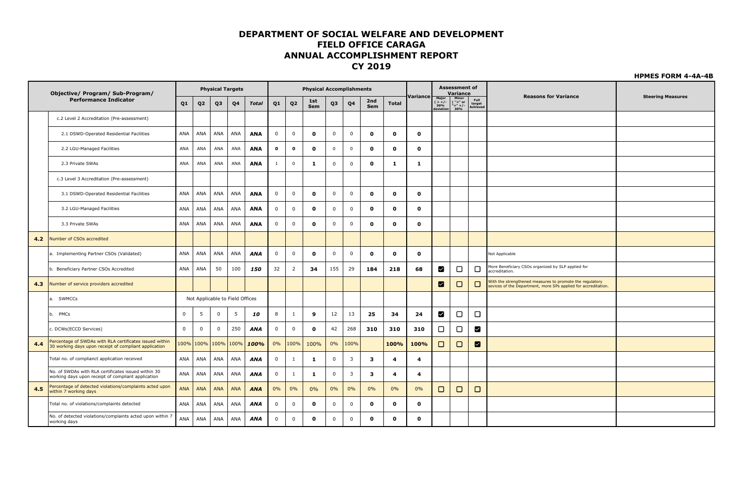# DEPARTMENT OF SOCIAL WELFARE AND DEVELOPMENT
## FIELD OFFICE CARAGA
## ANNUAL ACCOMPLISHMENT REPORT
## CY 2019

**HPMES FORM 4-4A-4B**

| | Objective/ Program/ Sub-Program/ Performance Indicator | Physical Targets | | | | | Physical Accomplishments | | | | | | | | Variance | Assessment of Variance | | | Reasons for Variance | Steering Measures |
|---|---|---|---|---|---|---|---|---|---|---|---|---|---|---|---|---|---|---|---|---|
| | | Q1 | Q2 | Q3 | Q4 | Total | Q1 | Q2 | 1st Sem | Q3 | Q4 | 2nd Sem | Total | | | Major ( > +/- 30% deviation | Minor ( "<" or "=" +/- 30% | Full target Achieved | | |
| | c.2 Level 2 Accreditation (Pre-assessment) | | | | | | | | | | | | | | | | | | | |
| | 2.1 DSWD-Operated Residential Facilities | ANA | ANA | ANA | ANA | ANA | 0 | 0 | 0 | 0 | 0 | 0 | 0 | | 0 | | | | | |
| | 2.2 LGU-Managed Facilities | ANA | ANA | ANA | ANA | ANA | 0 | 0 | 0 | 0 | 0 | 0 | 0 | | 0 | | | | | |
| | 2.3 Private SWAs | ANA | ANA | ANA | ANA | ANA | 1 | 0 | 1 | 0 | 0 | 0 | 1 | | 1 | | | | | |
| | c.3 Level 3 Accreditation (Pre-assessment) | | | | | | | | | | | | | | | | | | | |
| | 3.1 DSWD-Operated Residential Facilities | ANA | ANA | ANA | ANA | ANA | 0 | 0 | 0 | 0 | 0 | 0 | 0 | | 0 | | | | | |
| | 3.2 LGU-Managed Facilities | ANA | ANA | ANA | ANA | ANA | 0 | 0 | 0 | 0 | 0 | 0 | 0 | | 0 | | | | | |
| | 3.3 Private SWAs | ANA | ANA | ANA | ANA | ANA | 0 | 0 | 0 | 0 | 0 | 0 | 0 | | 0 | | | | | |
| 4.2 | Number of CSOs accredited | | | | | | | | | | | | | | | | | | | |
| | a. Implementing Partner CSOs (Validated) | ANA | ANA | ANA | ANA | ANA | 0 | 0 | 0 | 0 | 0 | 0 | 0 | | 0 | | | | Not Applicable | |
| | b. Beneficiary Partner CSOs Accredited | ANA | ANA | 50 | 100 | 150 | 32 | 2 | 34 | 155 | 29 | 184 | 218 | | 68 | ☑ | ☐ | ☐ | More Beneficiary CSOs organized by SLP applied for accreditation. | |
| 4.3 | Number of service providers accredited | | | | | | | | | | | | | | | ☑ | ☐ | ☐ | With the strengthened measures to promote the regulatory sevices of the Department, more SPs applied for accreditation. | |
| | a. SWMCCs | Not Applicable to Field Offices | | | | | | | | | | | | | | | | | | |
| | b. PMCs | 0 | 5 | 0 | 5 | 10 | 8 | 1 | 9 | 12 | 13 | 25 | 34 | | 24 | ☑ | ☐ | ☐ | | |
| | c. DCWs(ECCD Services) | 0 | 0 | 0 | 250 | ANA | 0 | 0 | 0 | 42 | 268 | 310 | 310 | | 310 | ☐ | ☐ | ☑ | | |
| 4.4 | Percentage of SWDAs with RLA certificates issued within 30 working days upon receipt of compliant application | 100% | 100% | 100% | 100% | 100% | 0% | 100% | 100% | 0% | 100% | | 100% | | 100% | ☐ | ☐ | ☑ | | |
| | Total no. of compliance application received | ANA | ANA | ANA | ANA | ANA | 0 | 1 | 1 | 0 | 3 | 3 | 4 | | 4 | | | | | |
| | No. of SWDAs with RLA certificates issued within 30 working days upon receipt of compliant application | ANA | ANA | ANA | ANA | ANA | 0 | 1 | 1 | 0 | 3 | 3 | 4 | | 4 | | | | | |
| 4.5 | Percentage of detected violations/complaints acted upon within 7 working days | ANA | ANA | ANA | ANA | ANA | 0% | 0% | 0% | 0% | 0% | 0% | 0% | | 0% | ☐ | ☐ | ☐ | | |
| | Total no. of violations/complaints detected | ANA | ANA | ANA | ANA | ANA | 0 | 0 | 0 | 0 | 0 | 0 | 0 | | 0 | | | | | |
| | No. of detected violations/complaints acted upon within 7 working days | ANA | ANA | ANA | ANA | ANA | 0 | 0 | 0 | 0 | 0 | 0 | 0 | | 0 | | | | | |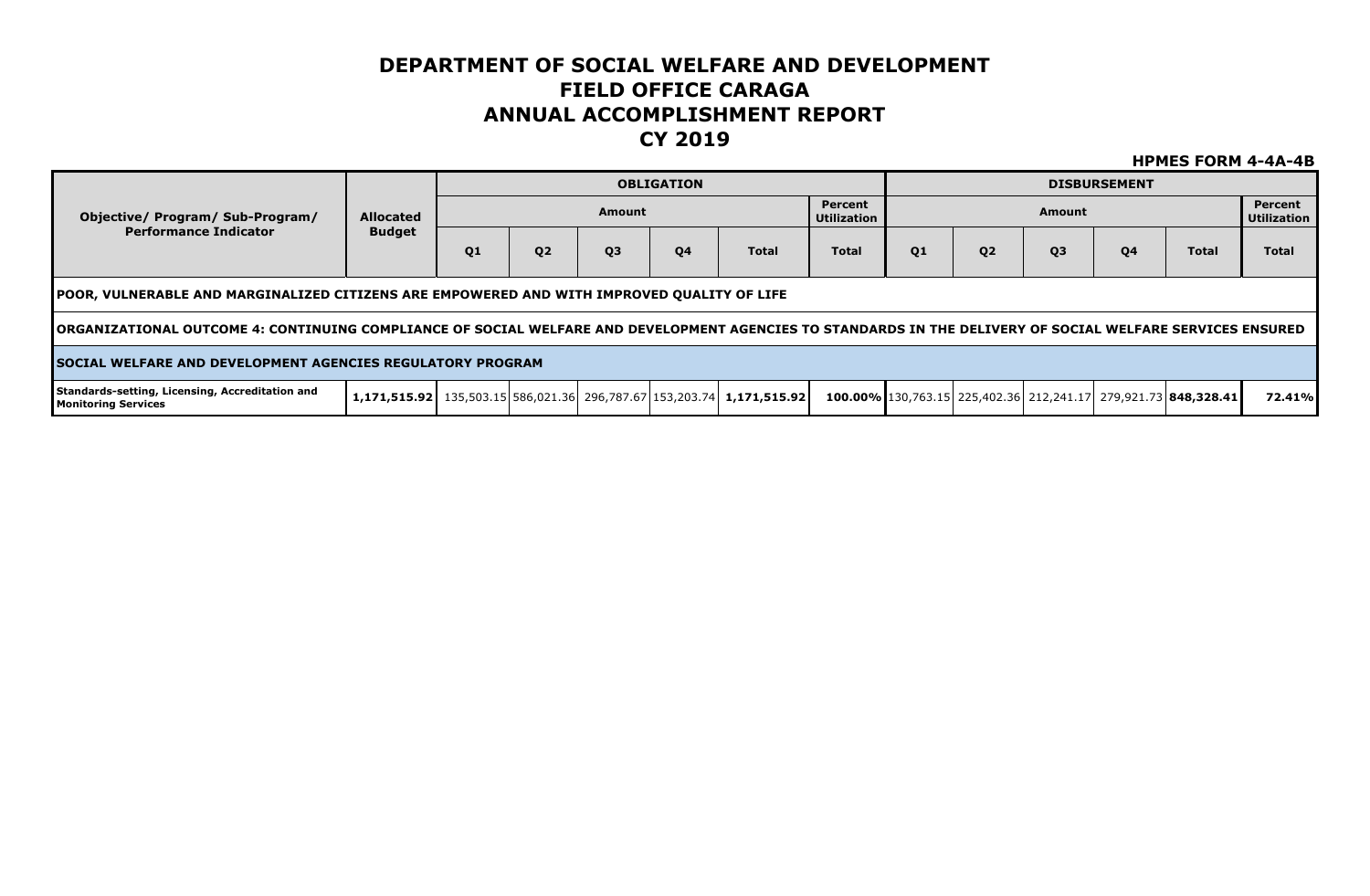# DEPARTMENT OF SOCIAL WELFARE AND DEVELOPMENT
# FIELD OFFICE CARAGA
# ANNUAL ACCOMPLISHMENT REPORT
# CY 2019

**HPMES FORM 4-4A-4B**

| Objective/ Program/ Sub-Program/ Performance Indicator | Allocated Budget | OBLIGATION | | | | | | DISBURSEMENT | | | | | |
|---|---|---|---|---|---|---|---|---|---|---|---|---|---|
| | | Amount | | | | | Percent Utilization | Amount | | | | | Percent Utilization |
| | | Q1 | Q2 | Q3 | Q4 | Total | Total | Q1 | Q2 | Q3 | Q4 | Total | Total |
| **POOR, VULNERABLE AND MARGINALIZED CITIZENS ARE EMPOWERED AND WITH IMPROVED QUALITY OF LIFE** | | | | | | | | | | | | | |
| **ORGANIZATIONAL OUTCOME 4: CONTINUING COMPLIANCE OF SOCIAL WELFARE AND DEVELOPMENT AGENCIES TO STANDARDS IN THE DELIVERY OF SOCIAL WELFARE SERVICES ENSURED** | | | | | | | | | | | | | |
| **SOCIAL WELFARE AND DEVELOPMENT AGENCIES REGULATORY PROGRAM** | | | | | | | | | | | | | |
| **Standards-setting, Licensing, Accreditation and Monitoring Services** | **1,171,515.92** | 135,503.15 | 586,021.36 | 296,787.67 | 153,203.74 | **1,171,515.92** | **100.00%** | 130,763.15 | 225,402.36 | 212,241.17 | 279,921.73 | **848,328.41** | **72.41%** |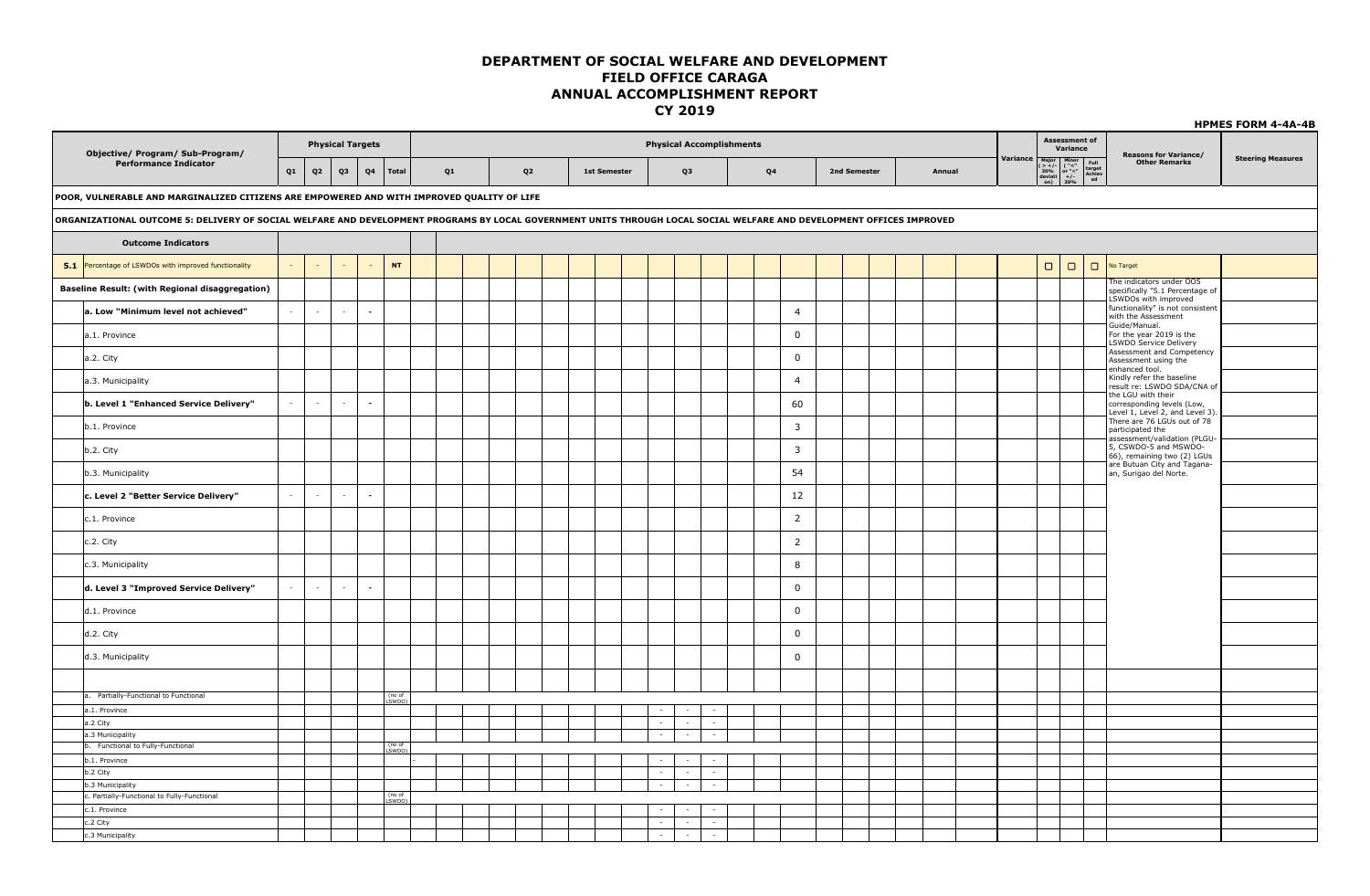# DEPARTMENT OF SOCIAL WELFARE AND DEVELOPMENT
## FIELD OFFICE CARAGA
## ANNUAL ACCOMPLISHMENT REPORT
## CY 2019

**HPMES FORM 4-4A-4B**

| Objective/ Program/ Sub-Program/ Performance Indicator | Physical Targets | | | | | Physical Accomplishments | | | | | | | Variance | Assessment of Variance | | | Reasons for Variance/ Other Remarks | Steering Measures |
|---|---|---|---|---|---|---|---|---|---|---|---|---|---|---|---|---|---|---|
| | Q1 | Q2 | Q3 | Q4 | Total | Q1 | Q2 | 1st Semester | Q3 | Q4 | 2nd Semester | Annual | | Major ( > +/- 30% deviation) | Minor ( "<" or "=" +/- 30% | Full target Achieved | | |
| **POOR, VULNERABLE AND MARGINALIZED CITIZENS ARE EMPOWERED AND WITH IMPROVED QUALITY OF LIFE** | | | | | | | | | | | | | | | | | | |
| **ORGANIZATIONAL OUTCOME 5: DELIVERY OF SOCIAL WELFARE AND DEVELOPMENT PROGRAMS BY LOCAL GOVERNMENT UNITS THROUGH LOCAL SOCIAL WELFARE AND DEVELOPMENT OFFICES IMPROVED** | | | | | | | | | | | | | | | | | | |
| **Outcome Indicators** | | | | | | | | | | | | | | | | | | |
| **5.1** Percentage of LSWDOs with improved functionality | - | - | - | - | **NT** | | | | | | | | | ☐ | ☐ | ☐ | No Target | |
| **Baseline Result: (with Regional disaggregation)** | | | | | | | | | | | | | | | | | The indicators under OO5 specifically "5.1 Percentage of LSWDOs with improved functionality" is not consistent with the Assessment Guide/Manual. For the year 2019 is the LSWDO Service Delivery Assessment and Competency Assessment using the enhanced tool. Kindly refer the baseline result re: LSWDO SDA/CNA of the LGU with their corresponding levels (Low, Level 1, Level 2, and Level 3). There are 76 LGUs out of 78 participated the assessment/validation (PLGU-5, CSWDO-5 and MSWDO-66), remaining two (2) LGUs are Butuan City and Tagana-an, Surigao del Norte. | |
| **a. Low "Minimum level not achieved"** | - | - | - | - | | | | | | 4 | | | | | | | | |
| a.1. Province | | | | | | | | | | 0 | | | | | | | | |
| a.2. City | | | | | | | | | | 0 | | | | | | | | |
| a.3. Municipality | | | | | | | | | | 4 | | | | | | | | |
| **b. Level 1 "Enhanced Service Delivery"** | - | - | - | - | | | | | | 60 | | | | | | | | |
| b.1. Province | | | | | | | | | | 3 | | | | | | | | |
| b.2. City | | | | | | | | | | 3 | | | | | | | | |
| b.3. Municipality | | | | | | | | | | 54 | | | | | | | | |
| **c. Level 2 "Better Service Delivery"** | - | - | - | - | | | | | | 12 | | | | | | | | |
| c.1. Province | | | | | | | | | | 2 | | | | | | | | |
| c.2. City | | | | | | | | | | 2 | | | | | | | | |
| c.3. Municipality | | | | | | | | | | 8 | | | | | | | | |
| **d. Level 3 "Improved Service Delivery"** | - | - | - | - | | | | | | 0 | | | | | | | | |
| d.1. Province | | | | | | | | | | 0 | | | | | | | | |
| d.2. City | | | | | | | | | | 0 | | | | | | | | |
| d.3. Municipality | | | | | | | | | | 0 | | | | | | | | |
| | | | | | | | | | | | | | | | | | | |
| a. Partially-Functional to Functional | | | | | (no of LSWDO) | | | | | | | | | | | | | |
| a.1. Province | | | | | | | | | - | | | | | | | | | |
| a.2 City | | | | | | | | | - | | | | | | | | | |
| a.3 Municipality | | | | | | | | | - | | | | | | | | | |
| b. Functional to Fully-Functional | | | | | (no of LSWDO) | | | | | | | | | | | | | |
| b.1. Province | | | | | | - | | | - | | | | | | | | | |
| b.2 City | | | | | | | | | - | | | | | | | | | |
| b.3 Municipality | | | | | | | | | - | | | | | | | | | |
| c. Partially-Functional to Fully-Functional | | | | | (no of LSWDO) | | | | | | | | | | | | | |
| c.1. Province | | | | | | | | | - | | | | | | | | | |
| c.2 City | | | | | | | | | - | | | | | | | | | |
| c.3 Municipality | | | | | | | | | - | | | | | | | | | |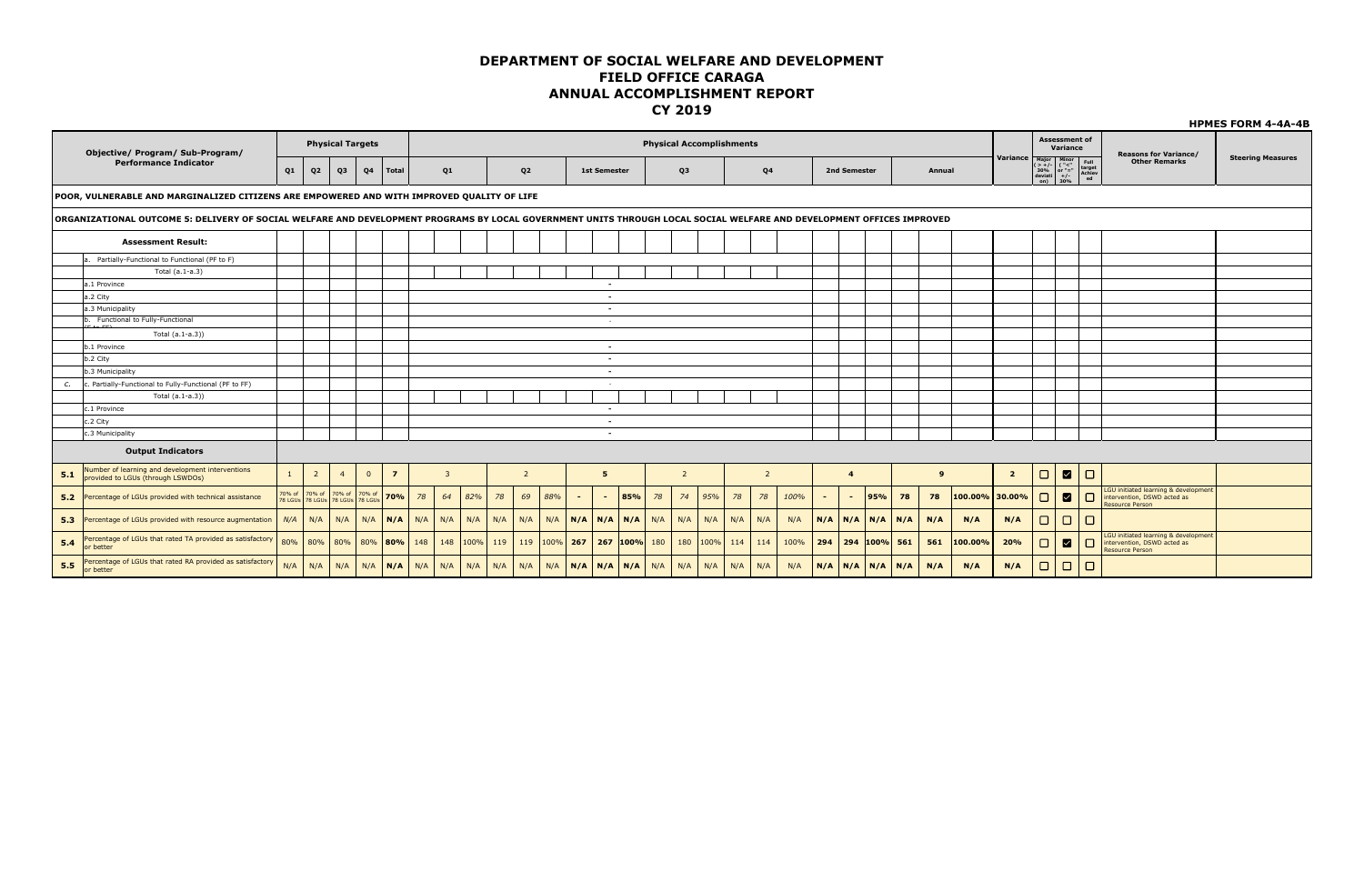# DEPARTMENT OF SOCIAL WELFARE AND DEVELOPMENT
## FIELD OFFICE CARAGA
## ANNUAL ACCOMPLISHMENT REPORT
## CY 2019

**HPMES FORM 4-4A-4B**

| | Objective/ Program/ Sub-Program/ Performance Indicator | Physical Targets | | | | | Physical Accomplishments | | | | | | | | | | | | | | | | | | | | | Variance | Assessment of Variance | | | Reasons for Variance/ Other Remarks | Steering Measures |
|---|---|---|---|---|---|---|---|---|---|---|---|---|---|---|---|---|---|---|---|---|---|---|---|---|---|---|---|---|---|---|---|---|---|
| | | Q1 | Q2 | Q3 | Q4 | Total | Q1 | | | Q2 | | | 1st Semester | | | Q3 | | | Q4 | | | 2nd Semester | | | Annual | | | | Major ( > +/- 30% deviation) | Minor ( "<" or "=" +/- 30% | Full target Achieved | | |
| **POOR, VULNERABLE AND MARGINALIZED CITIZENS ARE EMPOWERED AND WITH IMPROVED QUALITY OF LIFE** | | | | | | | | | | | | | | | | | | | | | | | | | | | | | | | | | |
| **ORGANIZATIONAL OUTCOME 5: DELIVERY OF SOCIAL WELFARE AND DEVELOPMENT PROGRAMS BY LOCAL GOVERNMENT UNITS THROUGH LOCAL SOCIAL WELFARE AND DEVELOPMENT OFFICES IMPROVED** | | | | | | | | | | | | | | | | | | | | | | | | | | | | | | | | | |
| | **Assessment Result:** | | | | | | | | | | | | | | | | | | | | | | | | | | | | | | | | |
| | a. Partially-Functional to Functional (PF to F) | | | | | | | | | | | | | | | | | | | | | | | | | | | | | | | | |
| | Total (a.1-a.3) | | | | | | | | | | | | | | | | | | | | | | | | | | | | | | | | |
| | a.1 Province | | | | | | | | | | | | | - | | | | | | | | | | | | | | | | | | | |
| | a.2 City | | | | | | | | | | | | | - | | | | | | | | | | | | | | | | | | | |
| | a.3 Municipality | | | | | | | | | | | | | - | | | | | | | | | | | | | | | | | | | |
| | b. Functional to Fully-Functional (F to FF) | | | | | | | | | | | | | - | | | | | | | | | | | | | | | | | | | |
| | Total (a.1-a.3)) | | | | | | | | | | | | | | | | | | | | | | | | | | | | | | | | |
| | b.1 Province | | | | | | | | | | | | | - | | | | | | | | | | | | | | | | | | | |
| | b.2 City | | | | | | | | | | | | | - | | | | | | | | | | | | | | | | | | | |
| | b.3 Municipality | | | | | | | | | | | | | - | | | | | | | | | | | | | | | | | | | |
| c. | c. Partially-Functional to Fully-Functional (PF to FF) | | | | | | | | | | | | | - | | | | | | | | | | | | | | | | | | | |
| | Total (a.1-a.3)) | | | | | | | | | | | | | | | | | | | | | | | | | | | | | | | | |
| | c.1 Province | | | | | | | | | | | | | - | | | | | | | | | | | | | | | | | | | |
| | c.2 City | | | | | | | | | | | | | - | | | | | | | | | | | | | | | | | | | |
| | c.3 Municipality | | | | | | | | | | | | | - | | | | | | | | | | | | | | | | | | | |
| | **Output Indicators** | | | | | | | | | | | | | | | | | | | | | | | | | | | | | | | | |
| **5.1** | Number of learning and development interventions provided to LGUs (through LSWDOs) | 1 | 2 | 4 | 0 | **7** | | 3 | | | 2 | | | **5** | | | 2 | | | 2 | | | **4** | | | **9** | | **2** | ☐ | ☑ | ☐ | | |
| **5.2** | Percentage of LGUs provided with technical assistance | 70% of 78 LGUs | 70% of 78 LGUs | 70% of 78 LGUs | 70% of 78 LGUs | **70%** | 78 | 64 | 82% | 78 | 69 | 88% | - | - | 85% | 78 | 74 | 95% | 78 | 78 | 100% | - | - | 95% | **78** | **78** | **100.00%** | **30.00%** | ☐ | ☑ | ☐ | LGU initiated learning & development intervention, DSWD acted as Resource Person | |
| **5.3** | Percentage of LGUs provided with resource augmentation | N/A | N/A | N/A | N/A | **N/A** | N/A | N/A | N/A | N/A | N/A | N/A | **N/A** | **N/A** | **N/A** | N/A | N/A | N/A | N/A | N/A | N/A | **N/A** | **N/A** | **N/A** | **N/A** | **N/A** | **N/A** | **N/A** | ☐ | ☐ | ☐ | | |
| **5.4** | Percentage of LGUs that rated TA provided as satisfactory or better | 80% | 80% | 80% | 80% | **80%** | 148 | 148 | 100% | 119 | 119 | 100% | **267** | **267** | **100%** | 180 | 180 | 100% | 114 | 114 | 100% | **294** | **294** | **100%** | **561** | **561** | **100.00%** | **20%** | ☐ | ☑ | ☐ | LGU initiated learning & development intervention, DSWD acted as Resource Person | |
| **5.5** | Percentage of LGUs that rated RA provided as satisfactory or better | N/A | N/A | N/A | N/A | **N/A** | N/A | N/A | N/A | N/A | N/A | N/A | **N/A** | **N/A** | **N/A** | N/A | N/A | N/A | N/A | N/A | N/A | **N/A** | **N/A** | **N/A** | **N/A** | **N/A** | **N/A** | **N/A** | ☐ | ☐ | ☐ | | |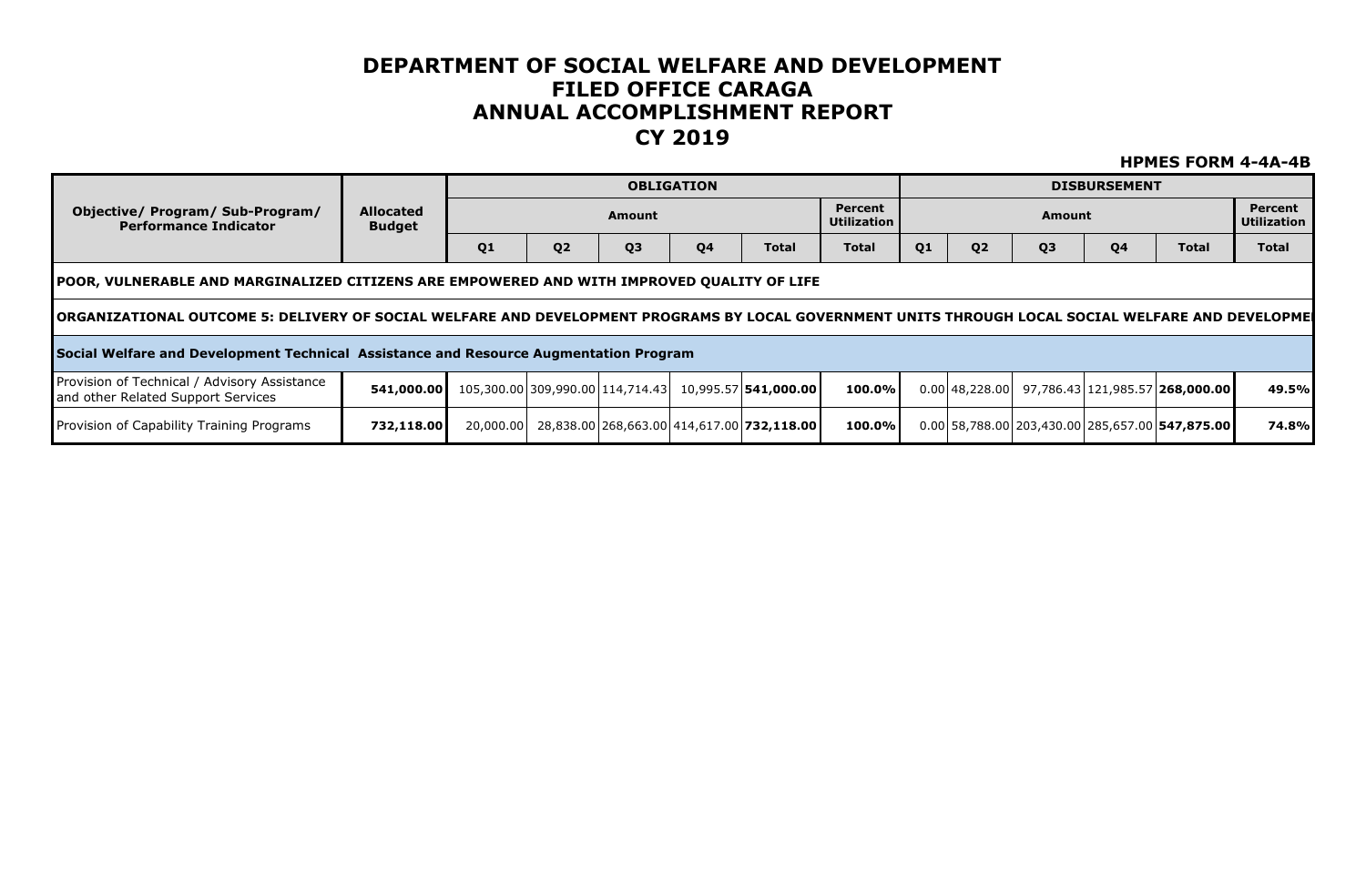# DEPARTMENT OF SOCIAL WELFARE AND DEVELOPMENT
# FILED OFFICE CARAGA
# ANNUAL ACCOMPLISHMENT REPORT
# CY 2019

**HPMES FORM 4-4A-4B**

| Objective/ Program/ Sub-Program/ Performance Indicator | Allocated Budget | OBLIGATION | | | | | | DISBURSEMENT | | | | | |
|---|---|---|---|---|---|---|---|---|---|---|---|---|---|
| | | Amount | | | | | Percent Utilization | Amount | | | | | Percent Utilization |
| | | Q1 | Q2 | Q3 | Q4 | Total | Total | Q1 | Q2 | Q3 | Q4 | Total | Total |
| **POOR, VULNERABLE AND MARGINALIZED CITIZENS ARE EMPOWERED AND WITH IMPROVED QUALITY OF LIFE** | | | | | | | | | | | | | |
| **ORGANIZATIONAL OUTCOME 5: DELIVERY OF SOCIAL WELFARE AND DEVELOPMENT PROGRAMS BY LOCAL GOVERNMENT UNITS THROUGH LOCAL SOCIAL WELFARE AND DEVELOPME** | | | | | | | | | | | | | |
| **Social Welfare and Development Technical Assistance and Resource Augmentation Program** | | | | | | | | | | | | | |
| Provision of Technical / Advisory Assistance and other Related Support Services | **541,000.00** | 105,300.00 | 309,990.00 | 114,714.43 | 10,995.57 | **541,000.00** | **100.0%** | 0.00 | 48,228.00 | 97,786.43 | 121,985.57 | **268,000.00** | **49.5%** |
| Provision of Capability Training Programs | **732,118.00** | 20,000.00 | 28,838.00 | 268,663.00 | 414,617.00 | **732,118.00** | **100.0%** | 0.00 | 58,788.00 | 203,430.00 | 285,657.00 | **547,875.00** | **74.8%** |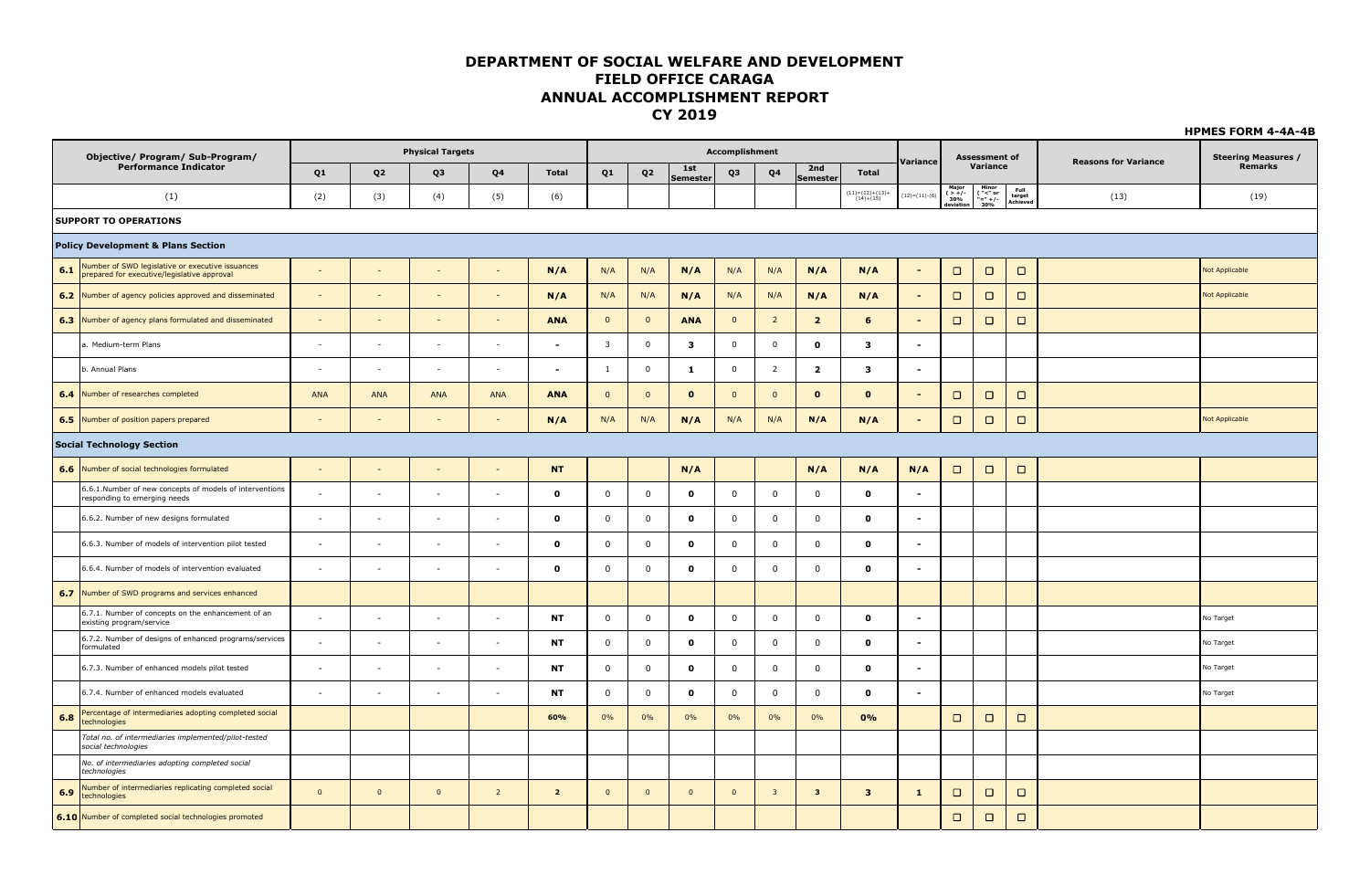# DEPARTMENT OF SOCIAL WELFARE AND DEVELOPMENT
## FIELD OFFICE CARAGA
## ANNUAL ACCOMPLISHMENT REPORT
## CY 2019

**HPMES FORM 4-4A-4B**

| | Objective/ Program/ Sub-Program/ Performance Indicator | Physical Targets | | | | | Accomplishment | | | | | | | Variance | Assessment of Variance | | | Reasons for Variance | Steering Measures / Remarks |
|---|---|---|---|---|---|---|---|---|---|---|---|---|---|---|---|---|---|---|---|
| | | Q1 | Q2 | Q3 | Q4 | Total | Q1 | Q2 | 1st Semester | Q3 | Q4 | 2nd Semester | Total | | Major ( > +/- 30% deviation | Minor ( "<" or "=" +/- 30% | Full target Achieved | | |
| | (1) | (2) | (3) | (4) | (5) | (6) | | | | | | | (11)=(12)+(13)+(14)+(15) | (12)=(11)-(6) | | | | (13) | (19) |
| **SUPPORT TO OPERATIONS** | | | | | | | | | | | | | | | | | | | |
| **Policy Development & Plans Section** | | | | | | | | | | | | | | | | | | | |
| **6.1** | Number of SWD legislative or executive issuances prepared for executive/legislative approval | - | - | - | - | **N/A** | N/A | N/A | **N/A** | N/A | N/A | **N/A** | **N/A** | - | ☐ | ☐ | ☐ | | Not Applicable |
| **6.2** | Number of agency policies approved and disseminated | - | - | - | - | **N/A** | N/A | N/A | **N/A** | N/A | N/A | **N/A** | **N/A** | - | ☐ | ☐ | ☐ | | Not Applicable |
| **6.3** | Number of agency plans formulated and disseminated | - | - | - | - | **ANA** | 0 | 0 | **ANA** | 0 | 2 | **2** | **6** | - | ☐ | ☐ | ☐ | | |
| | a. Medium-term Plans | - | - | - | - | **-** | 3 | 0 | **3** | 0 | 0 | **0** | **3** | - | | | | | |
| | b. Annual Plans | - | - | - | - | **-** | 1 | 0 | **1** | 0 | 2 | **2** | **3** | - | | | | | |
| **6.4** | Number of researches completed | ANA | ANA | ANA | ANA | **ANA** | 0 | 0 | **0** | 0 | 0 | **0** | **0** | - | ☐ | ☐ | ☐ | | |
| **6.5** | Number of position papers prepared | - | - | - | - | **N/A** | N/A | N/A | **N/A** | N/A | N/A | **N/A** | **N/A** | - | ☐ | ☐ | ☐ | | Not Applicable |
| **Social Technology Section** | | | | | | | | | | | | | | | | | | | |
| **6.6** | Number of social technologies formulated | - | - | - | - | **NT** | | | **N/A** | | | **N/A** | **N/A** | **N/A** | ☐ | ☐ | ☐ | | |
| | 6.6.1.Number of new concepts of models of interventions responding to emerging needs | - | - | - | - | **0** | 0 | 0 | **0** | 0 | 0 | 0 | **0** | - | | | | | |
| | 6.6.2. Number of new designs formulated | - | - | - | - | **0** | 0 | 0 | **0** | 0 | 0 | 0 | **0** | - | | | | | |
| | 6.6.3. Number of models of intervention pilot tested | - | - | - | - | **0** | 0 | 0 | **0** | 0 | 0 | 0 | **0** | - | | | | | |
| | 6.6.4. Number of models of intervention evaluated | - | - | - | - | **0** | 0 | 0 | **0** | 0 | 0 | 0 | **0** | - | | | | | |
| **6.7** | Number of SWD programs and services enhanced | | | | | | | | | | | | | | | | | | |
| | 6.7.1. Number of concepts on the enhancement of an existing program/service | - | - | - | - | **NT** | 0 | 0 | **0** | 0 | 0 | 0 | **0** | - | | | | | No Target |
| | 6.7.2. Number of designs of enhanced programs/services formulated | - | - | - | - | **NT** | 0 | 0 | **0** | 0 | 0 | 0 | **0** | - | | | | | No Target |
| | 6.7.3. Number of enhanced models pilot tested | - | - | - | - | **NT** | 0 | 0 | **0** | 0 | 0 | 0 | **0** | - | | | | | No Target |
| | 6.7.4. Number of enhanced models evaluated | - | - | - | - | **NT** | 0 | 0 | **0** | 0 | 0 | 0 | **0** | - | | | | | No Target |
| **6.8** | Percentage of intermediaries adopting completed social technologies | | | | | **60%** | 0% | 0% | 0% | 0% | 0% | 0% | **0%** | | ☐ | ☐ | ☐ | | |
| | *Total no. of intermediaries implemented/pilot-tested social technologies* | | | | | | | | | | | | | | | | | | |
| | *No. of intermediaries adopting completed social technologies* | | | | | | | | | | | | | | | | | | |
| **6.9** | Number of intermediaries replicating completed social technologies | 0 | 0 | 0 | 2 | **2** | 0 | 0 | 0 | 0 | 3 | **3** | **3** | **1** | ☐ | ☐ | ☐ | | |
| **6.10** | Number of completed social technologies promoted | | | | | | | | | | | | | | ☐ | ☐ | ☐ | | |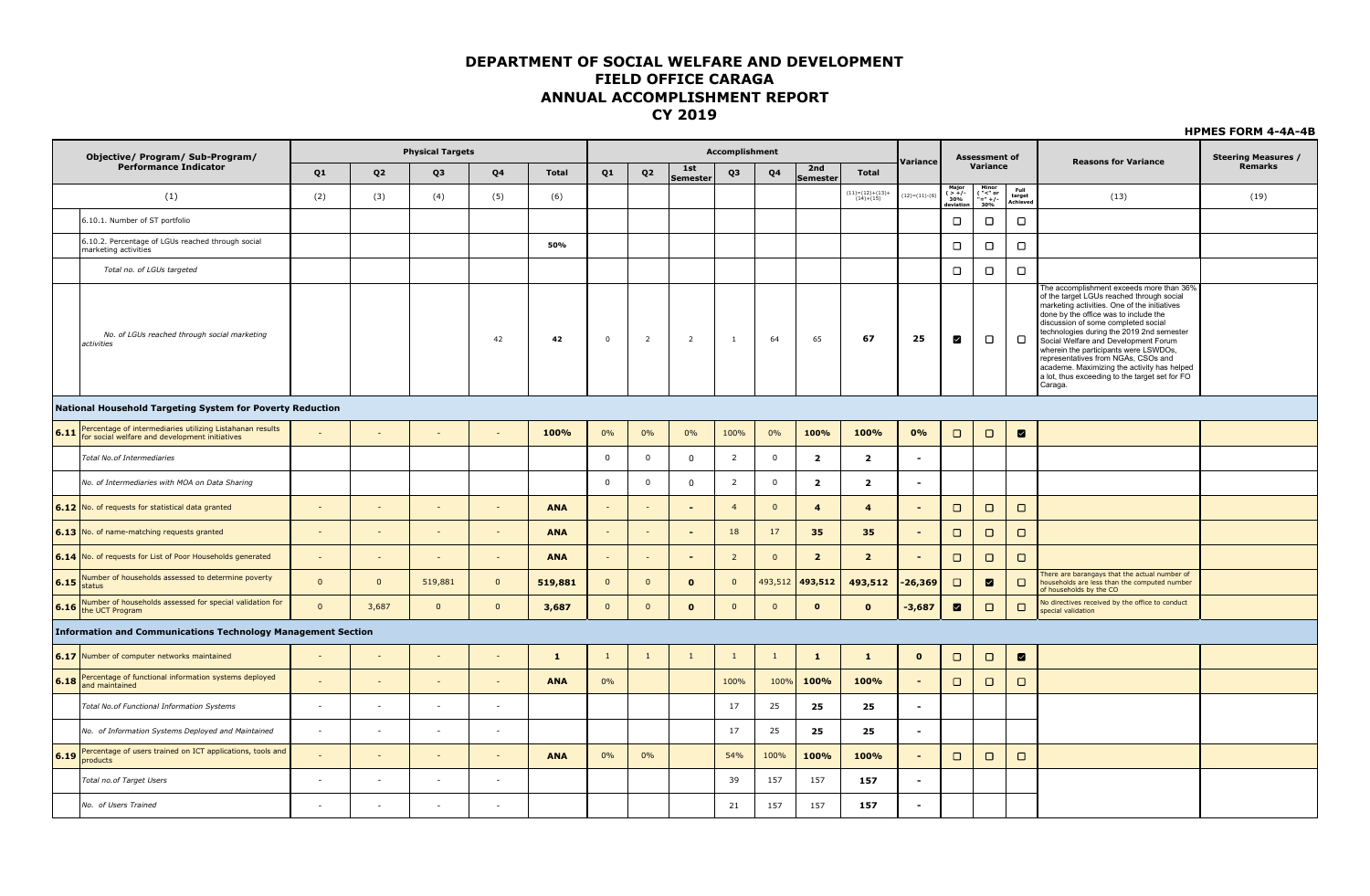# DEPARTMENT OF SOCIAL WELFARE AND DEVELOPMENT
# FIELD OFFICE CARAGA
# ANNUAL ACCOMPLISHMENT REPORT
# CY 2019

**HPMES FORM 4-4A-4B**

| | Objective/ Program/ Sub-Program/ Performance Indicator | Physical Targets | | | | | Accomplishment | | | | | | | | Variance | Assessment of Variance | | | Reasons for Variance | Steering Measures / Remarks |
|---|---|---|---|---|---|---|---|---|---|---|---|---|---|---|---|---|---|---|---|---|
| | | Q1 | Q2 | Q3 | Q4 | Total | Q1 | Q2 | 1st Semester | Q3 | Q4 | 2nd Semester | Total | | Major ( > +/- 30% deviation | Minor ( "<" or "=" +/- 30% | Full target Achieved | | |
| | (1) | (2) | (3) | (4) | (5) | (6) | | | | | | | (11)=(12)+(13)+(14)+(15) | (12)=(11)-(6) | | | | (13) | (19) |
| | 6.10.1. Number of ST portfolio | | | | | | | | | | | | | | ☐ | ☐ | ☐ | | |
| | 6.10.2. Percentage of LGUs reached through social marketing activities | | | | | 50% | | | | | | | | | ☐ | ☐ | ☐ | | |
| | *Total no. of LGUs targeted* | | | | | | | | | | | | | | ☐ | ☐ | ☐ | | |
| | *No. of LGUs reached through social marketing activities* | | | | 42 | **42** | 0 | 2 | 2 | 1 | 64 | 65 | **67** | **25** | ☑ | ☐ | ☐ | The accomplishment exceeds more than 36% of the target LGUs reached through social marketing activities. One of the initiatives done by the office was to include the discussion of some completed social technologies during the 2019 2nd semester Social Welfare and Development Forum wherein the participants were LSWDOs, representatives from NGAs, CSOs and academe. Maximizing the activity has helped a lot, thus exceeding to the target set for FO Caraga. | |
| **National Household Targeting System for Poverty Reduction** | | | | | | | | | | | | | | | | | | | | |
| **6.11** | Percentage of intermediaries utilizing Listahanan results for social welfare and development initiatives | - | - | - | - | **100%** | 0% | 0% | 0% | 100% | 0% | **100%** | **100%** | **0%** | ☐ | ☐ | ☑ | | |
| | *Total No.of Intermediaries* | | | | | | 0 | 0 | 0 | 2 | 0 | **2** | **2** | - | | | | | |
| | *No. of Intermediaries with MOA on Data Sharing* | | | | | | 0 | 0 | 0 | 2 | 0 | **2** | **2** | - | | | | | |
| **6.12** | No. of requests for statistical data granted | - | - | - | - | **ANA** | - | - | - | 4 | 0 | **4** | **4** | - | ☐ | ☐ | ☐ | | |
| **6.13** | No. of name-matching requests granted | - | - | - | - | **ANA** | - | - | - | 18 | 17 | **35** | **35** | - | ☐ | ☐ | ☐ | | |
| **6.14** | No. of requests for List of Poor Households generated | - | - | - | - | **ANA** | - | - | - | 2 | 0 | **2** | **2** | - | ☐ | ☐ | ☐ | | |
| **6.15** | Number of households assessed to determine poverty status | 0 | 0 | 519,881 | 0 | **519,881** | 0 | 0 | **0** | 0 | 493,512 | **493,512** | **493,512** | **-26,369** | ☐ | ☑ | ☐ | There are barangays that the actual number of households are less than the computed number of households by the CO | |
| **6.16** | Number of households assessed for special validation for the UCT Program | 0 | 3,687 | 0 | 0 | **3,687** | 0 | 0 | **0** | 0 | 0 | **0** | **0** | **-3,687** | ☑ | ☐ | ☐ | No directives received by the office to conduct special validation | |
| **Information and Communications Technology Management Section** | | | | | | | | | | | | | | | | | | | | |
| **6.17** | Number of computer networks maintained | - | - | - | - | **1** | 1 | 1 | 1 | 1 | 1 | **1** | **1** | **0** | ☐ | ☐ | ☑ | | |
| **6.18** | Percentage of functional information systems deployed and maintained | - | - | - | - | **ANA** | 0% | | | 100% | 100% | **100%** | **100%** | - | ☐ | ☐ | ☐ | | |
| | *Total No.of Functional Information Systems* | - | - | - | - | | | | | 17 | 25 | **25** | **25** | - | | | | | |
| | *No. of Information Systems Deployed and Maintained* | - | - | - | - | | | | | 17 | 25 | **25** | **25** | - | | | | | |
| **6.19** | Percentage of users trained on ICT applications, tools and products | - | - | - | - | **ANA** | 0% | 0% | | 54% | 100% | **100%** | **100%** | - | ☐ | ☐ | ☐ | | |
| | *Total no.of Target Users* | - | - | - | - | | | | | 39 | 157 | 157 | **157** | - | | | | | |
| | *No. of Users Trained* | - | - | - | - | | | | | 21 | 157 | 157 | **157** | - | | | | | |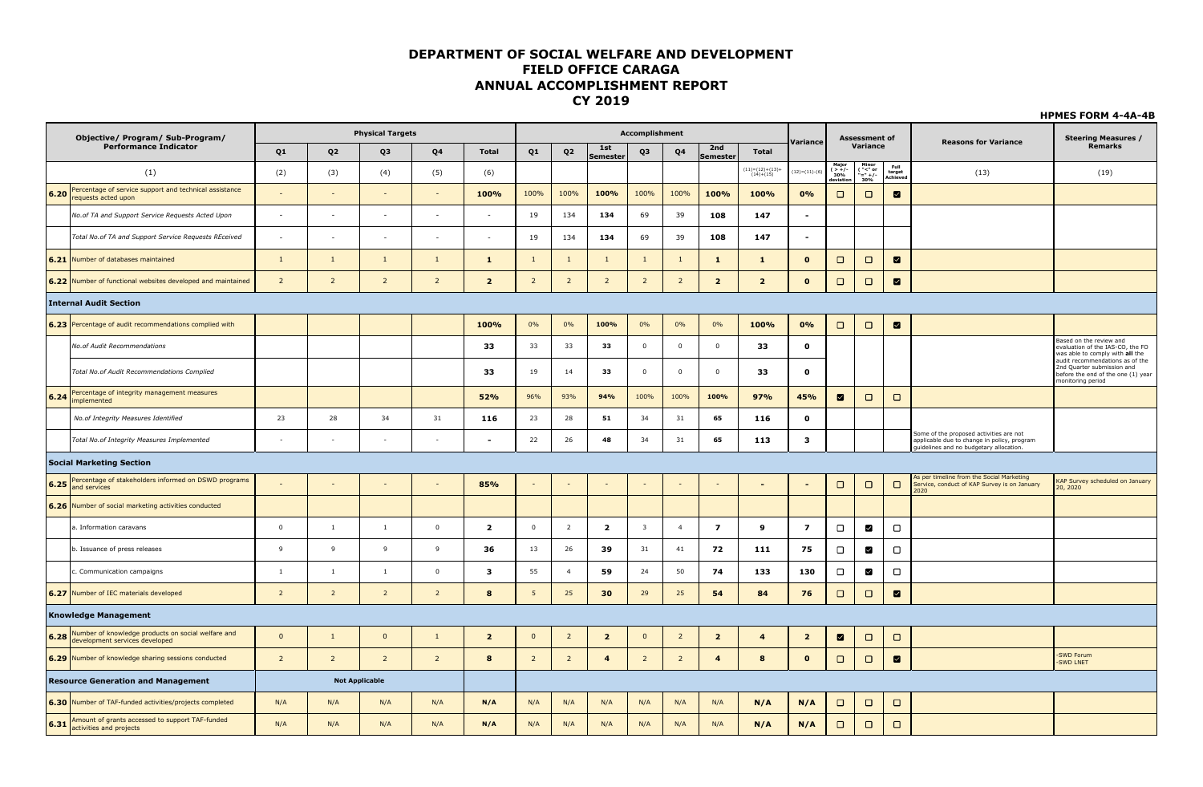# DEPARTMENT OF SOCIAL WELFARE AND DEVELOPMENT
# FIELD OFFICE CARAGA
# ANNUAL ACCOMPLISHMENT REPORT
# CY 2019

**HPMES FORM 4-4A-4B**

| | Objective/ Program/ Sub-Program/ Performance Indicator | Physical Targets | | | | | Accomplishment | | | | | | | | Variance | Assessment of Variance | | | Reasons for Variance | Steering Measures / Remarks |
|---|---|---|---|---|---|---|---|---|---|---|---|---|---|---|---|---|---|---|---|---|
| | | Q1 | Q2 | Q3 | Q4 | Total | Q1 | Q2 | 1st Semester | Q3 | Q4 | 2nd Semester | Total | | Major ( > +/- 30% deviation | Minor ( "<" or "=" +/- 30% | Full target Achieved | | |
| | (1) | (2) | (3) | (4) | (5) | (6) | | | | | | | (11)=(12)+(13)+(14)+(15) | (12)=(11)-(6) | | | | (13) | (19) |
| **6.20** | Percentage of service support and technical assistance requests acted upon | - | - | - | - | **100%** | 100% | 100% | **100%** | 100% | 100% | **100%** | **100%** | **0%** | ☐ | ☐ | ☑ | | |
| | *No.of TA and Support Service Requests Acted Upon* | - | - | - | - | - | 19 | 134 | **134** | 69 | 39 | **108** | **147** | **-** | | | | | |
| | *Total No.of TA and Support Service Requests REceived* | - | - | - | - | - | 19 | 134 | **134** | 69 | 39 | **108** | **147** | **-** | | | | | |
| **6.21** | Number of databases maintained | 1 | 1 | 1 | 1 | **1** | 1 | 1 | 1 | 1 | 1 | **1** | **1** | **0** | ☐ | ☐ | ☑ | | |
| **6.22** | Number of functional websites developed and maintained | 2 | 2 | 2 | 2 | **2** | 2 | 2 | 2 | 2 | 2 | **2** | **2** | **0** | ☐ | ☐ | ☑ | | |
| **Internal Audit Section** | | | | | | | | | | | | | | | | | | | | |
| **6.23** | Percentage of audit recommendations complied with | | | | | **100%** | 0% | 0% | **100%** | 0% | 0% | 0% | **100%** | **0%** | ☐ | ☐ | ☑ | | |
| | *No.of Audit Recommendations* | | | | | **33** | 33 | 33 | **33** | 0 | 0 | 0 | **33** | **0** | | | | | Based on the review and evaluation of the IAS-CO, the FO was able to comply with **all** the audit recommendations as of the 2nd Quarter submission and before the end of the one (1) year monitoring period |
| | *Total No.of Audit Recommendations Complied* | | | | | **33** | 19 | 14 | **33** | 0 | 0 | 0 | **33** | **0** | | | | | |
| **6.24** | Percentage of integrity management measures implemented | | | | | **52%** | 96% | 93% | **94%** | 100% | 100% | **100%** | **97%** | **45%** | ☑ | ☐ | ☐ | | |
| | *No.of Integrity Measures Identified* | 23 | 28 | 34 | 31 | **116** | 23 | 28 | **51** | 34 | 31 | **65** | **116** | **0** | | | | | |
| | *Total No.of Integrity Measures Implemented* | - | - | - | - | **-** | 22 | 26 | **48** | 34 | 31 | **65** | **113** | **3** | | | | Some of the proposed activities are not applicable due to change in policy, program guidelines and no budgetary allocation. | |
| **Social Marketing Section** | | | | | | | | | | | | | | | | | | | | |
| **6.25** | Percentage of stakeholders informed on DSWD programs and services | - | - | - | - | **85%** | - | - | - | - | - | - | **-** | **-** | ☐ | ☐ | ☐ | As per timeline from the Social Marketing Service, conduct of KAP Survey is on January 2020 | KAP Survey scheduled on January 20, 2020 |
| **6.26** | Number of social marketing activities conducted | | | | | | | | | | | | | | | | | | |
| | a. Information caravans | 0 | 1 | 1 | 0 | **2** | 0 | 2 | **2** | 3 | 4 | **7** | **9** | **7** | ☐ | ☑ | ☐ | | |
| | b. Issuance of press releases | 9 | 9 | 9 | 9 | **36** | 13 | 26 | **39** | 31 | 41 | **72** | **111** | **75** | ☐ | ☑ | ☐ | | |
| | c. Communication campaigns | 1 | 1 | 1 | 0 | **3** | 55 | 4 | **59** | 24 | 50 | **74** | **133** | **130** | ☐ | ☑ | ☐ | | |
| **6.27** | Number of IEC materials developed | 2 | 2 | 2 | 2 | **8** | 5 | 25 | **30** | 29 | 25 | **54** | **84** | **76** | ☐ | ☐ | ☑ | | |
| **Knowledge Management** | | | | | | | | | | | | | | | | | | | | |
| **6.28** | Number of knowledge products on social welfare and development services developed | 0 | 1 | 0 | 1 | **2** | 0 | 2 | **2** | 0 | 2 | **2** | **4** | **2** | ☑ | ☐ | ☐ | | |
| **6.29** | Number of knowledge sharing sessions conducted | 2 | 2 | 2 | 2 | **8** | 2 | 2 | **4** | 2 | 2 | **4** | **8** | **0** | ☐ | ☐ | ☑ | | -SWD Forum<br>-SWD LNET |
| **Resource Generation and Management** | | **Not Applicable** | | | | | | | | | | | | | | | | | | |
| **6.30** | Number of TAF-funded activities/projects completed | N/A | N/A | N/A | N/A | **N/A** | N/A | N/A | N/A | N/A | N/A | N/A | **N/A** | **N/A** | ☐ | ☐ | ☐ | | |
| **6.31** | Amount of grants accessed to support TAF-funded activities and projects | N/A | N/A | N/A | N/A | **N/A** | N/A | N/A | N/A | N/A | N/A | N/A | **N/A** | **N/A** | ☐ | ☐ | ☐ | | |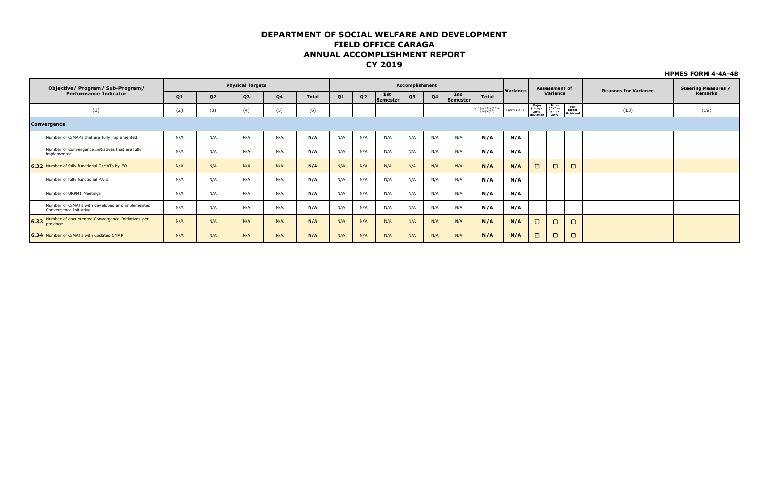# DEPARTMENT OF SOCIAL WELFARE AND DEVELOPMENT
# FIELD OFFICE CARAGA
# ANNUAL ACCOMPLISHMENT REPORT
# CY 2019

**HPMES FORM 4-4A-4B**

| Objective/ Program/ Sub-Program/ Performance Indicator | | Physical Targets | | | | | Accomplishment | | | | | | | | Variance | Assessment of Variance | | | Reasons for Variance | Steering Measures / Remarks |
|---|---|---|---|---|---|---|---|---|---|---|---|---|---|---|---|---|---|---|---|---|
| | | Q1 | Q2 | Q3 | Q4 | Total | Q1 | Q2 | 1st Semester | Q3 | Q4 | 2nd Semester | Total | | | Major ( > +/- 30% deviation | Minor ( "<" or "=" +/- 30% | Full target Achieved | | |
| (1) | | (2) | (3) | (4) | (5) | (6) | | | | | | | (11)=(12)+(13)+(14)+(15) | | (12)=(11)-(6) | | | | (13) | (19) |
| **Convergence** | | | | | | | | | | | | | | | | | | | | |
| | Number of C/MAPs that are fully implemented | N/A | N/A | N/A | N/A | **N/A** | N/A | N/A | N/A | N/A | N/A | N/A | **N/A** | | **N/A** | | | | | |
| | Number of Convergence Initiatives that are fully implemented | N/A | N/A | N/A | N/A | **N/A** | N/A | N/A | N/A | N/A | N/A | N/A | **N/A** | | **N/A** | | | | | |
| **6.32** | Number of fully functional C/MATs by EO | N/A | N/A | N/A | N/A | **N/A** | N/A | N/A | N/A | N/A | N/A | N/A | **N/A** | | **N/A** | ☐ | ☐ | ☐ | | |
| | Number of fully functional PATs | N/A | N/A | N/A | N/A | **N/A** | N/A | N/A | N/A | N/A | N/A | N/A | **N/A** | | **N/A** | | | | | |
| | Number of URPMT Meetings | N/A | N/A | N/A | N/A | **N/A** | N/A | N/A | N/A | N/A | N/A | N/A | **N/A** | | **N/A** | | | | | |
| | Number of C/MATs with developed and implemented Convergence Initiative | N/A | N/A | N/A | N/A | **N/A** | N/A | N/A | N/A | N/A | N/A | N/A | **N/A** | | **N/A** | | | | | |
| **6.33** | Number of documented Convergence Initiatives per province | N/A | N/A | N/A | N/A | **N/A** | N/A | N/A | N/A | N/A | N/A | N/A | **N/A** | | **N/A** | ☐ | ☐ | ☐ | | |
| **6.34** | Number of C/MATs with updated CMAP | N/A | N/A | N/A | N/A | **N/A** | N/A | N/A | N/A | N/A | N/A | N/A | **N/A** | | **N/A** | ☐ | ☐ | ☐ | | |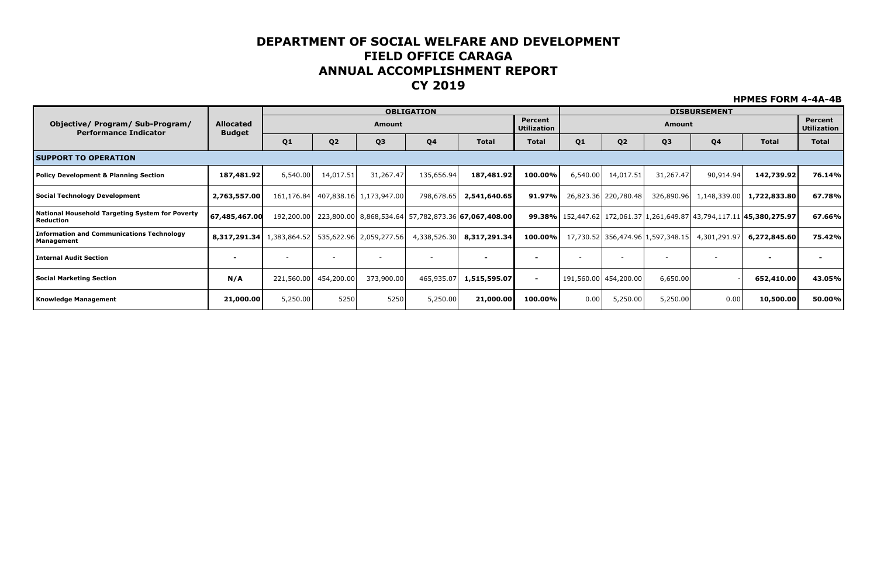# DEPARTMENT OF SOCIAL WELFARE AND DEVELOPMENT
# FIELD OFFICE CARAGA
# ANNUAL ACCOMPLISHMENT REPORT
# CY 2019

**HPMES FORM 4-4A-4B**

| Objective/ Program/ Sub-Program/ Performance Indicator | Allocated Budget | OBLIGATION | | | | | | DISBURSEMENT | | | | | |
|---|---|---|---|---|---|---|---|---|---|---|---|---|---|
| | | Amount | | | | | Percent Utilization | Amount | | | | | Percent Utilization |
| | | Q1 | Q2 | Q3 | Q4 | Total | Total | Q1 | Q2 | Q3 | Q4 | Total | Total |
| **SUPPORT TO OPERATION** | | | | | | | | | | | | | |
| **Policy Development & Planning Section** | **187,481.92** | 6,540.00 | 14,017.51 | 31,267.47 | 135,656.94 | **187,481.92** | **100.00%** | 6,540.00 | 14,017.51 | 31,267.47 | 90,914.94 | **142,739.92** | **76.14%** |
| **Social Technology Development** | **2,763,557.00** | 161,176.84 | 407,838.16 | 1,173,947.00 | 798,678.65 | **2,541,640.65** | **91.97%** | 26,823.36 | 220,780.48 | 326,890.96 | 1,148,339.00 | **1,722,833.80** | **67.78%** |
| **National Household Targeting System for Poverty Reduction** | **67,485,467.00** | 192,200.00 | 223,800.00 | 8,868,534.64 | 57,782,873.36 | **67,067,408.00** | **99.38%** | 152,447.62 | 172,061.37 | 1,261,649.87 | 43,794,117.11 | **45,380,275.97** | **67.66%** |
| **Information and Communications Technology Management** | **8,317,291.34** | 1,383,864.52 | 535,622.96 | 2,059,277.56 | 4,338,526.30 | **8,317,291.34** | **100.00%** | 17,730.52 | 356,474.96 | 1,597,348.15 | 4,301,291.97 | **6,272,845.60** | **75.42%** |
| **Internal Audit Section** | **-** | - | - | - | - | **-** | **-** | - | - | - | - | **-** | **-** |
| **Social Marketing Section** | **N/A** | 221,560.00 | 454,200.00 | 373,900.00 | 465,935.07 | **1,515,595.07** | **-** | 191,560.00 | 454,200.00 | 6,650.00 | - | **652,410.00** | **43.05%** |
| **Knowledge Management** | **21,000.00** | 5,250.00 | 5250 | 5250 | 5,250.00 | **21,000.00** | **100.00%** | 0.00 | 5,250.00 | 5,250.00 | 0.00 | **10,500.00** | **50.00%** |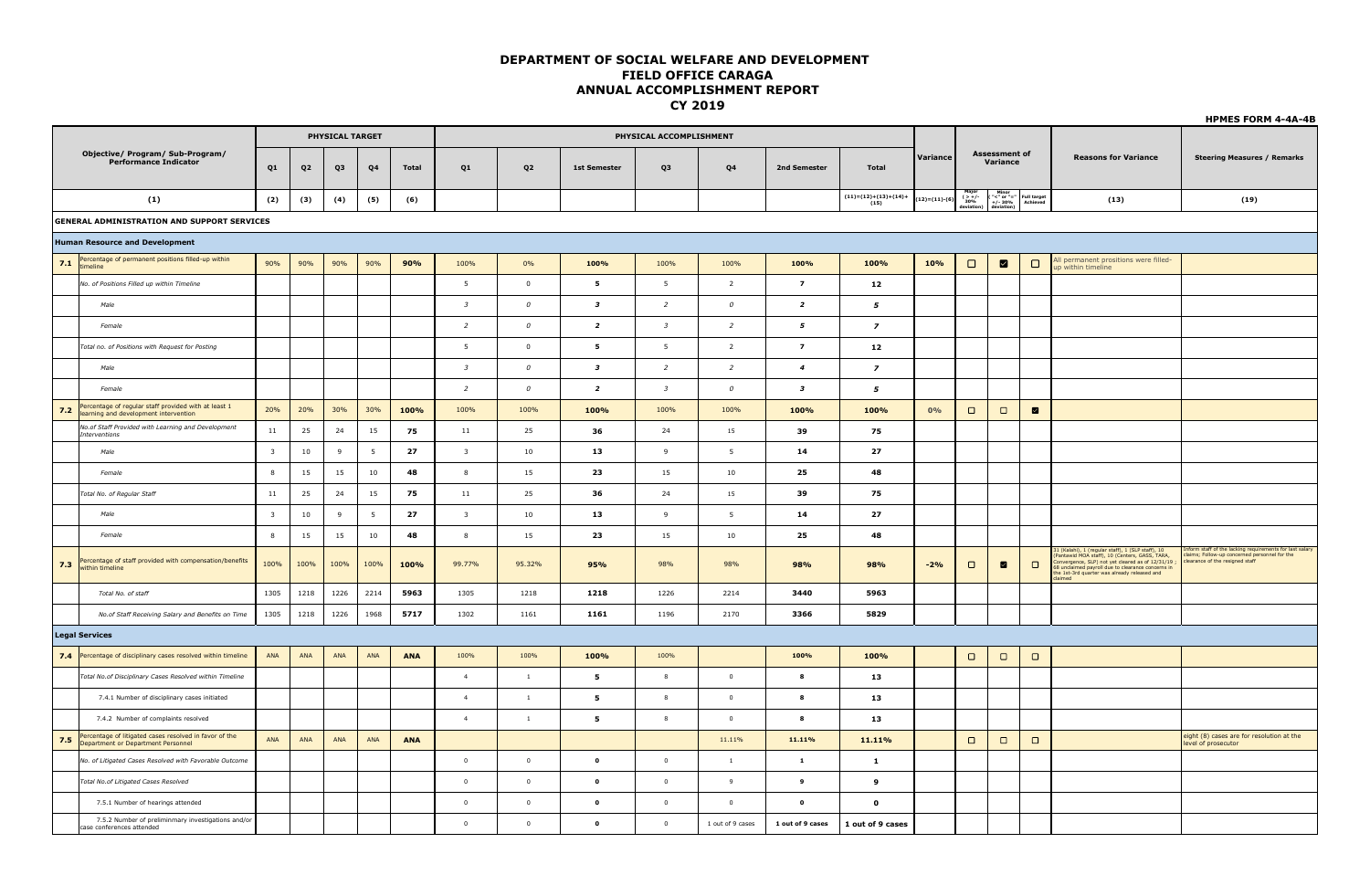# DEPARTMENT OF SOCIAL WELFARE AND DEVELOPMENT
## FIELD OFFICE CARAGA
## ANNUAL ACCOMPLISHMENT REPORT
## CY 2019

HPMES FORM 4-4A-4B

| | Objective/ Program/ Sub-Program/ Performance Indicator | PHYSICAL TARGET | | | | | PHYSICAL ACCOMPLISHMENT | | | | | | | Variance | Assessment of Variance | | | Reasons for Variance | Steering Measures / Remarks |
|---|---|---|---|---|---|---|---|---|---|---|---|---|---|---|---|---|---|---|---|
| | | Q1 | Q2 | Q3 | Q4 | Total | Q1 | Q2 | 1st Semester | Q3 | Q4 | 2nd Semester | Total | | | | | | |
| | (1) | (2) | (3) | (4) | (5) | (6) | | | | | | | (11)=(12)+(13)+(14)+(15) | (12)=(11)-(6) | Major ( > +/- 20% deviation) | Minor ( "<" or "=" +/- 20% deviation) | Full target Achieved | (13) | (19) |
| **GENERAL ADMINISTRATION AND SUPPORT SERVICES** | | | | | | | | | | | | | | | | | | | |
| **Human Resource and Development** | | | | | | | | | | | | | | | | | | | |
| **7.1** | Percentage of permanent positions filled-up within timeline | 90% | 90% | 90% | 90% | **90%** | 100% | 0% | **100%** | 100% | 100% | **100%** | **100%** | **10%** | ☐ | ☑ | ☐ | All permanent prositions were filled-up within timeline | |
| | *No. of Positions Filled up within Timeline* | | | | | | 5 | 0 | **5** | 5 | 2 | **7** | **12** | | | | | | |
| | *Male* | | | | | | *3* | *0* | ***3*** | *2* | *0* | ***2*** | ***5*** | | | | | | |
| | *Female* | | | | | | *2* | *0* | ***2*** | *3* | *2* | ***5*** | ***7*** | | | | | | |
| | *Total no. of Positions with Request for Posting* | | | | | | 5 | 0 | **5** | 5 | 2 | **7** | **12** | | | | | | |
| | *Male* | | | | | | *3* | *0* | ***3*** | *2* | *2* | ***4*** | ***7*** | | | | | | |
| | *Female* | | | | | | *2* | *0* | ***2*** | *3* | *0* | ***3*** | ***5*** | | | | | | |
| **7.2** | Percentage of regular staff provided with at least 1 learning and development intervention | 20% | 20% | 30% | 30% | **100%** | 100% | 100% | **100%** | 100% | 100% | **100%** | **100%** | **0%** | ☐ | ☐ | ☑ | | |
| | *No.of Staff Provided with Learning and Development Interventions* | 11 | 25 | 24 | 15 | **75** | 11 | 25 | **36** | 24 | 15 | **39** | **75** | | | | | | |
| | *Male* | 3 | 10 | 9 | 5 | **27** | 3 | 10 | **13** | 9 | 5 | **14** | **27** | | | | | | |
| | *Female* | 8 | 15 | 15 | 10 | **48** | 8 | 15 | **23** | 15 | 10 | **25** | **48** | | | | | | |
| | *Total No. of Regular Staff* | 11 | 25 | 24 | 15 | **75** | 11 | 25 | **36** | 24 | 15 | **39** | **75** | | | | | | |
| | *Male* | 3 | 10 | 9 | 5 | **27** | 3 | 10 | **13** | 9 | 5 | **14** | **27** | | | | | | |
| | *Female* | 8 | 15 | 15 | 10 | **48** | 8 | 15 | **23** | 15 | 10 | **25** | **48** | | | | | | |
| **7.3** | Percentage of staff provided with compensation/benefits within timeline | 100% | 100% | 100% | 100% | **100%** | 99.77% | 95.32% | **95%** | 98% | 98% | **98%** | **98%** | **-2%** | ☐ | ☑ | ☐ | 31 (Kalahi), 1 (regular staff), 1 (SLP staff), 10 (Pantawid MOA staff), 10 (Centers, GASS, TARA, Convergence, SLP) not yet cleared as of 12/31/19 ; 68 unclaimed payroll due to clearance concerns in the 1st-3rd quarter was already released and claimed | Inform staff of the lacking requirements for last salary claims; Follow-up concerned personnel for the clearance of the resigned staff |
| | *Total No. of staff* | 1305 | 1218 | 1226 | 2214 | **5963** | 1305 | 1218 | **1218** | 1226 | 2214 | **3440** | **5963** | | | | | | |
| | *No.of Staff Receiving Salary and Benefits on Time* | 1305 | 1218 | 1226 | 1968 | **5717** | 1302 | 1161 | **1161** | 1196 | 2170 | **3366** | **5829** | | | | | | |
| **Legal Services** | | | | | | | | | | | | | | | | | | | |
| **7.4** | Percentage of disciplinary cases resolved within timeline | ANA | ANA | ANA | ANA | **ANA** | 100% | 100% | **100%** | 100% | | **100%** | **100%** | | ☐ | ☐ | ☐ | | |
| | *Total No.of Disciplinary Cases Resolved within Timeline* | | | | | | 4 | 1 | **5** | 8 | 0 | **8** | **13** | | | | | | |
| | 7.4.1 Number of disciplinary cases initiated | | | | | | 4 | 1 | **5** | 8 | 0 | **8** | **13** | | | | | | |
| | 7.4.2 Number of complaints resolved | | | | | | 4 | 1 | **5** | 8 | 0 | **8** | **13** | | | | | | |
| **7.5** | Percentage of litigated cases resolved in favor of the Department or Department Personnel | ANA | ANA | ANA | ANA | **ANA** | | | | | 11.11% | **11.11%** | **11.11%** | | ☐ | ☐ | ☐ | | eight (8) cases are for resolution at the level of prosecutor |
| | *No. of Litigated Cases Resolved with Favorable Outcome* | | | | | | 0 | 0 | **0** | 0 | 1 | **1** | **1** | | | | | | |
| | *Total No.of Litigated Cases Resolved* | | | | | | 0 | 0 | **0** | 0 | 9 | **9** | **9** | | | | | | |
| | 7.5.1 Number of hearings attended | | | | | | 0 | 0 | **0** | 0 | 0 | **0** | **0** | | | | | | |
| | 7.5.2 Number of preliminmary investigations and/or case conferences attended | | | | | | 0 | 0 | **0** | 0 | 1 out of 9 cases | **1 out of 9 cases** | **1 out of 9 cases** | | | | | | |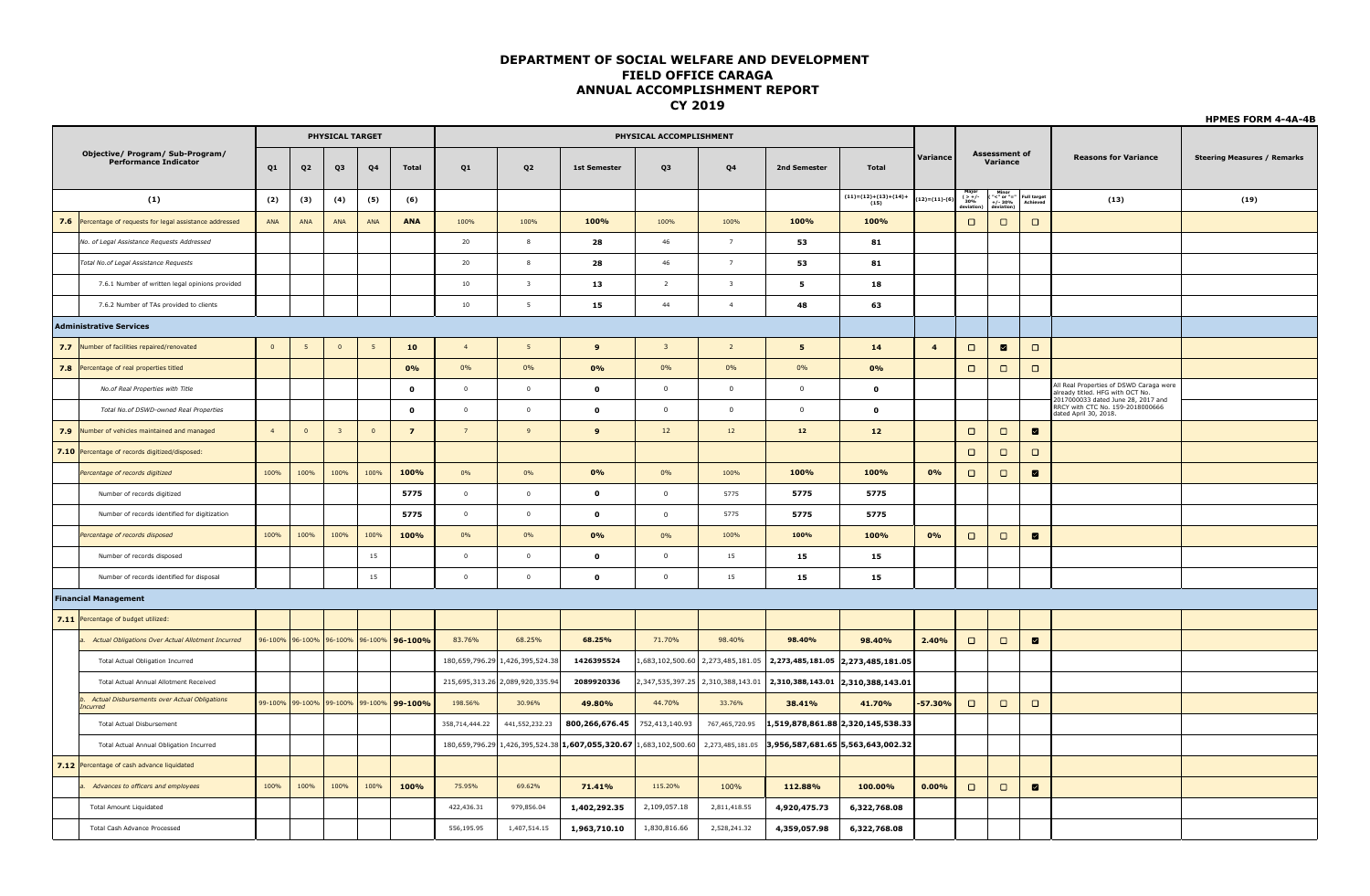# DEPARTMENT OF SOCIAL WELFARE AND DEVELOPMENT
## FIELD OFFICE CARAGA
## ANNUAL ACCOMPLISHMENT REPORT
## CY 2019

**HPMES FORM 4-4A-4B**

| | Objective/ Program/ Sub-Program/ Performance Indicator | PHYSICAL TARGET | | | | | PHYSICAL ACCOMPLISHMENT | | | | | | | Variance | Assessment of Variance | | | Reasons for Variance | Steering Measures / Remarks |
|---|---|---|---|---|---|---|---|---|---|---|---|---|---|---|---|---|---|---|---|
| | | Q1 | Q2 | Q3 | Q4 | Total | Q1 | Q2 | 1st Semester | Q3 | Q4 | 2nd Semester | Total | | Major ( > +/- 30% deviation) | Minor ( "<" or "=" +/- 30% deviation) | Full target Achieved | | |
| | (1) | (2) | (3) | (4) | (5) | (6) | | | | | | | (11)=(12)+(13)+(14)+(15) | (12)=(11)-(6) | | | | (13) | (19) |
| **7.6** | Percentage of requests for legal assistance addressed | ANA | ANA | ANA | ANA | **ANA** | 100% | 100% | **100%** | 100% | 100% | **100%** | **100%** | | ☐ | ☐ | ☐ | | |
| | *No. of Legal Assistance Requests Addressed* | | | | | | 20 | 8 | **28** | 46 | 7 | **53** | **81** | | | | | | |
| | *Total No.of Legal Assistance Requests* | | | | | | 20 | 8 | **28** | 46 | 7 | **53** | **81** | | | | | | |
| | 7.6.1 Number of written legal opinions provided | | | | | | 10 | 3 | **13** | 2 | 3 | **5** | **18** | | | | | | |
| | 7.6.2 Number of TAs provided to clients | | | | | | 10 | 5 | **15** | 44 | 4 | **48** | **63** | | | | | | |
| **Administrative Services** | | | | | | | | | | | | | | | | | | | |
| **7.7** | Number of facilities repaired/renovated | 0 | 5 | 0 | 5 | **10** | 4 | 5 | **9** | 3 | 2 | **5** | **14** | **4** | ☐ | ☑ | ☐ | | |
| **7.8** | Percentage of real properties titled | | | | | **0%** | 0% | 0% | **0%** | 0% | 0% | 0% | **0%** | | ☐ | ☐ | ☐ | | |
| | *No.of Real Properties with Title* | | | | | **0** | 0 | 0 | **0** | 0 | 0 | 0 | **0** | | | | | All Real Properties of DSWD Caraga were already titled. HFG with OCT No. 2017000033 dated June 28, 2017 and RRCY with CTC No. 159-2018000666 dated April 30, 2018. | |
| | *Total No.of DSWD-owned Real Properties* | | | | | **0** | 0 | 0 | **0** | 0 | 0 | 0 | **0** | | | | | | |
| **7.9** | Number of vehicles maintained and managed | 4 | 0 | 3 | 0 | **7** | 7 | 9 | **9** | 12 | 12 | **12** | **12** | | ☐ | ☐ | ☑ | | |
| **7.10** | Percentage of records digitized/disposed: | | | | | | | | | | | | | | ☐ | ☐ | ☐ | | |
| | *Percentage of records digitized* | 100% | 100% | 100% | 100% | **100%** | 0% | 0% | **0%** | 0% | 100% | **100%** | **100%** | **0%** | ☐ | ☐ | ☑ | | |
| | Number of records digitized | | | | | **5775** | 0 | 0 | **0** | 0 | 5775 | **5775** | **5775** | | | | | | |
| | Number of records identified for digitization | | | | | **5775** | 0 | 0 | **0** | 0 | 5775 | **5775** | **5775** | | | | | | |
| | *Percentage of records disposed* | 100% | 100% | 100% | 100% | **100%** | 0% | 0% | **0%** | 0% | 100% | **100%** | **100%** | **0%** | ☐ | ☐ | ☑ | | |
| | Number of records disposed | | | | 15 | | 0 | 0 | **0** | 0 | 15 | **15** | **15** | | | | | | |
| | Number of records identified for disposal | | | | 15 | | 0 | 0 | **0** | 0 | 15 | **15** | **15** | | | | | | |
| **Financial Management** | | | | | | | | | | | | | | | | | | | |
| **7.11** | Percentage of budget utilized: | | | | | | | | | | | | | | | | | | |
| | *a. Actual Obligations Over Actual Allotment Incurred* | 96-100% | 96-100% | 96-100% | 96-100% | **96-100%** | 83.76% | 68.25% | **68.25%** | 71.70% | 98.40% | **98.40%** | **98.40%** | **2.40%** | ☐ | ☐ | ☑ | | |
| | Total Actual Obligation Incurred | | | | | | 180,659,796.29 | 1,426,395,524.38 | 1426395524 | 1,683,102,500.60 | 2,273,485,181.05 | **2,273,485,181.05** | **2,273,485,181.05** | | | | | | |
| | Total Actual Annual Allotment Received | | | | | | 215,695,313.26 | 2,089,920,335.94 | 2089920336 | 2,347,535,397.25 | 2,310,388,143.01 | **2,310,388,143.01** | **2,310,388,143.01** | | | | | | |
| | *b. Actual Disbursements over Actual Obligations Incurred* | 99-100% | 99-100% | 99-100% | 99-100% | **99-100%** | 198.56% | 30.96% | **49.80%** | 44.70% | 33.76% | **38.41%** | **41.70%** | **-57.30%** | ☐ | ☐ | ☐ | | |
| | Total Actual Disbursement | | | | | | 358,714,444.22 | 441,552,232.23 | **800,266,676.45** | 752,413,140.93 | 767,465,720.95 | **1,519,878,861.88** | **2,320,145,538.33** | | | | | | |
| | Total Actual Annual Obligation Incurred | | | | | | 180,659,796.29 | 1,426,395,524.38 | **1,607,055,320.67** | 1,683,102,500.60 | 2,273,485,181.05 | **3,956,587,681.65** | **5,563,643,002.32** | | | | | | |
| **7.12** | Percentage of cash advance liquidated | | | | | | | | | | | | | | | | | | |
| | *a. Advances to officers and employees* | 100% | 100% | 100% | 100% | **100%** | 75.95% | 69.62% | **71.41%** | 115.20% | 100% | **112.88%** | **100.00%** | **0.00%** | ☐ | ☐ | ☑ | | |
| | Total Amount Liquidated | | | | | | 422,436.31 | 979,856.04 | **1,402,292.35** | 2,109,057.18 | 2,811,418.55 | **4,920,475.73** | **6,322,768.08** | | | | | | |
| | Total Cash Advance Processed | | | | | | 556,195.95 | 1,407,514.15 | **1,963,710.10** | 1,830,816.66 | 2,528,241.32 | **4,359,057.98** | **6,322,768.08** | | | | | | |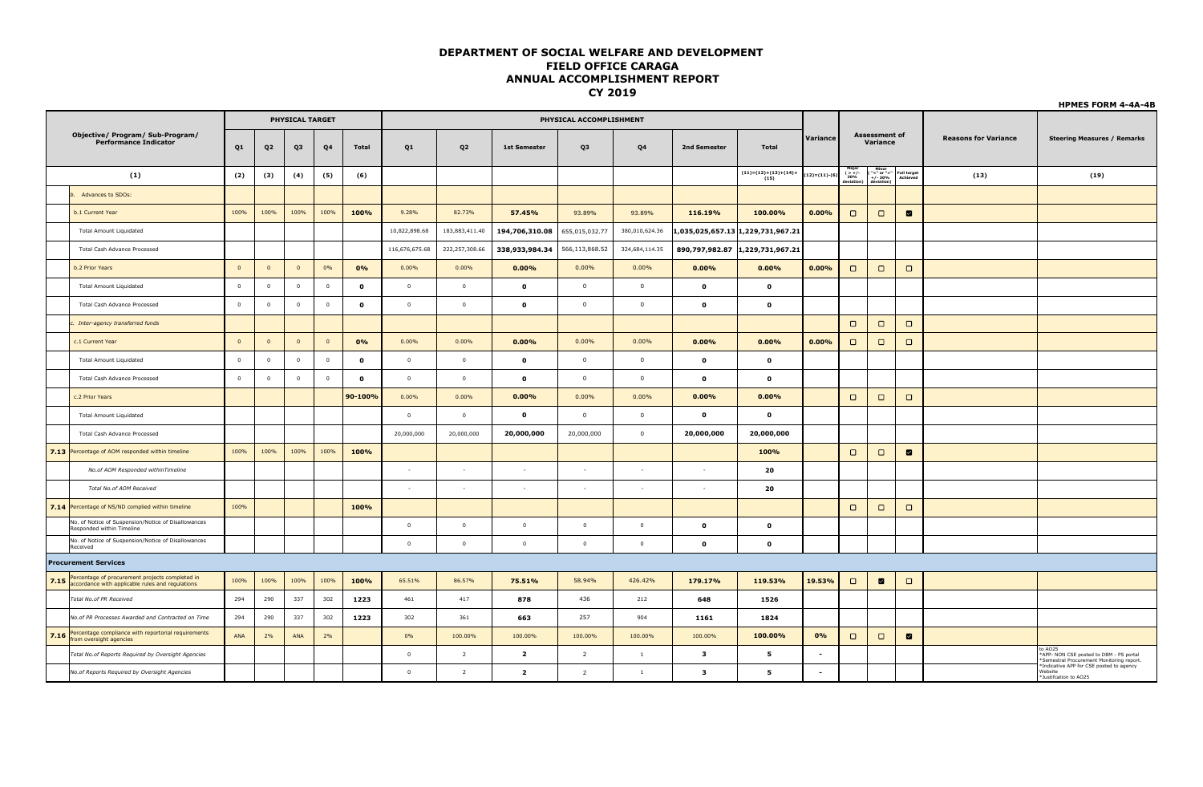# DEPARTMENT OF SOCIAL WELFARE AND DEVELOPMENT
## FIELD OFFICE CARAGA
## ANNUAL ACCOMPLISHMENT REPORT
## CY 2019

**HPMES FORM 4-4A-4B**

| Objective/ Program/ Sub-Program/ Performance Indicator | | PHYSICAL TARGET | | | | | PHYSICAL ACCOMPLISHMENT | | | | | | | Variance | Assessment of Variance | | | Reasons for Variance | Steering Measures / Remarks |
|---|---|---|---|---|---|---|---|---|---|---|---|---|---|---|---|---|---|---|---|
| | | Q1 | Q2 | Q3 | Q4 | Total | Q1 | Q2 | 1st Semester | Q3 | Q4 | 2nd Semester | Total | | Major ( > +/- 30% deviation) | Minor ( "<" or "=" +/- 30% deviation) | Full target Achieved | | |
| (1) | | (2) | (3) | (4) | (5) | (6) | | | | | | | (11)=(12)+(13)+(14)+(15) | (12)=(11)-(6) | | | | (13) | (19) |
| | b. Advances to SDOs: | | | | | | | | | | | | | | | | | | |
| | b.1 Current Year | 100% | 100% | 100% | 100% | **100%** | 9.28% | 82.73% | **57.45%** | 93.89% | 93.89% | **116.19%** | **100.00%** | **0.00%** | ☐ | ☐ | ☑ | | |
| | Total Amount Liquidated | | | | | | 10,822,898.68 | 183,883,411.40 | **194,706,310.08** | 655,015,032.77 | 380,010,624.36 | **1,035,025,657.13** | **1,229,731,967.21** | | | | | | |
| | Total Cash Advance Processed | | | | | | 116,676,675.68 | 222,257,308.66 | **338,933,984.34** | 566,113,868.52 | 324,684,114.35 | **890,797,982.87** | **1,229,731,967.21** | | | | | | |
| | b.2 Prior Years | 0 | 0 | 0 | 0% | **0%** | 0.00% | 0.00% | **0.00%** | 0.00% | 0.00% | **0.00%** | **0.00%** | **0.00%** | ☐ | ☐ | ☐ | | |
| | Total Amount Liquidated | 0 | 0 | 0 | 0 | **0** | 0 | 0 | **0** | 0 | 0 | **0** | **0** | | | | | | |
| | Total Cash Advance Processed | 0 | 0 | 0 | 0 | **0** | 0 | 0 | **0** | 0 | 0 | **0** | **0** | | | | | | |
| | *c. Inter-agency transferred funds* | | | | | | | | | | | | | | ☐ | ☐ | ☐ | | |
| | c.1 Current Year | 0 | 0 | 0 | 0 | **0%** | 0.00% | 0.00% | **0.00%** | 0.00% | 0.00% | **0.00%** | **0.00%** | **0.00%** | ☐ | ☐ | ☐ | | |
| | Total Amount Liquidated | 0 | 0 | 0 | 0 | **0** | 0 | 0 | **0** | 0 | 0 | **0** | **0** | | | | | | |
| | Total Cash Advance Processed | 0 | 0 | 0 | 0 | **0** | 0 | 0 | **0** | 0 | 0 | **0** | **0** | | | | | | |
| | c.2 Prior Years | | | | | **90-100%** | 0.00% | 0.00% | **0.00%** | 0.00% | 0.00% | **0.00%** | **0.00%** | | ☐ | ☐ | ☐ | | |
| | Total Amount Liquidated | | | | | | 0 | 0 | **0** | 0 | 0 | **0** | **0** | | | | | | |
| | Total Cash Advance Processed | | | | | | 20,000,000 | 20,000,000 | **20,000,000** | 20,000,000 | 0 | **20,000,000** | **20,000,000** | | | | | | |
| **7.13** | Percentage of AOM responded within timeline | 100% | 100% | 100% | 100% | **100%** | | | | | | | **100%** | | ☐ | ☐ | ☑ | | |
| | *No.of AOM Responded withinTimeline* | | | | | | - | - | - | - | - | - | **20** | | | | | | |
| | *Total No.of AOM Received* | | | | | | - | - | - | - | - | - | **20** | | | | | | |
| **7.14** | Percentage of NS/ND complied within timeline | 100% | | | | **100%** | | | | | | | | | ☐ | ☐ | ☐ | | |
| | No. of Notice of Suspension/Notice of Disallowances Responded within Timeline | | | | | | 0 | 0 | 0 | 0 | 0 | **0** | **0** | | | | | | |
| | No. of Notice of Suspension/Notice of Disallowances Received | | | | | | 0 | 0 | 0 | 0 | 0 | **0** | **0** | | | | | | |
| **Procurement Services** | | | | | | | | | | | | | | | | | | | |
| **7.15** | Percentage of procurement projects completed in accordance with applicable rules and regulations | 100% | 100% | 100% | 100% | **100%** | 65.51% | 86.57% | **75.51%** | 58.94% | 426.42% | **179.17%** | **119.53%** | **19.53%** | ☐ | ☑ | ☐ | | |
| | *Total No.of PR Received* | 294 | 290 | 337 | 302 | **1223** | 461 | 417 | **878** | 436 | 212 | **648** | **1526** | | | | | | |
| | *No.of PR Processes Awarded and Contracted on Time* | 294 | 290 | 337 | 302 | **1223** | 302 | 361 | **663** | 257 | 904 | **1161** | **1824** | | | | | | |
| **7.16** | Percentage compliance with reportorial requirements from oversight agencies | ANA | 2% | ANA | 2% | | 0% | 100.00% | 100.00% | 100.00% | 100.00% | 100.00% | **100.00%** | **0%** | ☐ | ☐ | ☑ | | |
| | *Total No.of Reports Required by Oversight Agencies* | | | | | | 0 | 2 | **2** | 2 | 1 | **3** | **5** | - | | | | | to AO25 *APP- NON CSE posted to DBM - PS portal *Semestral Procurement Monitoring report. *Indicative APP for CSE posted to agency Website *Justifcation to AO25 |
| | *No.of Reports Required by Oversight Agencies* | | | | | | 0 | 2 | **2** | 2 | 1 | **3** | **5** | - | | | | | |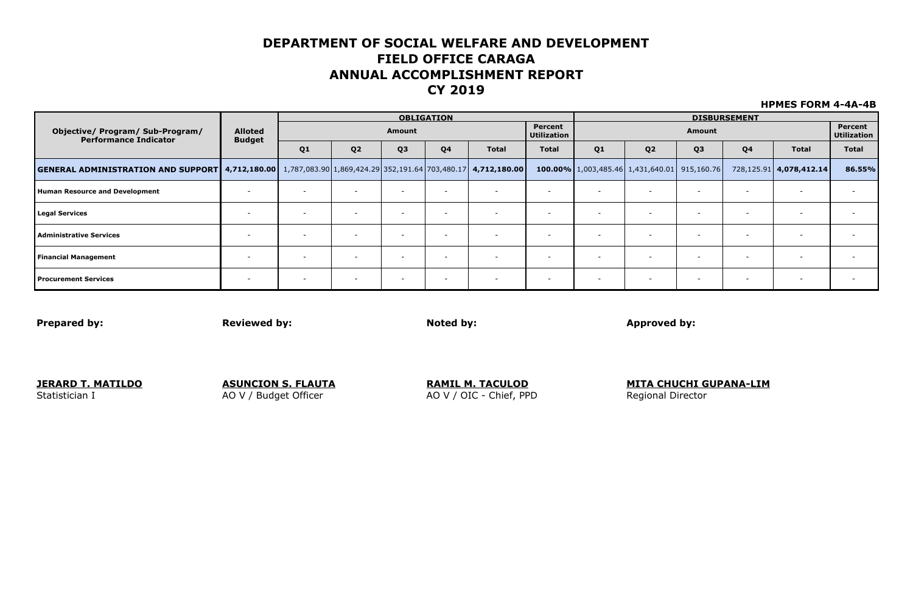# DEPARTMENT OF SOCIAL WELFARE AND DEVELOPMENT
# FIELD OFFICE CARAGA
# ANNUAL ACCOMPLISHMENT REPORT
# CY 2019

**HPMES FORM 4-4A-4B**

| Objective/ Program/ Sub-Program/ Performance Indicator | Alloted Budget | OBLIGATION | | | | | | DISBURSEMENT | | | | | |
|---|---|---|---|---|---|---|---|---|---|---|---|---|---|
| | | Amount | | | | | Percent Utilization | Amount | | | | | Percent Utilization |
| | | Q1 | Q2 | Q3 | Q4 | Total | Total | Q1 | Q2 | Q3 | Q4 | Total | Total |
| **GENERAL ADMINISTRATION AND SUPPORT** | **4,712,180.00** | 1,787,083.90 | 1,869,424.29 | 352,191.64 | 703,480.17 | **4,712,180.00** | **100.00%** | 1,003,485.46 | 1,431,640.01 | 915,160.76 | 728,125.91 | **4,078,412.14** | **86.55%** |
| **Human Resource and Development** | - | - | - | - | - | - | - | - | - | - | - | - | - |
| **Legal Services** | - | - | - | - | - | - | - | - | - | - | - | - | - |
| **Administrative Services** | - | - | - | - | - | - | - | - | - | - | - | - | - |
| **Financial Management** | - | - | - | - | - | - | - | - | - | - | - | - | - |
| **Procurement Services** | - | - | - | - | - | - | - | - | - | - | - | - | - |

**Prepared by:**

**JERARD T. MATILDO**
Statistician I

**Reviewed by:**

**ASUNCION S. FLAUTA**
AO V / Budget Officer

**Noted by:**

**RAMIL M. TACULOD**
AO V / OIC - Chief, PPD

**Approved by:**

**MITA CHUCHI GUPANA-LIM**
Regional Director